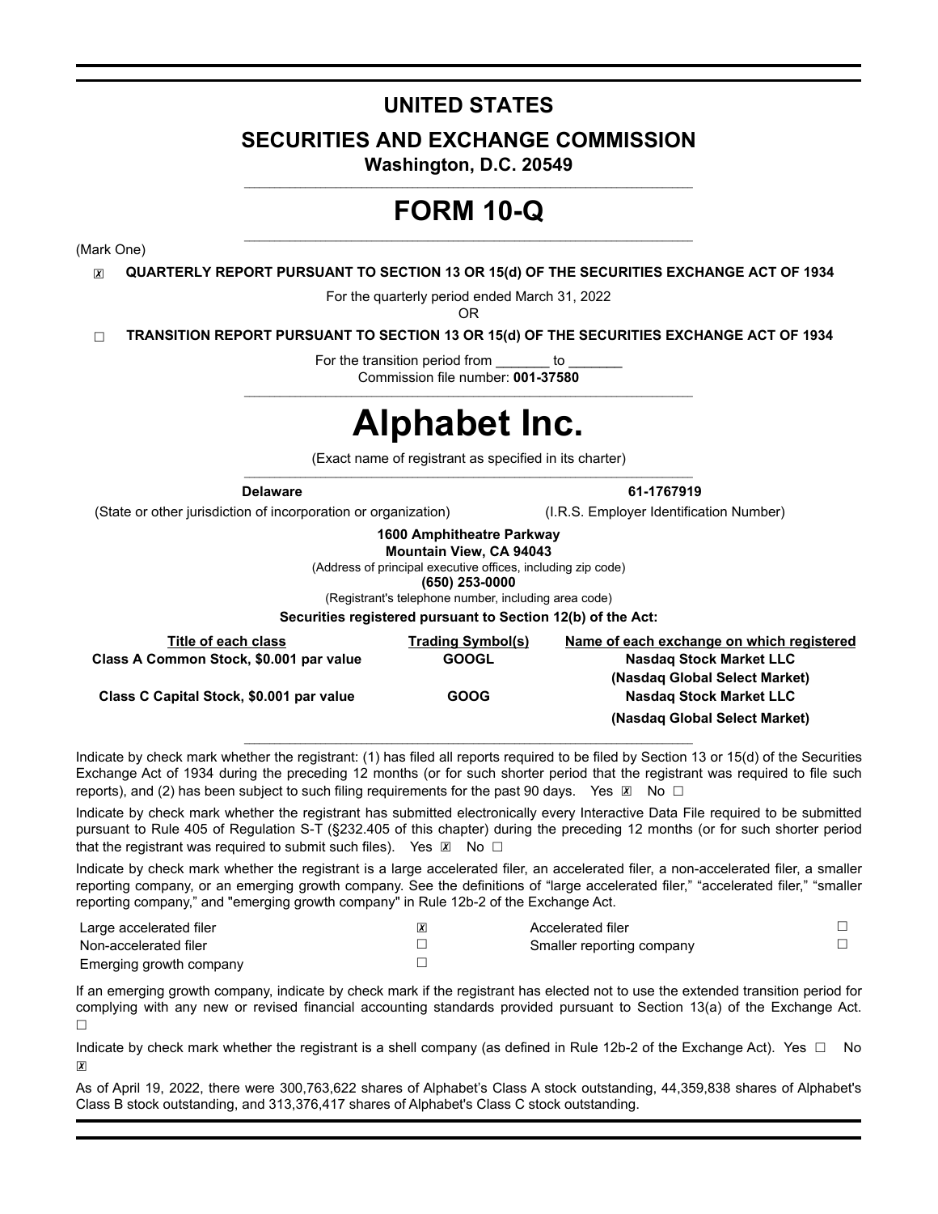# UNITED STATES

## SECURITIES AND EXCHANGE COMMISSION

**Washington, D.C. 20549**

# FORM 10-Q

(Mark One)

☒ **QUARTERLY REPORT PURSUANT TO SECTION 13 OR 15(d) OF THE SECURITIES EXCHANGE ACT OF 1934**

For the quarterly period ended March 31, 2022

OR

☐ **TRANSITION REPORT PURSUANT TO SECTION 13 OR 15(d) OF THE SECURITIES EXCHANGE ACT OF 1934**

For the transition period from _______ to _______

Commission file number: **001-37580**

# Alphabet Inc.

(Exact name of registrant as specified in its charter)

| **Delaware** | **61-1767919** |
|---|---|
| (State or other jurisdiction of incorporation or organization) | (I.R.S. Employer Identification Number) |

**1600 Amphitheatre Parkway**
**Mountain View, CA 94043**
(Address of principal executive offices, including zip code)
**(650) 253-0000**
(Registrant's telephone number, including area code)

**Securities registered pursuant to Section 12(b) of the Act:**

| Title of each class | Trading Symbol(s) | Name of each exchange on which registered |
|---|---|---|
| **Class A Common Stock, $0.001 par value** | **GOOGL** | **Nasdaq Stock Market LLC (Nasdaq Global Select Market)** |
| **Class C Capital Stock, $0.001 par value** | **GOOG** | **Nasdaq Stock Market LLC (Nasdaq Global Select Market)** |

Indicate by check mark whether the registrant: (1) has filed all reports required to be filed by Section 13 or 15(d) of the Securities Exchange Act of 1934 during the preceding 12 months (or for such shorter period that the registrant was required to file such reports), and (2) has been subject to such filing requirements for the past 90 days. Yes ☒ No ☐

Indicate by check mark whether the registrant has submitted electronically every Interactive Data File required to be submitted pursuant to Rule 405 of Regulation S-T (§232.405 of this chapter) during the preceding 12 months (or for such shorter period that the registrant was required to submit such files). Yes ☒ No ☐

Indicate by check mark whether the registrant is a large accelerated filer, an accelerated filer, a non-accelerated filer, a smaller reporting company, or an emerging growth company. See the definitions of "large accelerated filer," "accelerated filer," "smaller reporting company," and "emerging growth company" in Rule 12b-2 of the Exchange Act.

| | | | |
|---|---|---|---|
| Large accelerated filer | ☒ | Accelerated filer | ☐ |
| Non-accelerated filer | ☐ | Smaller reporting company | ☐ |
| Emerging growth company | ☐ | | |

If an emerging growth company, indicate by check mark if the registrant has elected not to use the extended transition period for complying with any new or revised financial accounting standards provided pursuant to Section 13(a) of the Exchange Act. ☐

Indicate by check mark whether the registrant is a shell company (as defined in Rule 12b-2 of the Exchange Act). Yes ☐ No ☒

As of April 19, 2022, there were 300,763,622 shares of Alphabet's Class A stock outstanding, 44,359,838 shares of Alphabet's Class B stock outstanding, and 313,376,417 shares of Alphabet's Class C stock outstanding.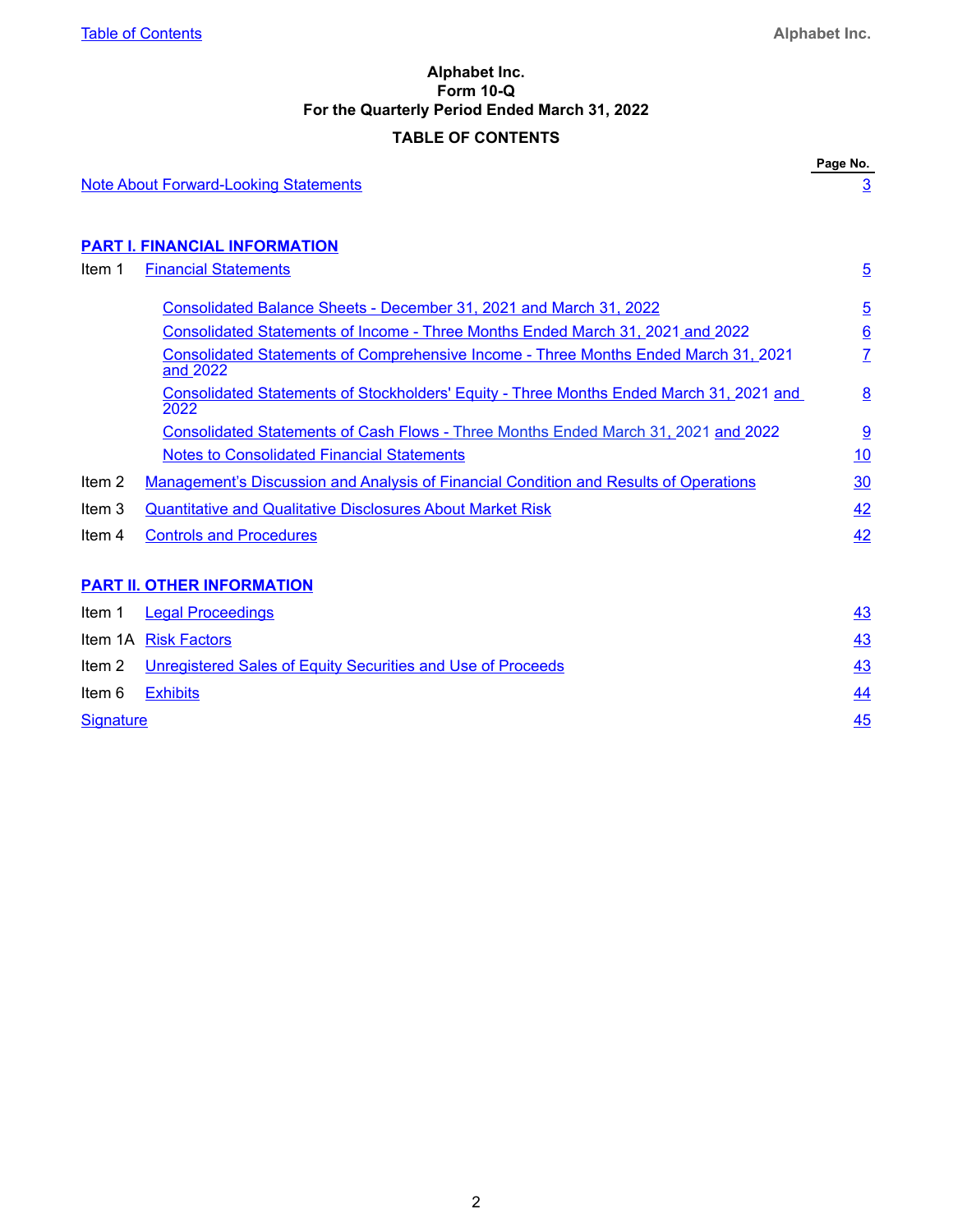**Alphabet Inc.**
**Form 10-Q**
**For the Quarterly Period Ended March 31, 2022**

**TABLE OF CONTENTS**

| | | Page No. |
|---|---|---|
| Note About Forward-Looking Statements | | 3 |
| **PART I. FINANCIAL INFORMATION** | | |
| Item 1 | Financial Statements | 5 |
| | Consolidated Balance Sheets - December 31, 2021 and March 31, 2022 | 5 |
| | Consolidated Statements of Income - Three Months Ended March 31, 2021 and 2022 | 6 |
| | Consolidated Statements of Comprehensive Income - Three Months Ended March 31, 2021 and 2022 | 7 |
| | Consolidated Statements of Stockholders' Equity - Three Months Ended March 31, 2021 and 2022 | 8 |
| | Consolidated Statements of Cash Flows - Three Months Ended March 31, 2021 and 2022 | 9 |
| | Notes to Consolidated Financial Statements | 10 |
| Item 2 | Management's Discussion and Analysis of Financial Condition and Results of Operations | 30 |
| Item 3 | Quantitative and Qualitative Disclosures About Market Risk | 42 |
| Item 4 | Controls and Procedures | 42 |
| **PART II. OTHER INFORMATION** | | |
| Item 1 | Legal Proceedings | 43 |
| Item 1A | Risk Factors | 43 |
| Item 2 | Unregistered Sales of Equity Securities and Use of Proceeds | 43 |
| Item 6 | Exhibits | 44 |
| Signature | | 45 |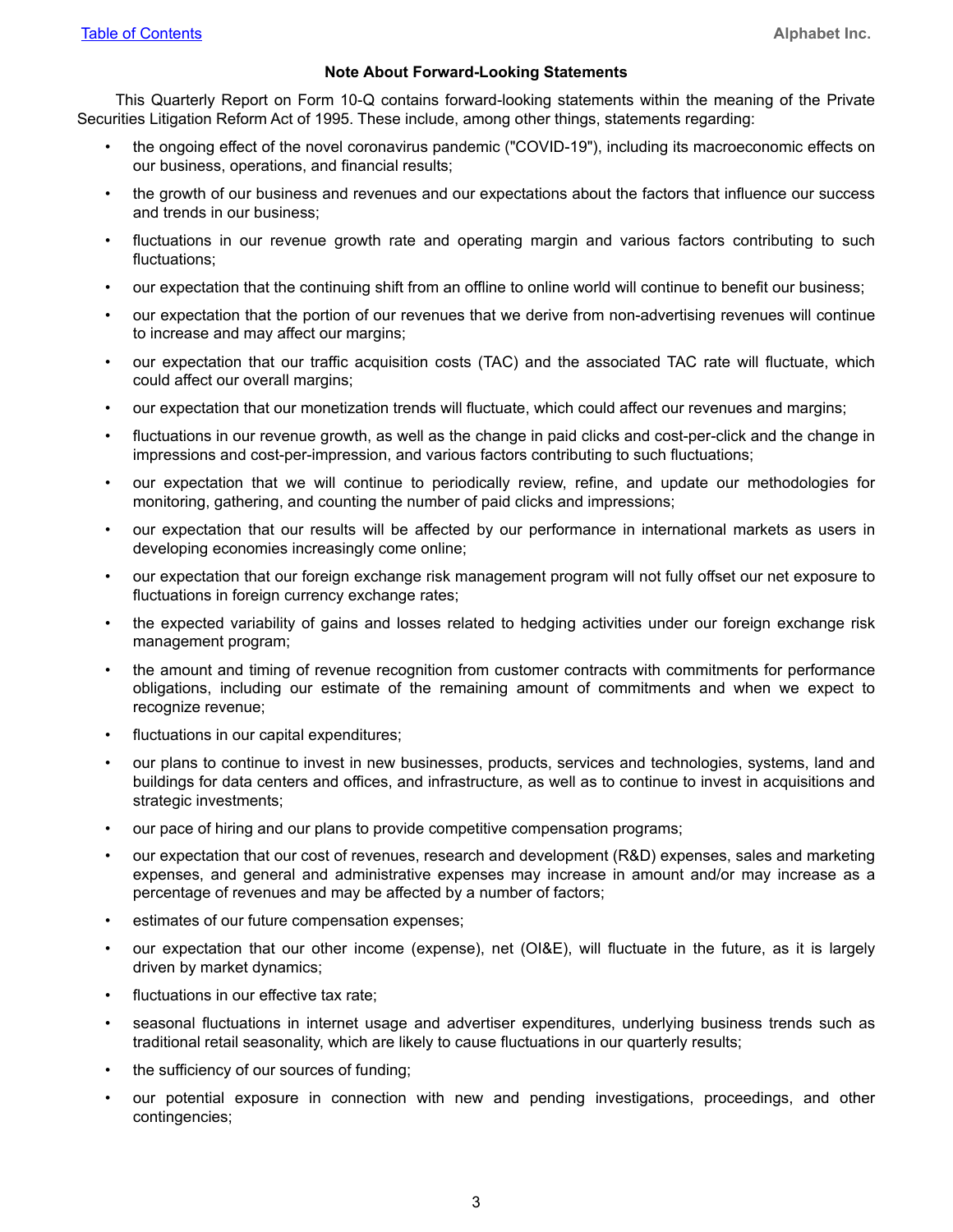## Note About Forward-Looking Statements

This Quarterly Report on Form 10-Q contains forward-looking statements within the meaning of the Private Securities Litigation Reform Act of 1995. These include, among other things, statements regarding:

- the ongoing effect of the novel coronavirus pandemic ("COVID-19"), including its macroeconomic effects on our business, operations, and financial results;
- the growth of our business and revenues and our expectations about the factors that influence our success and trends in our business;
- fluctuations in our revenue growth rate and operating margin and various factors contributing to such fluctuations;
- our expectation that the continuing shift from an offline to online world will continue to benefit our business;
- our expectation that the portion of our revenues that we derive from non-advertising revenues will continue to increase and may affect our margins;
- our expectation that our traffic acquisition costs (TAC) and the associated TAC rate will fluctuate, which could affect our overall margins;
- our expectation that our monetization trends will fluctuate, which could affect our revenues and margins;
- fluctuations in our revenue growth, as well as the change in paid clicks and cost-per-click and the change in impressions and cost-per-impression, and various factors contributing to such fluctuations;
- our expectation that we will continue to periodically review, refine, and update our methodologies for monitoring, gathering, and counting the number of paid clicks and impressions;
- our expectation that our results will be affected by our performance in international markets as users in developing economies increasingly come online;
- our expectation that our foreign exchange risk management program will not fully offset our net exposure to fluctuations in foreign currency exchange rates;
- the expected variability of gains and losses related to hedging activities under our foreign exchange risk management program;
- the amount and timing of revenue recognition from customer contracts with commitments for performance obligations, including our estimate of the remaining amount of commitments and when we expect to recognize revenue;
- fluctuations in our capital expenditures;
- our plans to continue to invest in new businesses, products, services and technologies, systems, land and buildings for data centers and offices, and infrastructure, as well as to continue to invest in acquisitions and strategic investments;
- our pace of hiring and our plans to provide competitive compensation programs;
- our expectation that our cost of revenues, research and development (R&D) expenses, sales and marketing expenses, and general and administrative expenses may increase in amount and/or may increase as a percentage of revenues and may be affected by a number of factors;
- estimates of our future compensation expenses;
- our expectation that our other income (expense), net (OI&E), will fluctuate in the future, as it is largely driven by market dynamics;
- fluctuations in our effective tax rate;
- seasonal fluctuations in internet usage and advertiser expenditures, underlying business trends such as traditional retail seasonality, which are likely to cause fluctuations in our quarterly results;
- the sufficiency of our sources of funding;
- our potential exposure in connection with new and pending investigations, proceedings, and other contingencies;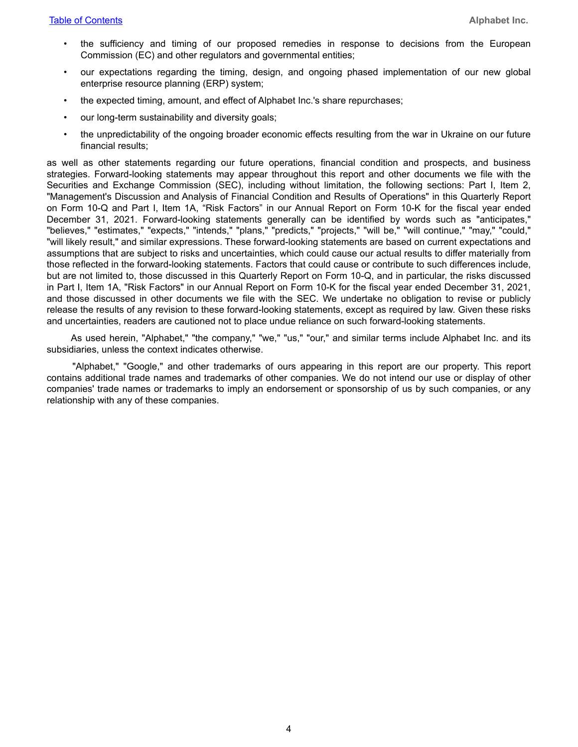- the sufficiency and timing of our proposed remedies in response to decisions from the European Commission (EC) and other regulators and governmental entities;
- our expectations regarding the timing, design, and ongoing phased implementation of our new global enterprise resource planning (ERP) system;
- the expected timing, amount, and effect of Alphabet Inc.'s share repurchases;
- our long-term sustainability and diversity goals;
- the unpredictability of the ongoing broader economic effects resulting from the war in Ukraine on our future financial results;

as well as other statements regarding our future operations, financial condition and prospects, and business strategies. Forward-looking statements may appear throughout this report and other documents we file with the Securities and Exchange Commission (SEC), including without limitation, the following sections: Part I, Item 2, "Management's Discussion and Analysis of Financial Condition and Results of Operations" in this Quarterly Report on Form 10-Q and Part I, Item 1A, "Risk Factors" in our Annual Report on Form 10-K for the fiscal year ended December 31, 2021. Forward-looking statements generally can be identified by words such as "anticipates," "believes," "estimates," "expects," "intends," "plans," "predicts," "projects," "will be," "will continue," "may," "could," "will likely result," and similar expressions. These forward-looking statements are based on current expectations and assumptions that are subject to risks and uncertainties, which could cause our actual results to differ materially from those reflected in the forward-looking statements. Factors that could cause or contribute to such differences include, but are not limited to, those discussed in this Quarterly Report on Form 10-Q, and in particular, the risks discussed in Part I, Item 1A, "Risk Factors" in our Annual Report on Form 10-K for the fiscal year ended December 31, 2021, and those discussed in other documents we file with the SEC. We undertake no obligation to revise or publicly release the results of any revision to these forward-looking statements, except as required by law. Given these risks and uncertainties, readers are cautioned not to place undue reliance on such forward-looking statements.

As used herein, "Alphabet," "the company," "we," "us," "our," and similar terms include Alphabet Inc. and its subsidiaries, unless the context indicates otherwise.

"Alphabet," "Google," and other trademarks of ours appearing in this report are our property. This report contains additional trade names and trademarks of other companies. We do not intend our use or display of other companies' trade names or trademarks to imply an endorsement or sponsorship of us by such companies, or any relationship with any of these companies.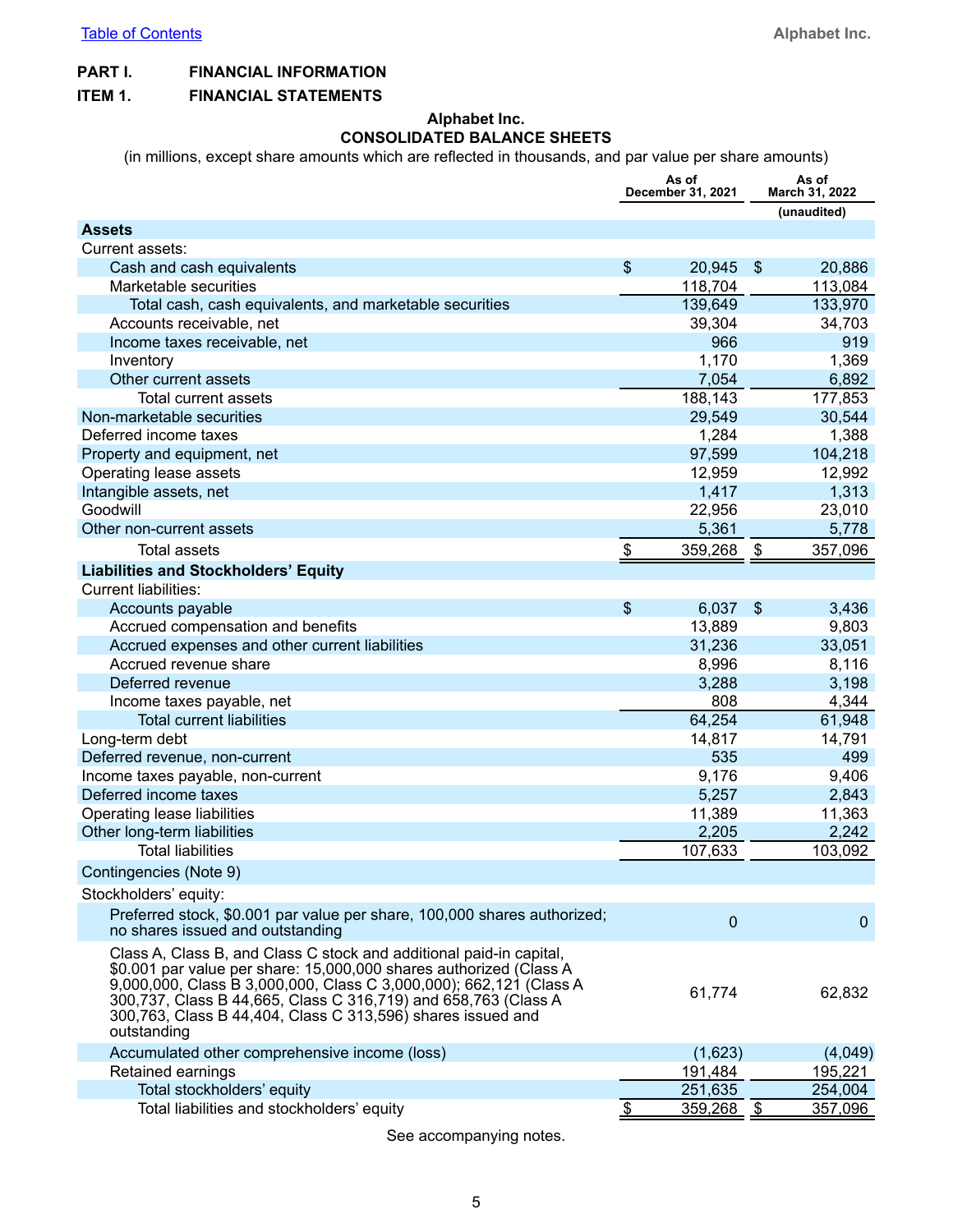# PART I. FINANCIAL INFORMATION

## ITEM 1. FINANCIAL STATEMENTS

### Alphabet Inc.
### CONSOLIDATED BALANCE SHEETS

(in millions, except share amounts which are reflected in thousands, and par value per share amounts)

| | As of December 31, 2021 | As of March 31, 2022 |
|---|---|---|
| | | (unaudited) |
| **Assets** | | |
| Current assets: | | |
| Cash and cash equivalents | $ 20,945 | $ 20,886 |
| Marketable securities | 118,704 | 113,084 |
| Total cash, cash equivalents, and marketable securities | 139,649 | 133,970 |
| Accounts receivable, net | 39,304 | 34,703 |
| Income taxes receivable, net | 966 | 919 |
| Inventory | 1,170 | 1,369 |
| Other current assets | 7,054 | 6,892 |
| Total current assets | 188,143 | 177,853 |
| Non-marketable securities | 29,549 | 30,544 |
| Deferred income taxes | 1,284 | 1,388 |
| Property and equipment, net | 97,599 | 104,218 |
| Operating lease assets | 12,959 | 12,992 |
| Intangible assets, net | 1,417 | 1,313 |
| Goodwill | 22,956 | 23,010 |
| Other non-current assets | 5,361 | 5,778 |
| Total assets | $ 359,268 | $ 357,096 |
| **Liabilities and Stockholders' Equity** | | |
| Current liabilities: | | |
| Accounts payable | $ 6,037 | $ 3,436 |
| Accrued compensation and benefits | 13,889 | 9,803 |
| Accrued expenses and other current liabilities | 31,236 | 33,051 |
| Accrued revenue share | 8,996 | 8,116 |
| Deferred revenue | 3,288 | 3,198 |
| Income taxes payable, net | 808 | 4,344 |
| Total current liabilities | 64,254 | 61,948 |
| Long-term debt | 14,817 | 14,791 |
| Deferred revenue, non-current | 535 | 499 |
| Income taxes payable, non-current | 9,176 | 9,406 |
| Deferred income taxes | 5,257 | 2,843 |
| Operating lease liabilities | 11,389 | 11,363 |
| Other long-term liabilities | 2,205 | 2,242 |
| Total liabilities | 107,633 | 103,092 |
| Contingencies (Note 9) | | |
| Stockholders' equity: | | |
| Preferred stock, $0.001 par value per share, 100,000 shares authorized; no shares issued and outstanding | 0 | 0 |
| Class A, Class B, and Class C stock and additional paid-in capital, $0.001 par value per share: 15,000,000 shares authorized (Class A 9,000,000, Class B 3,000,000, Class C 3,000,000); 662,121 (Class A 300,737, Class B 44,665, Class C 316,719) and 658,763 (Class A 300,763, Class B 44,404, Class C 313,596) shares issued and outstanding | 61,774 | 62,832 |
| Accumulated other comprehensive income (loss) | (1,623) | (4,049) |
| Retained earnings | 191,484 | 195,221 |
| Total stockholders' equity | 251,635 | 254,004 |
| Total liabilities and stockholders' equity | $ 359,268 | $ 357,096 |

See accompanying notes.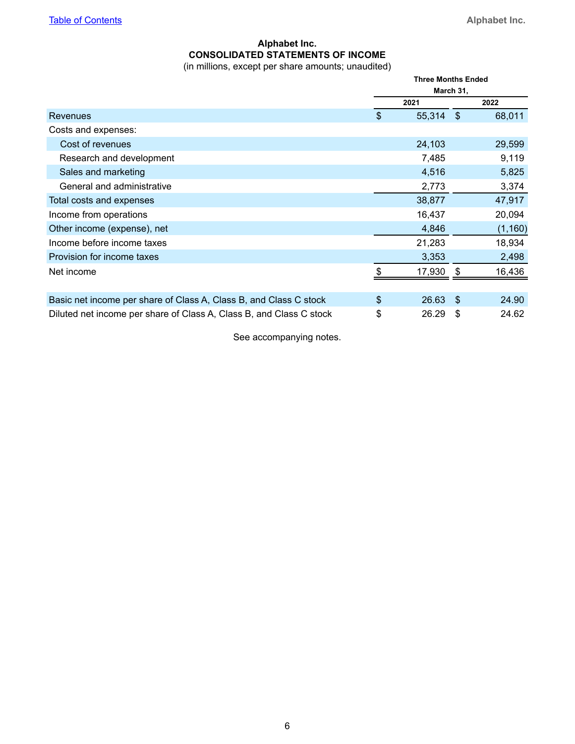# Alphabet Inc.

## CONSOLIDATED STATEMENTS OF INCOME

(in millions, except per share amounts; unaudited)

| | Three Months Ended March 31, | |
|---|---|---|
| | 2021 | 2022 |
| Revenues | $ 55,314 | $ 68,011 |
| Costs and expenses: | | |
| Cost of revenues | 24,103 | 29,599 |
| Research and development | 7,485 | 9,119 |
| Sales and marketing | 4,516 | 5,825 |
| General and administrative | 2,773 | 3,374 |
| Total costs and expenses | 38,877 | 47,917 |
| Income from operations | 16,437 | 20,094 |
| Other income (expense), net | 4,846 | (1,160) |
| Income before income taxes | 21,283 | 18,934 |
| Provision for income taxes | 3,353 | 2,498 |
| Net income | $ 17,930 | $ 16,436 |
| | | |
| Basic net income per share of Class A, Class B, and Class C stock | $ 26.63 | $ 24.90 |
| Diluted net income per share of Class A, Class B, and Class C stock | $ 26.29 | $ 24.62 |

See accompanying notes.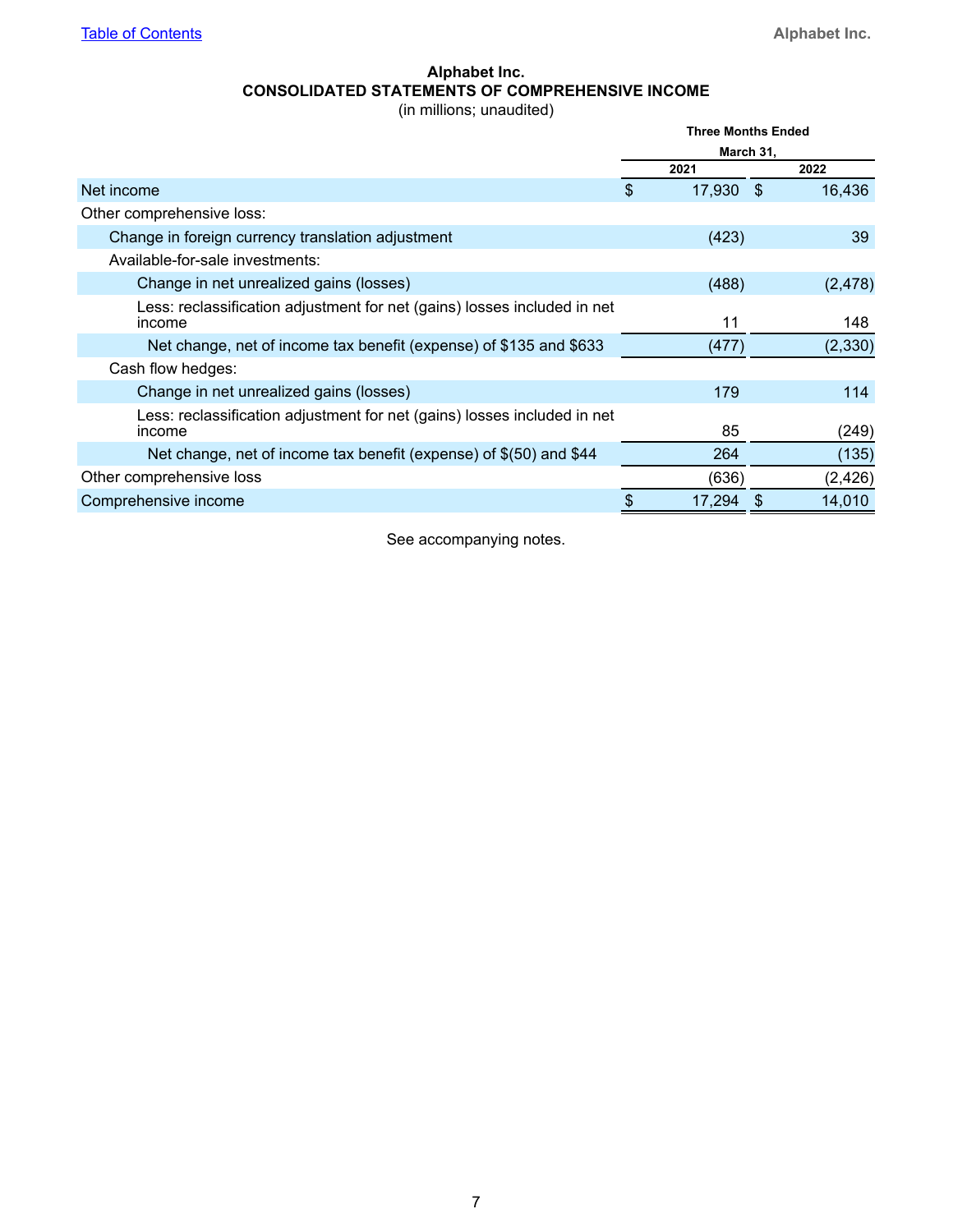**Alphabet Inc.**

**CONSOLIDATED STATEMENTS OF COMPREHENSIVE INCOME**

(in millions; unaudited)

| | Three Months Ended March 31, | |
|---|---|---|
| | 2021 | 2022 |
| Net income | $ 17,930 | $ 16,436 |
| Other comprehensive loss: | | |
| Change in foreign currency translation adjustment | (423) | 39 |
| Available-for-sale investments: | | |
| Change in net unrealized gains (losses) | (488) | (2,478) |
| Less: reclassification adjustment for net (gains) losses included in net income | 11 | 148 |
| Net change, net of income tax benefit (expense) of $135 and $633 | (477) | (2,330) |
| Cash flow hedges: | | |
| Change in net unrealized gains (losses) | 179 | 114 |
| Less: reclassification adjustment for net (gains) losses included in net income | 85 | (249) |
| Net change, net of income tax benefit (expense) of $(50) and $44 | 264 | (135) |
| Other comprehensive loss | (636) | (2,426) |
| Comprehensive income | $ 17,294 | $ 14,010 |

See accompanying notes.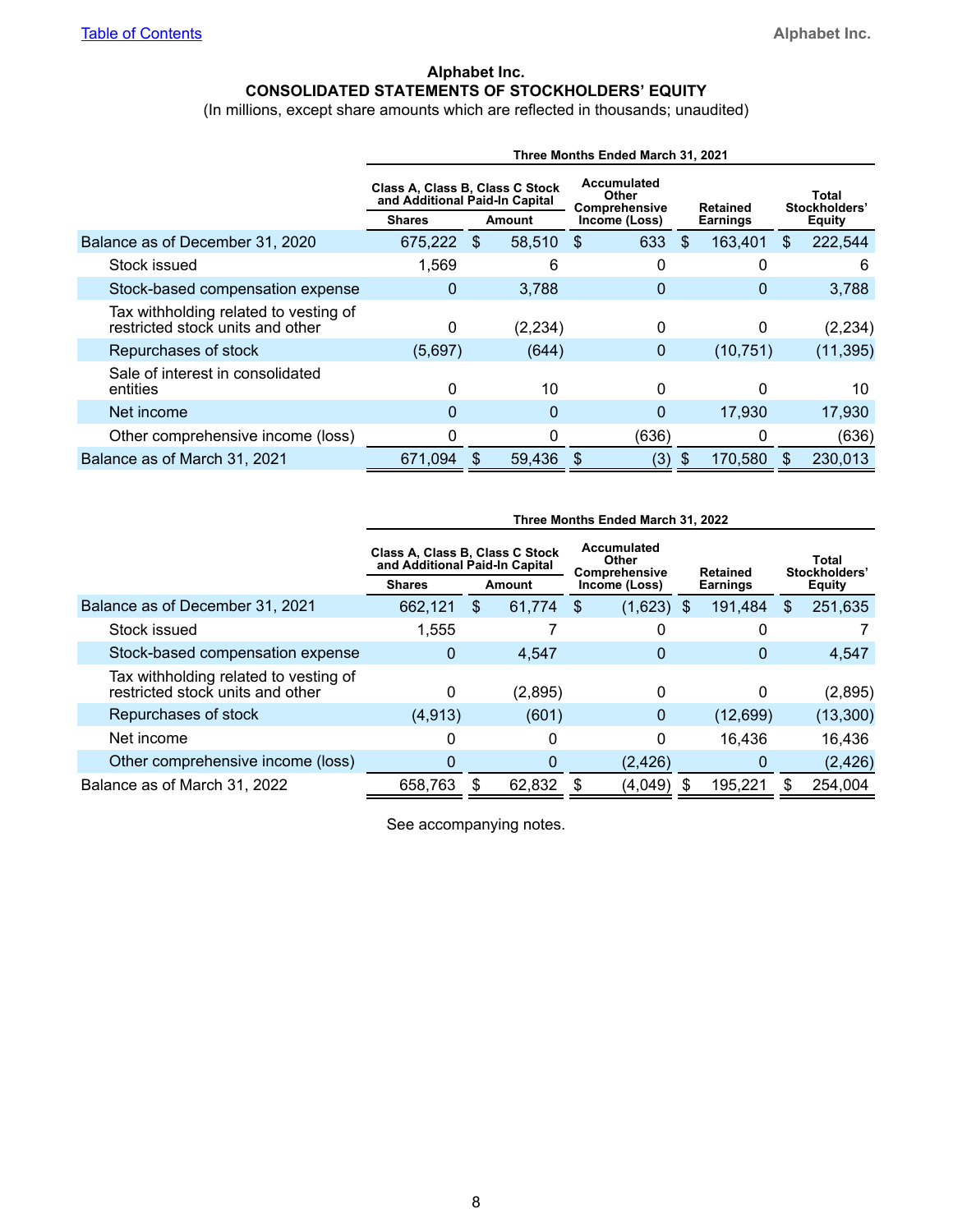# Alphabet Inc.

## CONSOLIDATED STATEMENTS OF STOCKHOLDERS' EQUITY

(In millions, except share amounts which are reflected in thousands; unaudited)

| | Three Months Ended March 31, 2021 | | | | |
|---|---|---|---|---|---|
| | Class A, Class B, Class C Stock and Additional Paid-In Capital | | Accumulated Other Comprehensive Income (Loss) | Retained Earnings | Total Stockholders' Equity |
| | Shares | Amount | | | |
| Balance as of December 31, 2020 | 675,222 | $ 58,510 | $ 633 | $ 163,401 | $ 222,544 |
| Stock issued | 1,569 | 6 | 0 | 0 | 6 |
| Stock-based compensation expense | 0 | 3,788 | 0 | 0 | 3,788 |
| Tax withholding related to vesting of restricted stock units and other | 0 | (2,234) | 0 | 0 | (2,234) |
| Repurchases of stock | (5,697) | (644) | 0 | (10,751) | (11,395) |
| Sale of interest in consolidated entities | 0 | 10 | 0 | 0 | 10 |
| Net income | 0 | 0 | 0 | 17,930 | 17,930 |
| Other comprehensive income (loss) | 0 | 0 | (636) | 0 | (636) |
| Balance as of March 31, 2021 | 671,094 | $ 59,436 | $ (3) | $ 170,580 | $ 230,013 |

| | Three Months Ended March 31, 2022 | | | | |
|---|---|---|---|---|---|
| | Class A, Class B, Class C Stock and Additional Paid-In Capital | | Accumulated Other Comprehensive Income (Loss) | Retained Earnings | Total Stockholders' Equity |
| | Shares | Amount | | | |
| Balance as of December 31, 2021 | 662,121 | $ 61,774 | $ (1,623) | $ 191,484 | $ 251,635 |
| Stock issued | 1,555 | 7 | 0 | 0 | 7 |
| Stock-based compensation expense | 0 | 4,547 | 0 | 0 | 4,547 |
| Tax withholding related to vesting of restricted stock units and other | 0 | (2,895) | 0 | 0 | (2,895) |
| Repurchases of stock | (4,913) | (601) | 0 | (12,699) | (13,300) |
| Net income | 0 | 0 | 0 | 16,436 | 16,436 |
| Other comprehensive income (loss) | 0 | 0 | (2,426) | 0 | (2,426) |
| Balance as of March 31, 2022 | 658,763 | $ 62,832 | $ (4,049) | $ 195,221 | $ 254,004 |

See accompanying notes.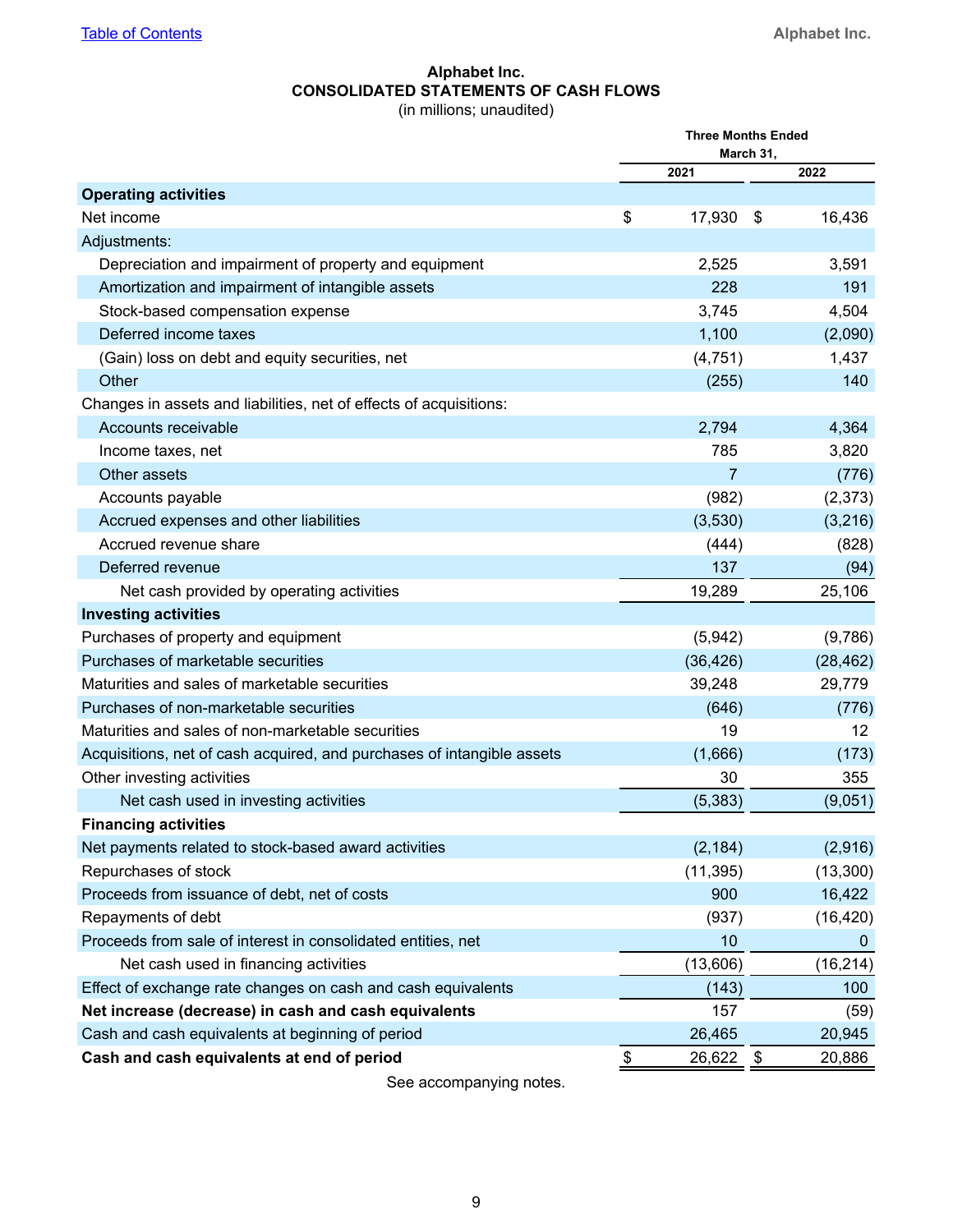# Alphabet Inc.

## CONSOLIDATED STATEMENTS OF CASH FLOWS

(in millions; unaudited)

| | Three Months Ended March 31, | |
|---|---|---|
| | 2021 | 2022 |
| **Operating activities** | | |
| Net income | $ 17,930 | $ 16,436 |
| Adjustments: | | |
| Depreciation and impairment of property and equipment | 2,525 | 3,591 |
| Amortization and impairment of intangible assets | 228 | 191 |
| Stock-based compensation expense | 3,745 | 4,504 |
| Deferred income taxes | 1,100 | (2,090) |
| (Gain) loss on debt and equity securities, net | (4,751) | 1,437 |
| Other | (255) | 140 |
| Changes in assets and liabilities, net of effects of acquisitions: | | |
| Accounts receivable | 2,794 | 4,364 |
| Income taxes, net | 785 | 3,820 |
| Other assets | 7 | (776) |
| Accounts payable | (982) | (2,373) |
| Accrued expenses and other liabilities | (3,530) | (3,216) |
| Accrued revenue share | (444) | (828) |
| Deferred revenue | 137 | (94) |
| Net cash provided by operating activities | 19,289 | 25,106 |
| **Investing activities** | | |
| Purchases of property and equipment | (5,942) | (9,786) |
| Purchases of marketable securities | (36,426) | (28,462) |
| Maturities and sales of marketable securities | 39,248 | 29,779 |
| Purchases of non-marketable securities | (646) | (776) |
| Maturities and sales of non-marketable securities | 19 | 12 |
| Acquisitions, net of cash acquired, and purchases of intangible assets | (1,666) | (173) |
| Other investing activities | 30 | 355 |
| Net cash used in investing activities | (5,383) | (9,051) |
| **Financing activities** | | |
| Net payments related to stock-based award activities | (2,184) | (2,916) |
| Repurchases of stock | (11,395) | (13,300) |
| Proceeds from issuance of debt, net of costs | 900 | 16,422 |
| Repayments of debt | (937) | (16,420) |
| Proceeds from sale of interest in consolidated entities, net | 10 | 0 |
| Net cash used in financing activities | (13,606) | (16,214) |
| Effect of exchange rate changes on cash and cash equivalents | (143) | 100 |
| **Net increase (decrease) in cash and cash equivalents** | 157 | (59) |
| Cash and cash equivalents at beginning of period | 26,465 | 20,945 |
| **Cash and cash equivalents at end of period** | $ 26,622 | $ 20,886 |

See accompanying notes.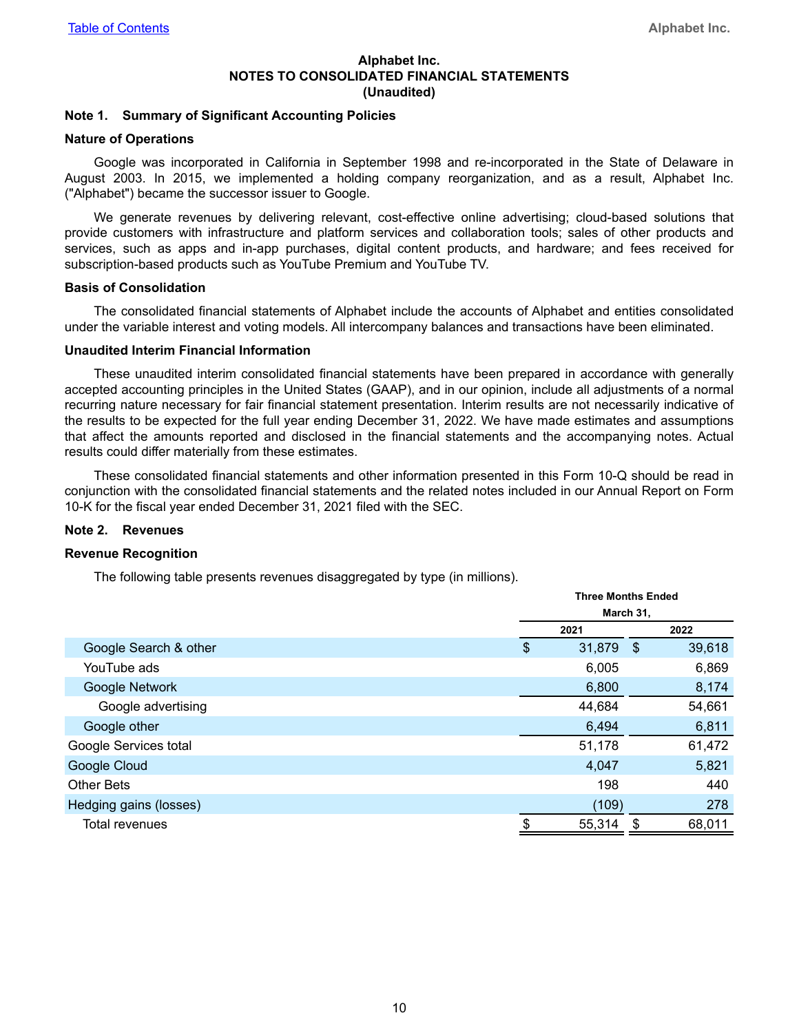# Alphabet Inc.
# NOTES TO CONSOLIDATED FINANCIAL STATEMENTS
# (Unaudited)

## Note 1. Summary of Significant Accounting Policies

### Nature of Operations

Google was incorporated in California in September 1998 and re-incorporated in the State of Delaware in August 2003. In 2015, we implemented a holding company reorganization, and as a result, Alphabet Inc. ("Alphabet") became the successor issuer to Google.

We generate revenues by delivering relevant, cost-effective online advertising; cloud-based solutions that provide customers with infrastructure and platform services and collaboration tools; sales of other products and services, such as apps and in-app purchases, digital content products, and hardware; and fees received for subscription-based products such as YouTube Premium and YouTube TV.

### Basis of Consolidation

The consolidated financial statements of Alphabet include the accounts of Alphabet and entities consolidated under the variable interest and voting models. All intercompany balances and transactions have been eliminated.

### Unaudited Interim Financial Information

These unaudited interim consolidated financial statements have been prepared in accordance with generally accepted accounting principles in the United States (GAAP), and in our opinion, include all adjustments of a normal recurring nature necessary for fair financial statement presentation. Interim results are not necessarily indicative of the results to be expected for the full year ending December 31, 2022. We have made estimates and assumptions that affect the amounts reported and disclosed in the financial statements and the accompanying notes. Actual results could differ materially from these estimates.

These consolidated financial statements and other information presented in this Form 10-Q should be read in conjunction with the consolidated financial statements and the related notes included in our Annual Report on Form 10-K for the fiscal year ended December 31, 2021 filed with the SEC.

## Note 2. Revenues

### Revenue Recognition

The following table presents revenues disaggregated by type (in millions).

| | Three Months Ended March 31, | |
|---|---|---|
| | 2021 | 2022 |
| Google Search & other | $ 31,879 | $ 39,618 |
| YouTube ads | 6,005 | 6,869 |
| Google Network | 6,800 | 8,174 |
| Google advertising | 44,684 | 54,661 |
| Google other | 6,494 | 6,811 |
| Google Services total | 51,178 | 61,472 |
| Google Cloud | 4,047 | 5,821 |
| Other Bets | 198 | 440 |
| Hedging gains (losses) | (109) | 278 |
| Total revenues | $ 55,314 | $ 68,011 |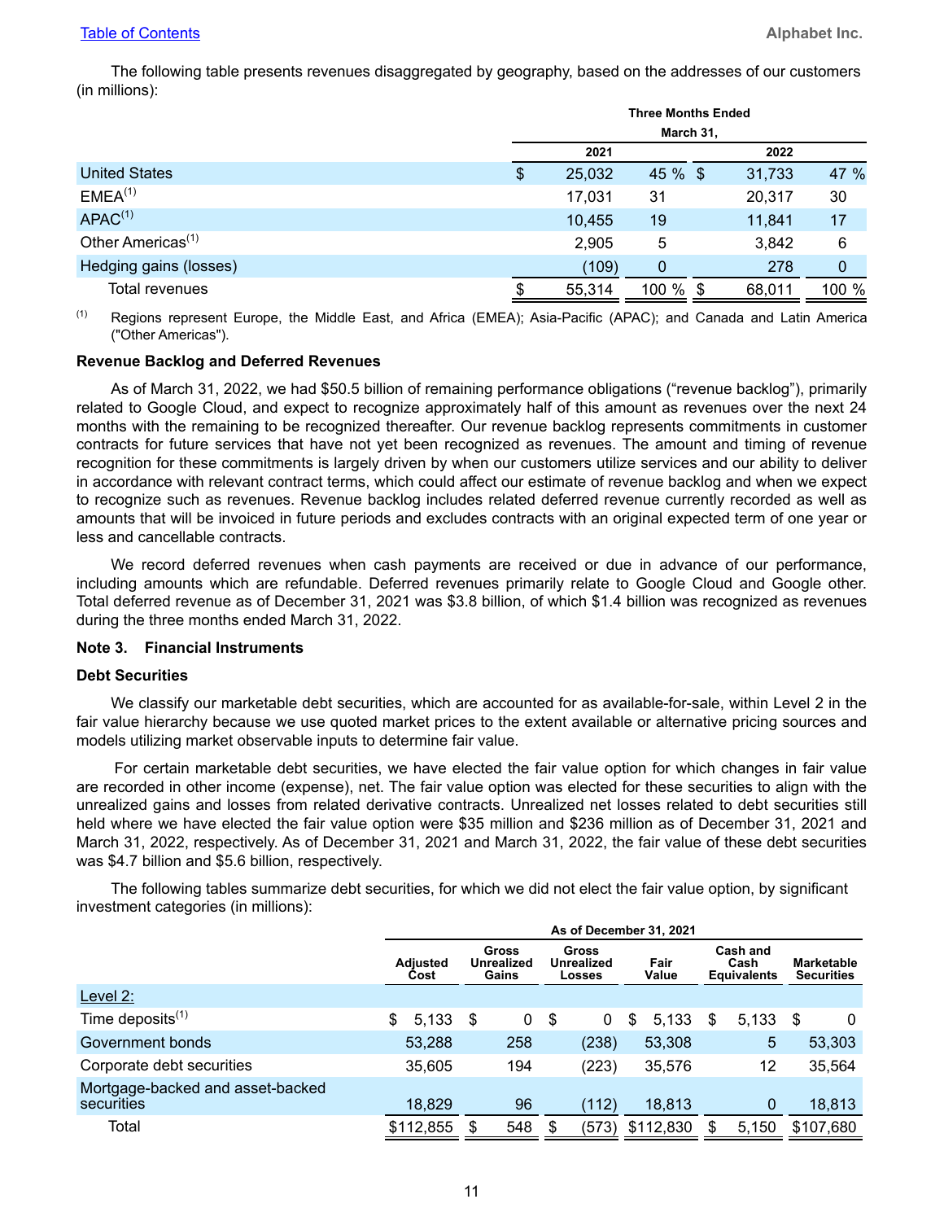The following table presents revenues disaggregated by geography, based on the addresses of our customers (in millions):

| | Three Months Ended March 31, | | | |
|---|---|---|---|---|
| | 2021 | | 2022 | |
| United States | $ 25,032 | 45 % | $ 31,733 | 47 % |
| EMEA[(1)] | 17,031 | 31 | 20,317 | 30 |
| APAC[(1)] | 10,455 | 19 | 11,841 | 17 |
| Other Americas[(1)] | 2,905 | 5 | 3,842 | 6 |
| Hedging gains (losses) | (109) | 0 | 278 | 0 |
| Total revenues | $ 55,314 | 100 % | $ 68,011 | 100 % |

(1) Regions represent Europe, the Middle East, and Africa (EMEA); Asia-Pacific (APAC); and Canada and Latin America ("Other Americas").

**Revenue Backlog and Deferred Revenues**

As of March 31, 2022, we had $50.5 billion of remaining performance obligations ("revenue backlog"), primarily related to Google Cloud, and expect to recognize approximately half of this amount as revenues over the next 24 months with the remaining to be recognized thereafter. Our revenue backlog represents commitments in customer contracts for future services that have not yet been recognized as revenues. The amount and timing of revenue recognition for these commitments is largely driven by when our customers utilize services and our ability to deliver in accordance with relevant contract terms, which could affect our estimate of revenue backlog and when we expect to recognize such as revenues. Revenue backlog includes related deferred revenue currently recorded as well as amounts that will be invoiced in future periods and excludes contracts with an original expected term of one year or less and cancellable contracts.

We record deferred revenues when cash payments are received or due in advance of our performance, including amounts which are refundable. Deferred revenues primarily relate to Google Cloud and Google other. Total deferred revenue as of December 31, 2021 was $3.8 billion, of which $1.4 billion was recognized as revenues during the three months ended March 31, 2022.

## Note 3. Financial Instruments

**Debt Securities**

We classify our marketable debt securities, which are accounted for as available-for-sale, within Level 2 in the fair value hierarchy because we use quoted market prices to the extent available or alternative pricing sources and models utilizing market observable inputs to determine fair value.

For certain marketable debt securities, we have elected the fair value option for which changes in fair value are recorded in other income (expense), net. The fair value option was elected for these securities to align with the unrealized gains and losses from related derivative contracts. Unrealized net losses related to debt securities still held where we have elected the fair value option were $35 million and $236 million as of December 31, 2021 and March 31, 2022, respectively. As of December 31, 2021 and March 31, 2022, the fair value of these debt securities was $4.7 billion and $5.6 billion, respectively.

The following tables summarize debt securities, for which we did not elect the fair value option, by significant investment categories (in millions):

| | As of December 31, 2021 | | | | | |
|---|---|---|---|---|---|---|
| | Adjusted Cost | Gross Unrealized Gains | Gross Unrealized Losses | Fair Value | Cash and Cash Equivalents | Marketable Securities |
| Level 2: | | | | | | |
| Time deposits[(1)] | $ 5,133 | $ 0 | $ 0 | $ 5,133 | $ 5,133 | $ 0 |
| Government bonds | 53,288 | 258 | (238) | 53,308 | 5 | 53,303 |
| Corporate debt securities | 35,605 | 194 | (223) | 35,576 | 12 | 35,564 |
| Mortgage-backed and asset-backed securities | 18,829 | 96 | (112) | 18,813 | 0 | 18,813 |
| Total | $112,855 | $ 548 | $ (573) | $112,830 | $ 5,150 | $107,680 |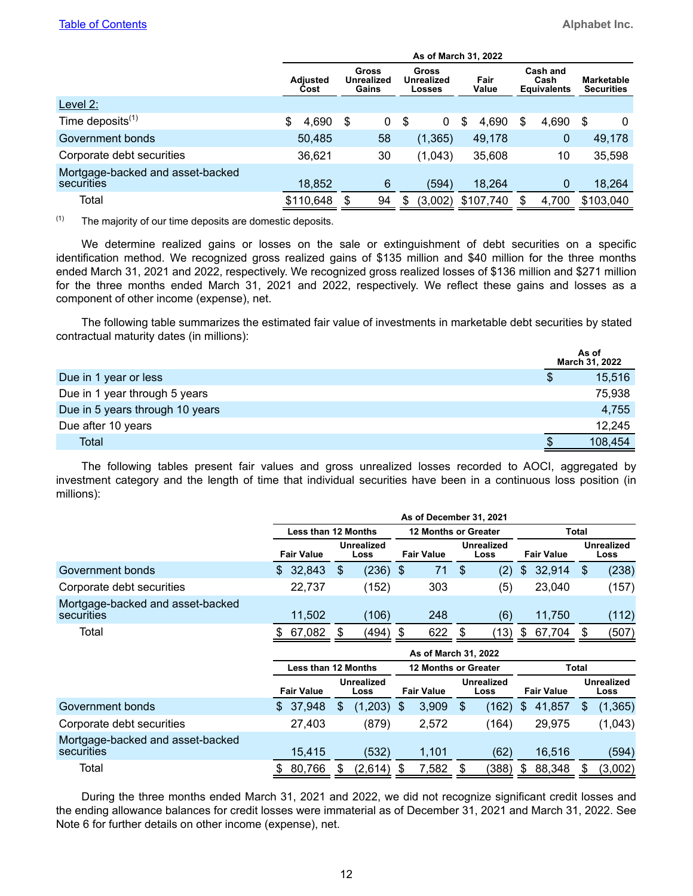| | As of March 31, 2022 | | | | | |
|---|---|---|---|---|---|---|
| | Adjusted Cost | Gross Unrealized Gains | Gross Unrealized Losses | Fair Value | Cash and Cash Equivalents | Marketable Securities |
| Level 2: | | | | | | |
| Time deposits[(1)] | $ 4,690 | $ 0 | $ 0 | $ 4,690 | $ 4,690 | $ 0 |
| Government bonds | 50,485 | 58 | (1,365) | 49,178 | 0 | 49,178 |
| Corporate debt securities | 36,621 | 30 | (1,043) | 35,608 | 10 | 35,598 |
| Mortgage-backed and asset-backed securities | 18,852 | 6 | (594) | 18,264 | 0 | 18,264 |
| Total | $110,648 | $ 94 | $ (3,002) | $107,740 | $ 4,700 | $103,040 |

(1) The majority of our time deposits are domestic deposits.

We determine realized gains or losses on the sale or extinguishment of debt securities on a specific identification method. We recognized gross realized gains of $135 million and $40 million for the three months ended March 31, 2021 and 2022, respectively. We recognized gross realized losses of $136 million and $271 million for the three months ended March 31, 2021 and 2022, respectively. We reflect these gains and losses as a component of other income (expense), net.

The following table summarizes the estimated fair value of investments in marketable debt securities by stated contractual maturity dates (in millions):

| | As of March 31, 2022 |
|---|---|
| Due in 1 year or less | $ 15,516 |
| Due in 1 year through 5 years | 75,938 |
| Due in 5 years through 10 years | 4,755 |
| Due after 10 years | 12,245 |
| Total | $ 108,454 |

The following tables present fair values and gross unrealized losses recorded to AOCI, aggregated by investment category and the length of time that individual securities have been in a continuous loss position (in millions):

| | As of December 31, 2021 | | | | | |
|---|---|---|---|---|---|---|
| | Less than 12 Months | | 12 Months or Greater | | Total | |
| | Fair Value | Unrealized Loss | Fair Value | Unrealized Loss | Fair Value | Unrealized Loss |
| Government bonds | $ 32,843 | $ (236) | $ 71 | $ (2) | $ 32,914 | $ (238) |
| Corporate debt securities | 22,737 | (152) | 303 | (5) | 23,040 | (157) |
| Mortgage-backed and asset-backed securities | 11,502 | (106) | 248 | (6) | 11,750 | (112) |
| Total | $ 67,082 | $ (494) | $ 622 | $ (13) | $ 67,704 | $ (507) |

| | As of March 31, 2022 | | | | | |
|---|---|---|---|---|---|---|
| | Less than 12 Months | | 12 Months or Greater | | Total | |
| | Fair Value | Unrealized Loss | Fair Value | Unrealized Loss | Fair Value | Unrealized Loss |
| Government bonds | $ 37,948 | $ (1,203) | $ 3,909 | $ (162) | $ 41,857 | $ (1,365) |
| Corporate debt securities | 27,403 | (879) | 2,572 | (164) | 29,975 | (1,043) |
| Mortgage-backed and asset-backed securities | 15,415 | (532) | 1,101 | (62) | 16,516 | (594) |
| Total | $ 80,766 | $ (2,614) | $ 7,582 | $ (388) | $ 88,348 | $ (3,002) |

During the three months ended March 31, 2021 and 2022, we did not recognize significant credit losses and the ending allowance balances for credit losses were immaterial as of December 31, 2021 and March 31, 2022. See Note 6 for further details on other income (expense), net.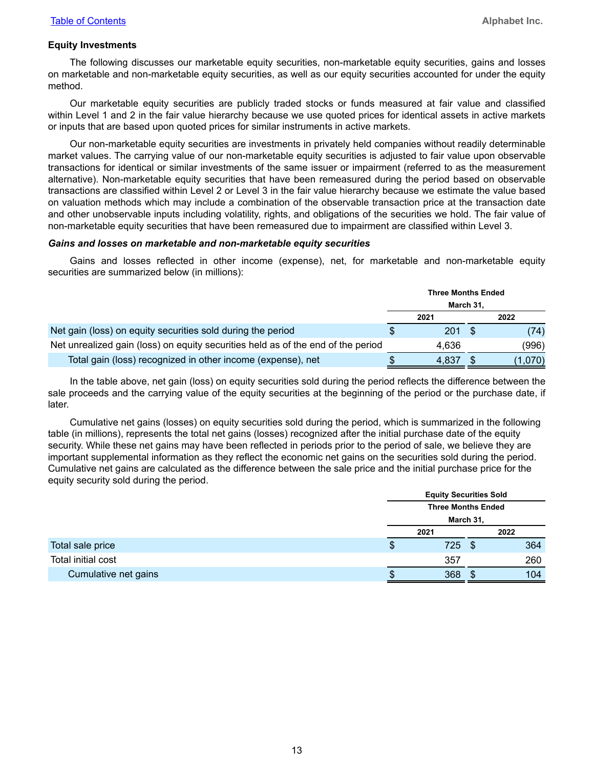### Equity Investments

The following discusses our marketable equity securities, non-marketable equity securities, gains and losses on marketable and non-marketable equity securities, as well as our equity securities accounted for under the equity method.

Our marketable equity securities are publicly traded stocks or funds measured at fair value and classified within Level 1 and 2 in the fair value hierarchy because we use quoted prices for identical assets in active markets or inputs that are based upon quoted prices for similar instruments in active markets.

Our non-marketable equity securities are investments in privately held companies without readily determinable market values. The carrying value of our non-marketable equity securities is adjusted to fair value upon observable transactions for identical or similar investments of the same issuer or impairment (referred to as the measurement alternative). Non-marketable equity securities that have been remeasured during the period based on observable transactions are classified within Level 2 or Level 3 in the fair value hierarchy because we estimate the value based on valuation methods which may include a combination of the observable transaction price at the transaction date and other unobservable inputs including volatility, rights, and obligations of the securities we hold. The fair value of non-marketable equity securities that have been remeasured due to impairment are classified within Level 3.

***Gains and losses on marketable and non-marketable equity securities***

Gains and losses reflected in other income (expense), net, for marketable and non-marketable equity securities are summarized below (in millions):

| | Three Months Ended March 31, | |
|---|---|---|
| | 2021 | 2022 |
| Net gain (loss) on equity securities sold during the period | $ 201 | $ (74) |
| Net unrealized gain (loss) on equity securities held as of the end of the period | 4,636 | (996) |
| Total gain (loss) recognized in other income (expense), net | $ 4,837 | $ (1,070) |

In the table above, net gain (loss) on equity securities sold during the period reflects the difference between the sale proceeds and the carrying value of the equity securities at the beginning of the period or the purchase date, if later.

Cumulative net gains (losses) on equity securities sold during the period, which is summarized in the following table (in millions), represents the total net gains (losses) recognized after the initial purchase date of the equity security. While these net gains may have been reflected in periods prior to the period of sale, we believe they are important supplemental information as they reflect the economic net gains on the securities sold during the period. Cumulative net gains are calculated as the difference between the sale price and the initial purchase price for the equity security sold during the period.

| | Equity Securities Sold Three Months Ended March 31, | |
|---|---|---|
| | 2021 | 2022 |
| Total sale price | $ 725 | $ 364 |
| Total initial cost | 357 | 260 |
| Cumulative net gains | $ 368 | $ 104 |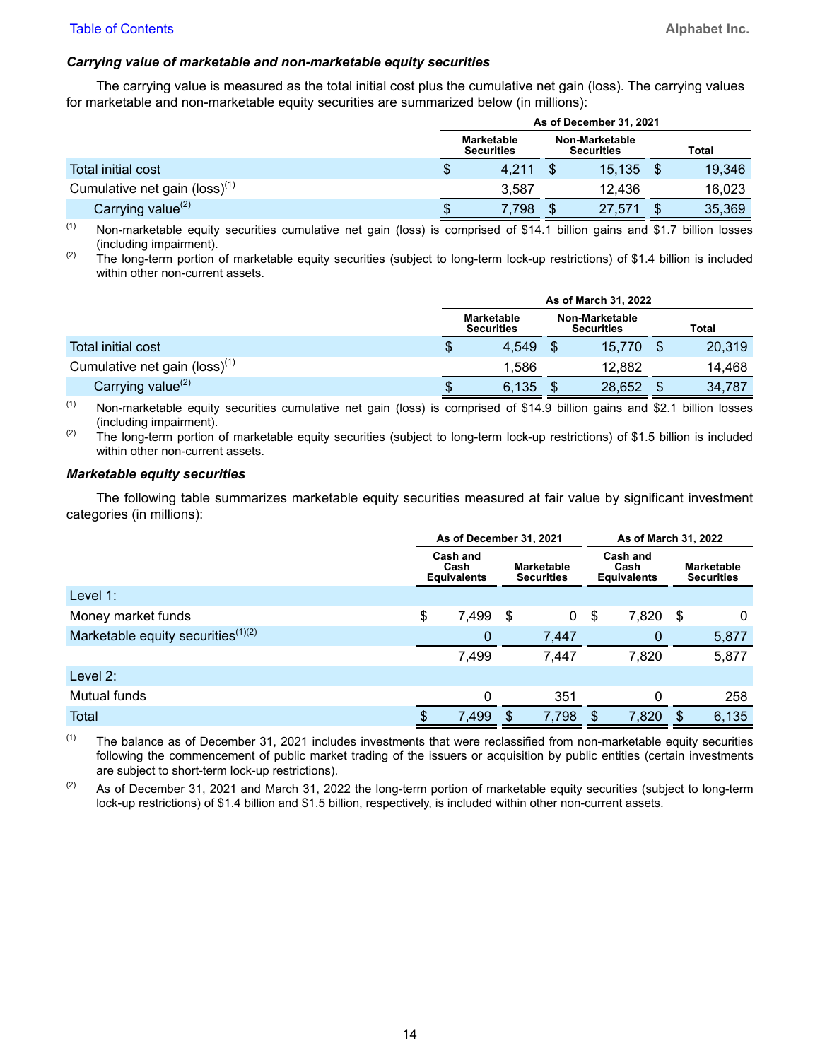***Carrying value of marketable and non-marketable equity securities***

The carrying value is measured as the total initial cost plus the cumulative net gain (loss). The carrying values for marketable and non-marketable equity securities are summarized below (in millions):

| | As of December 31, 2021 | | |
|---|---|---|---|
| | Marketable Securities | Non-Marketable Securities | Total |
| Total initial cost | $ 4,211 | $ 15,135 | $ 19,346 |
| Cumulative net gain (loss)[1] | 3,587 | 12,436 | 16,023 |
| Carrying value[2] | $ 7,798 | $ 27,571 | $ 35,369 |

[1] Non-marketable equity securities cumulative net gain (loss) is comprised of $14.1 billion gains and $1.7 billion losses (including impairment).

[2] The long-term portion of marketable equity securities (subject to long-term lock-up restrictions) of $1.4 billion is included within other non-current assets.

| | As of March 31, 2022 | | |
|---|---|---|---|
| | Marketable Securities | Non-Marketable Securities | Total |
| Total initial cost | $ 4,549 | $ 15,770 | $ 20,319 |
| Cumulative net gain (loss)[1] | 1,586 | 12,882 | 14,468 |
| Carrying value[2] | $ 6,135 | $ 28,652 | $ 34,787 |

[1] Non-marketable equity securities cumulative net gain (loss) is comprised of $14.9 billion gains and $2.1 billion losses (including impairment).

[2] The long-term portion of marketable equity securities (subject to long-term lock-up restrictions) of $1.5 billion is included within other non-current assets.

***Marketable equity securities***

The following table summarizes marketable equity securities measured at fair value by significant investment categories (in millions):

| | As of December 31, 2021 | | As of March 31, 2022 | |
|---|---|---|---|---|
| | Cash and Cash Equivalents | Marketable Securities | Cash and Cash Equivalents | Marketable Securities |
| Level 1: | | | | |
| Money market funds | $ 7,499 | $ 0 | $ 7,820 | $ 0 |
| Marketable equity securities[1][2] | 0 | 7,447 | 0 | 5,877 |
| | 7,499 | 7,447 | 7,820 | 5,877 |
| Level 2: | | | | |
| Mutual funds | 0 | 351 | 0 | 258 |
| Total | $ 7,499 | $ 7,798 | $ 7,820 | $ 6,135 |

[1] The balance as of December 31, 2021 includes investments that were reclassified from non-marketable equity securities following the commencement of public market trading of the issuers or acquisition by public entities (certain investments are subject to short-term lock-up restrictions).

[2] As of December 31, 2021 and March 31, 2022 the long-term portion of marketable equity securities (subject to long-term lock-up restrictions) of $1.4 billion and $1.5 billion, respectively, is included within other non-current assets.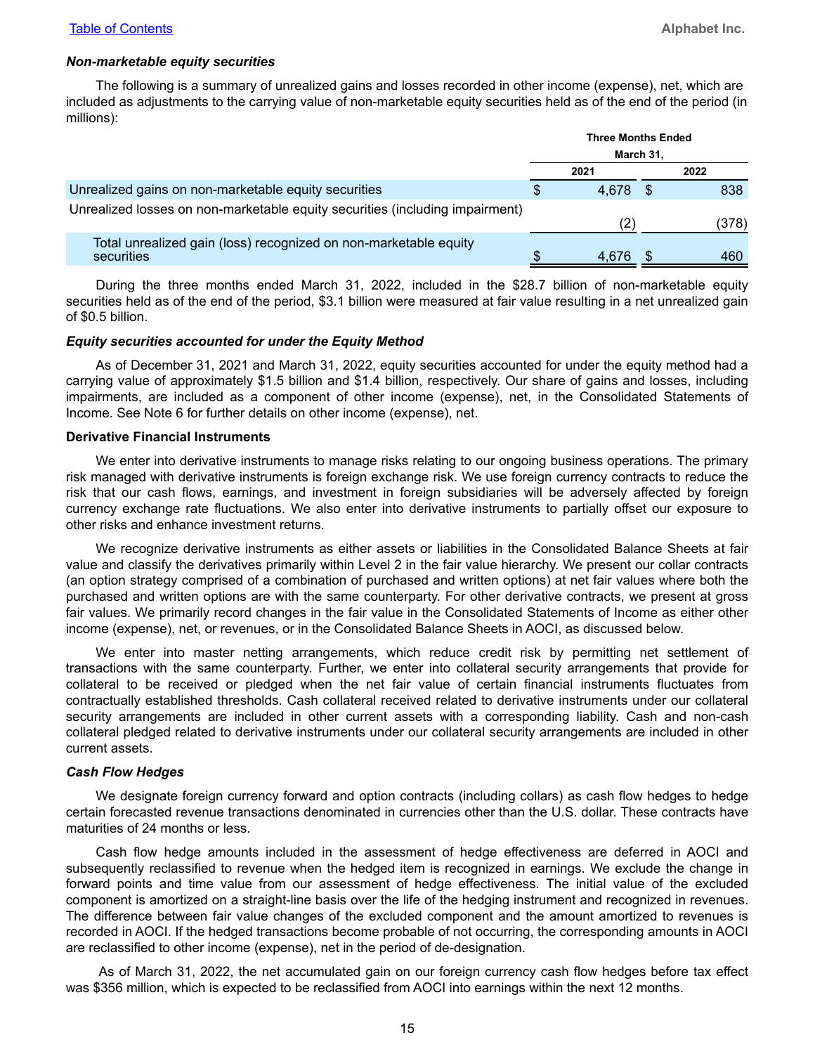***Non-marketable equity securities***

The following is a summary of unrealized gains and losses recorded in other income (expense), net, which are included as adjustments to the carrying value of non-marketable equity securities held as of the end of the period (in millions):

| | Three Months Ended March 31, | |
|---|---|---|
| | 2021 | 2022 |
| Unrealized gains on non-marketable equity securities | $ 4,678 | $ 838 |
| Unrealized losses on non-marketable equity securities (including impairment) | (2) | (378) |
| Total unrealized gain (loss) recognized on non-marketable equity securities | $ 4,676 | $ 460 |

During the three months ended March 31, 2022, included in the $28.7 billion of non-marketable equity securities held as of the end of the period, $3.1 billion were measured at fair value resulting in a net unrealized gain of $0.5 billion.

***Equity securities accounted for under the Equity Method***

As of December 31, 2021 and March 31, 2022, equity securities accounted for under the equity method had a carrying value of approximately $1.5 billion and $1.4 billion, respectively. Our share of gains and losses, including impairments, are included as a component of other income (expense), net, in the Consolidated Statements of Income. See Note 6 for further details on other income (expense), net.

**Derivative Financial Instruments**

We enter into derivative instruments to manage risks relating to our ongoing business operations. The primary risk managed with derivative instruments is foreign exchange risk. We use foreign currency contracts to reduce the risk that our cash flows, earnings, and investment in foreign subsidiaries will be adversely affected by foreign currency exchange rate fluctuations. We also enter into derivative instruments to partially offset our exposure to other risks and enhance investment returns.

We recognize derivative instruments as either assets or liabilities in the Consolidated Balance Sheets at fair value and classify the derivatives primarily within Level 2 in the fair value hierarchy. We present our collar contracts (an option strategy comprised of a combination of purchased and written options) at net fair values where both the purchased and written options are with the same counterparty. For other derivative contracts, we present at gross fair values. We primarily record changes in the fair value in the Consolidated Statements of Income as either other income (expense), net, or revenues, or in the Consolidated Balance Sheets in AOCI, as discussed below.

We enter into master netting arrangements, which reduce credit risk by permitting net settlement of transactions with the same counterparty. Further, we enter into collateral security arrangements that provide for collateral to be received or pledged when the net fair value of certain financial instruments fluctuates from contractually established thresholds. Cash collateral received related to derivative instruments under our collateral security arrangements are included in other current assets with a corresponding liability. Cash and non-cash collateral pledged related to derivative instruments under our collateral security arrangements are included in other current assets.

***Cash Flow Hedges***

We designate foreign currency forward and option contracts (including collars) as cash flow hedges to hedge certain forecasted revenue transactions denominated in currencies other than the U.S. dollar. These contracts have maturities of 24 months or less.

Cash flow hedge amounts included in the assessment of hedge effectiveness are deferred in AOCI and subsequently reclassified to revenue when the hedged item is recognized in earnings. We exclude the change in forward points and time value from our assessment of hedge effectiveness. The initial value of the excluded component is amortized on a straight-line basis over the life of the hedging instrument and recognized in revenues. The difference between fair value changes of the excluded component and the amount amortized to revenues is recorded in AOCI. If the hedged transactions become probable of not occurring, the corresponding amounts in AOCI are reclassified to other income (expense), net in the period of de-designation.

As of March 31, 2022, the net accumulated gain on our foreign currency cash flow hedges before tax effect was $356 million, which is expected to be reclassified from AOCI into earnings within the next 12 months.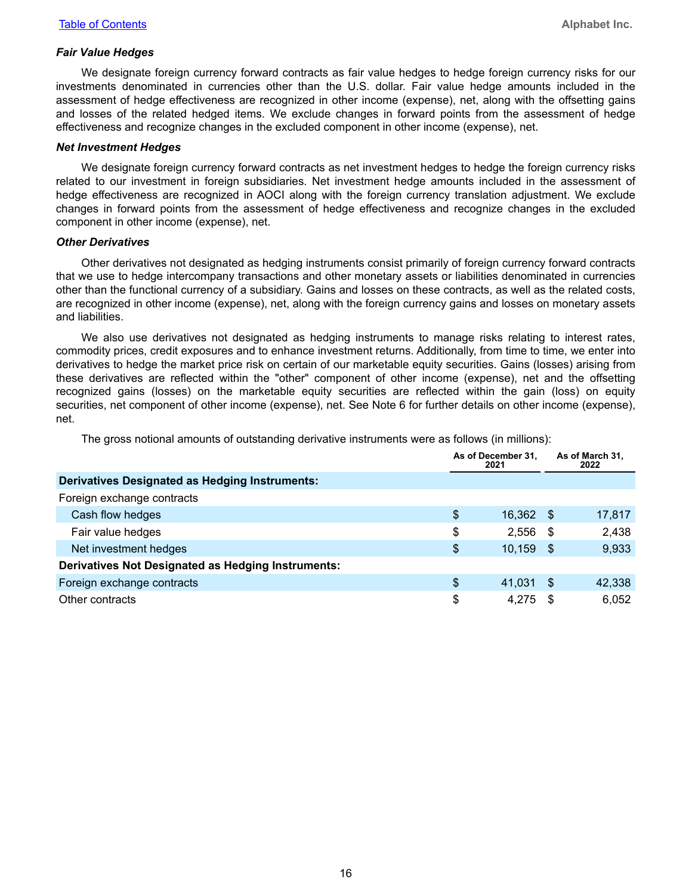***Fair Value Hedges***

We designate foreign currency forward contracts as fair value hedges to hedge foreign currency risks for our investments denominated in currencies other than the U.S. dollar. Fair value hedge amounts included in the assessment of hedge effectiveness are recognized in other income (expense), net, along with the offsetting gains and losses of the related hedged items. We exclude changes in forward points from the assessment of hedge effectiveness and recognize changes in the excluded component in other income (expense), net.

***Net Investment Hedges***

We designate foreign currency forward contracts as net investment hedges to hedge the foreign currency risks related to our investment in foreign subsidiaries. Net investment hedge amounts included in the assessment of hedge effectiveness are recognized in AOCI along with the foreign currency translation adjustment. We exclude changes in forward points from the assessment of hedge effectiveness and recognize changes in the excluded component in other income (expense), net.

***Other Derivatives***

Other derivatives not designated as hedging instruments consist primarily of foreign currency forward contracts that we use to hedge intercompany transactions and other monetary assets or liabilities denominated in currencies other than the functional currency of a subsidiary. Gains and losses on these contracts, as well as the related costs, are recognized in other income (expense), net, along with the foreign currency gains and losses on monetary assets and liabilities.

We also use derivatives not designated as hedging instruments to manage risks relating to interest rates, commodity prices, credit exposures and to enhance investment returns. Additionally, from time to time, we enter into derivatives to hedge the market price risk on certain of our marketable equity securities. Gains (losses) arising from these derivatives are reflected within the "other" component of other income (expense), net and the offsetting recognized gains (losses) on the marketable equity securities are reflected within the gain (loss) on equity securities, net component of other income (expense), net. See Note 6 for further details on other income (expense), net.

The gross notional amounts of outstanding derivative instruments were as follows (in millions):

| | As of December 31, 2021 | As of March 31, 2022 |
|---|---|---|
| **Derivatives Designated as Hedging Instruments:** | | |
| Foreign exchange contracts | | |
| Cash flow hedges | $ 16,362 | $ 17,817 |
| Fair value hedges | $ 2,556 | $ 2,438 |
| Net investment hedges | $ 10,159 | $ 9,933 |
| **Derivatives Not Designated as Hedging Instruments:** | | |
| Foreign exchange contracts | $ 41,031 | $ 42,338 |
| Other contracts | $ 4,275 | $ 6,052 |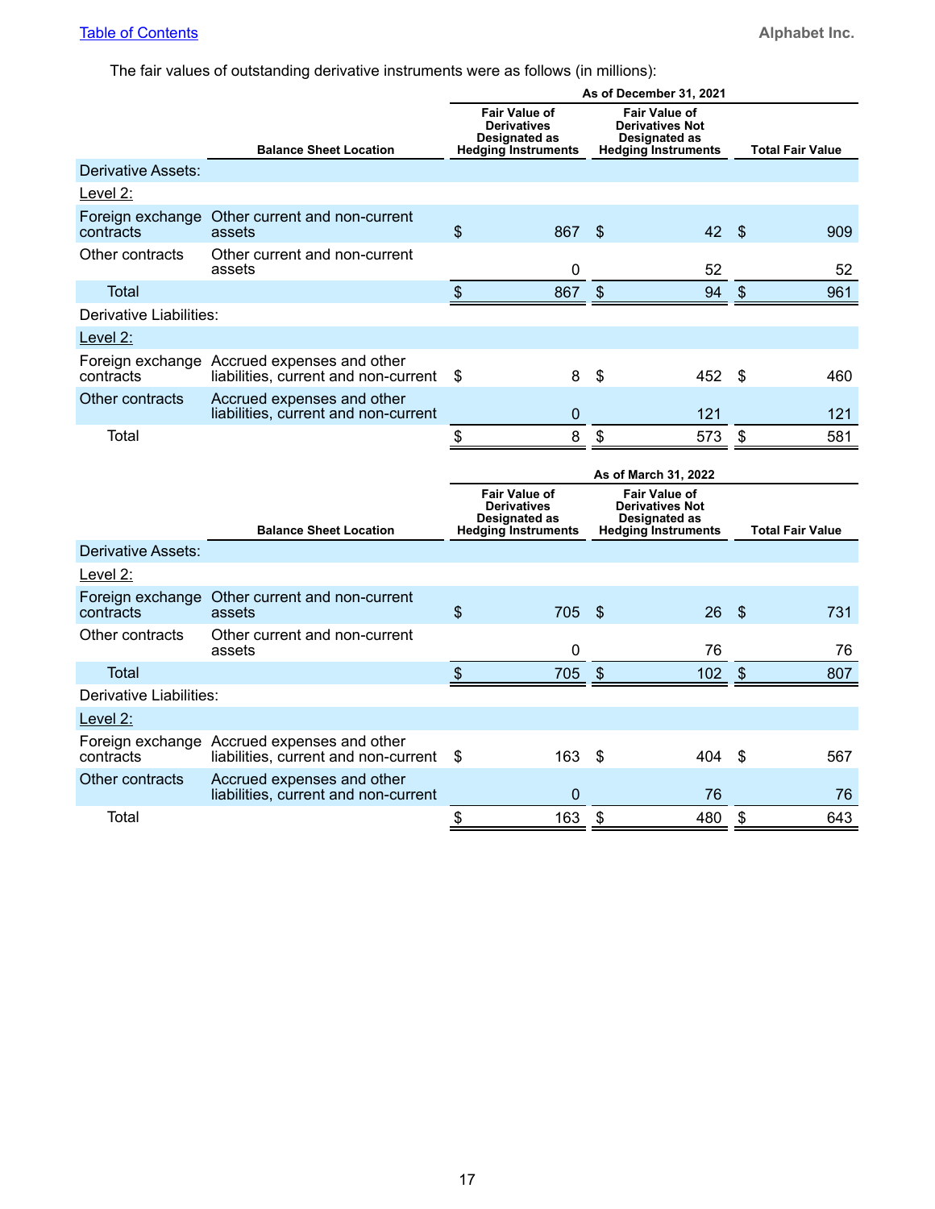The fair values of outstanding derivative instruments were as follows (in millions):

| | | As of December 31, 2021 | | |
|---|---|---|---|---|
| | Balance Sheet Location | Fair Value of Derivatives Designated as Hedging Instruments | Fair Value of Derivatives Not Designated as Hedging Instruments | Total Fair Value |
| Derivative Assets: | | | | |
| Level 2: | | | | |
| Foreign exchange contracts | Other current and non-current assets | $ 867 | $ 42 | $ 909 |
| Other contracts | Other current and non-current assets | 0 | 52 | 52 |
| Total | | $ 867 | $ 94 | $ 961 |
| Derivative Liabilities: | | | | |
| Level 2: | | | | |
| Foreign exchange contracts | Accrued expenses and other liabilities, current and non-current | $ 8 | $ 452 | $ 460 |
| Other contracts | Accrued expenses and other liabilities, current and non-current | 0 | 121 | 121 |
| Total | | $ 8 | $ 573 | $ 581 |

| | | As of March 31, 2022 | | |
|---|---|---|---|---|
| | Balance Sheet Location | Fair Value of Derivatives Designated as Hedging Instruments | Fair Value of Derivatives Not Designated as Hedging Instruments | Total Fair Value |
| Derivative Assets: | | | | |
| Level 2: | | | | |
| Foreign exchange contracts | Other current and non-current assets | $ 705 | $ 26 | $ 731 |
| Other contracts | Other current and non-current assets | 0 | 76 | 76 |
| Total | | $ 705 | $ 102 | $ 807 |
| Derivative Liabilities: | | | | |
| Level 2: | | | | |
| Foreign exchange contracts | Accrued expenses and other liabilities, current and non-current | $ 163 | $ 404 | $ 567 |
| Other contracts | Accrued expenses and other liabilities, current and non-current | 0 | 76 | 76 |
| Total | | $ 163 | $ 480 | $ 643 |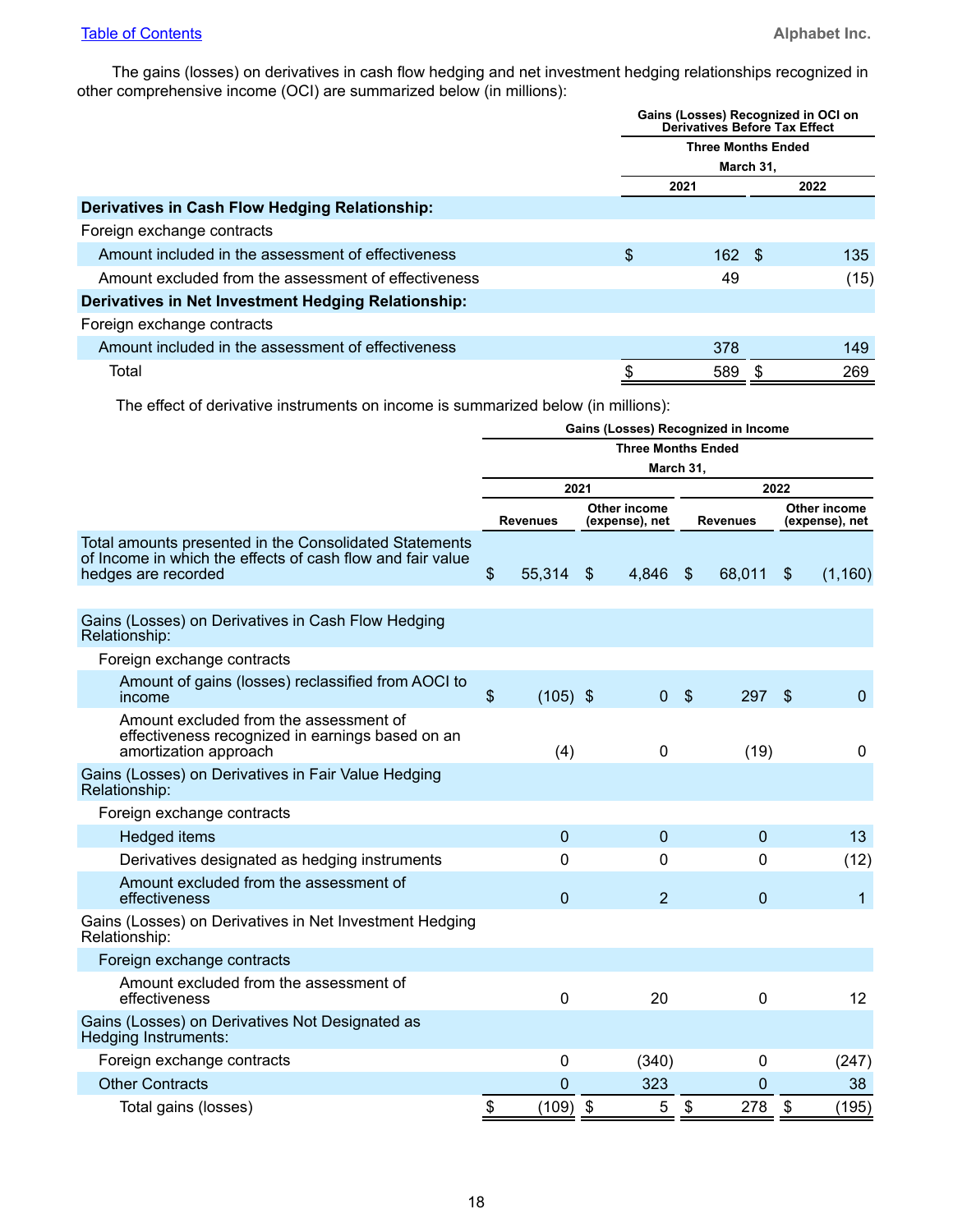The gains (losses) on derivatives in cash flow hedging and net investment hedging relationships recognized in other comprehensive income (OCI) are summarized below (in millions):

| | Gains (Losses) Recognized in OCI on Derivatives Before Tax Effect | |
|---|---|---|
| | Three Months Ended March 31, | |
| | 2021 | 2022 |
| **Derivatives in Cash Flow Hedging Relationship:** | | |
| Foreign exchange contracts | | |
| Amount included in the assessment of effectiveness | $ 162 | $ 135 |
| Amount excluded from the assessment of effectiveness | 49 | (15) |
| **Derivatives in Net Investment Hedging Relationship:** | | |
| Foreign exchange contracts | | |
| Amount included in the assessment of effectiveness | 378 | 149 |
| Total | $ 589 | $ 269 |

The effect of derivative instruments on income is summarized below (in millions):

| | Gains (Losses) Recognized in Income | | | |
|---|---|---|---|---|
| | Three Months Ended March 31, | | | |
| | 2021 | | 2022 | |
| | Revenues | Other income (expense), net | Revenues | Other income (expense), net |
| Total amounts presented in the Consolidated Statements of Income in which the effects of cash flow and fair value hedges are recorded | $ 55,314 | $ 4,846 | $ 68,011 | $ (1,160) |
| Gains (Losses) on Derivatives in Cash Flow Hedging Relationship: | | | | |
| Foreign exchange contracts | | | | |
| Amount of gains (losses) reclassified from AOCI to income | $ (105) | $ 0 | $ 297 | $ 0 |
| Amount excluded from the assessment of effectiveness recognized in earnings based on an amortization approach | (4) | 0 | (19) | 0 |
| Gains (Losses) on Derivatives in Fair Value Hedging Relationship: | | | | |
| Foreign exchange contracts | | | | |
| Hedged items | 0 | 0 | 0 | 13 |
| Derivatives designated as hedging instruments | 0 | 0 | 0 | (12) |
| Amount excluded from the assessment of effectiveness | 0 | 2 | 0 | 1 |
| Gains (Losses) on Derivatives in Net Investment Hedging Relationship: | | | | |
| Foreign exchange contracts | | | | |
| Amount excluded from the assessment of effectiveness | 0 | 20 | 0 | 12 |
| Gains (Losses) on Derivatives Not Designated as Hedging Instruments: | | | | |
| Foreign exchange contracts | 0 | (340) | 0 | (247) |
| Other Contracts | 0 | 323 | 0 | 38 |
| Total gains (losses) | $ (109) | $ 5 | $ 278 | $ (195) |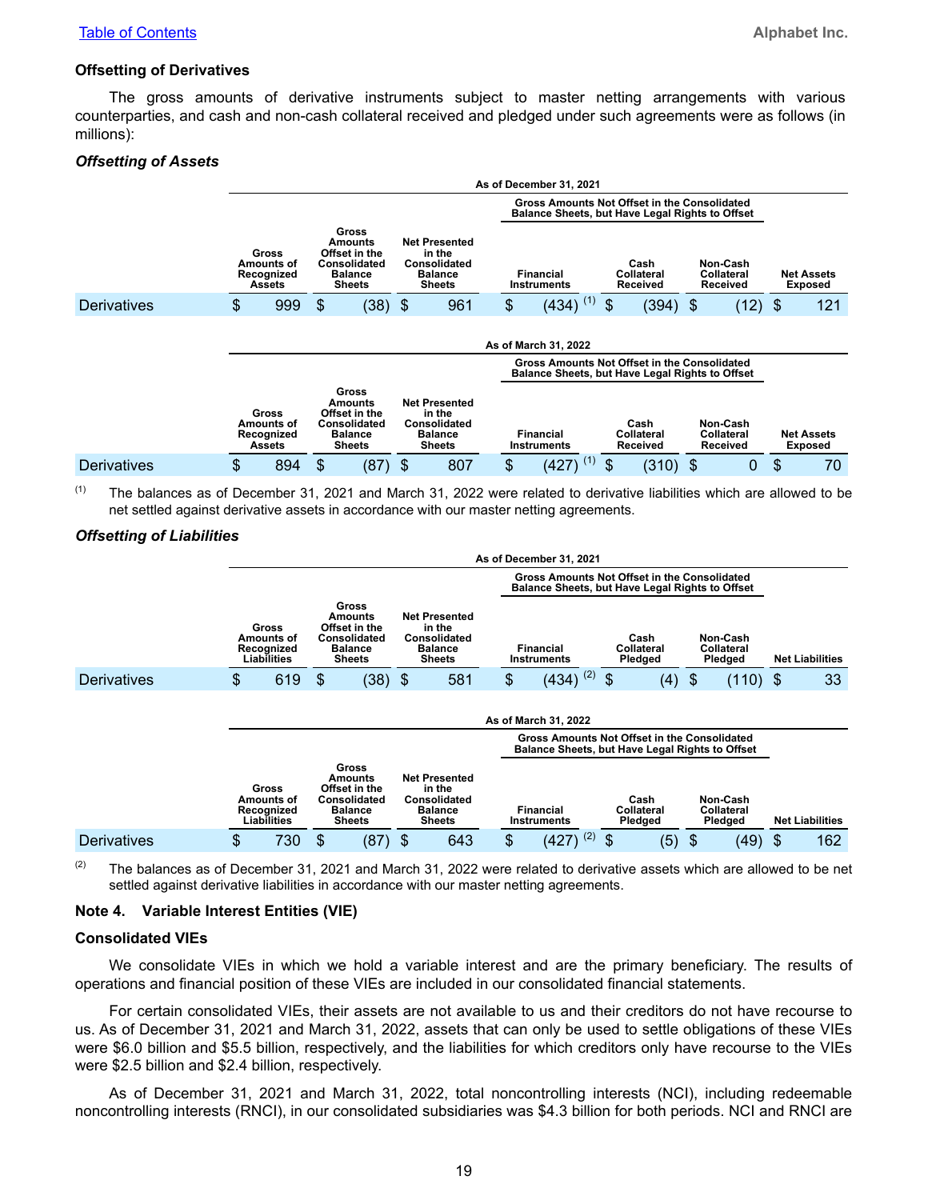### Offsetting of Derivatives

The gross amounts of derivative instruments subject to master netting arrangements with various counterparties, and cash and non-cash collateral received and pledged under such agreements were as follows (in millions):

#### *Offsetting of Assets*

| | As of December 31, 2021 | | | | | | |
|---|---|---|---|---|---|---|---|
| | | | | Gross Amounts Not Offset in the Consolidated Balance Sheets, but Have Legal Rights to Offset | | | |
| | Gross Amounts of Recognized Assets | Gross Amounts Offset in the Consolidated Balance Sheets | Net Presented in the Consolidated Balance Sheets | Financial Instruments | Cash Collateral Received | Non-Cash Collateral Received | Net Assets Exposed |
| Derivatives | $ 999 | $ (38) | $ 961 | $ (434) [1] | $ (394) | $ (12) | $ 121 |

| | As of March 31, 2022 | | | | | | |
|---|---|---|---|---|---|---|---|
| | | | | Gross Amounts Not Offset in the Consolidated Balance Sheets, but Have Legal Rights to Offset | | | |
| | Gross Amounts of Recognized Assets | Gross Amounts Offset in the Consolidated Balance Sheets | Net Presented in the Consolidated Balance Sheets | Financial Instruments | Cash Collateral Received | Non-Cash Collateral Received | Net Assets Exposed |
| Derivatives | $ 894 | $ (87) | $ 807 | $ (427) [1] | $ (310) | $ 0 | $ 70 |

(1) The balances as of December 31, 2021 and March 31, 2022 were related to derivative liabilities which are allowed to be net settled against derivative assets in accordance with our master netting agreements.

#### *Offsetting of Liabilities*

| | As of December 31, 2021 | | | | | | |
|---|---|---|---|---|---|---|---|
| | | | | Gross Amounts Not Offset in the Consolidated Balance Sheets, but Have Legal Rights to Offset | | | |
| | Gross Amounts of Recognized Liabilities | Gross Amounts Offset in the Consolidated Balance Sheets | Net Presented in the Consolidated Balance Sheets | Financial Instruments | Cash Collateral Pledged | Non-Cash Collateral Pledged | Net Liabilities |
| Derivatives | $ 619 | $ (38) | $ 581 | $ (434) [2] | $ (4) | $ (110) | $ 33 |

| | As of March 31, 2022 | | | | | | |
|---|---|---|---|---|---|---|---|
| | | | | Gross Amounts Not Offset in the Consolidated Balance Sheets, but Have Legal Rights to Offset | | | |
| | Gross Amounts of Recognized Liabilities | Gross Amounts Offset in the Consolidated Balance Sheets | Net Presented in the Consolidated Balance Sheets | Financial Instruments | Cash Collateral Pledged | Non-Cash Collateral Pledged | Net Liabilities |
| Derivatives | $ 730 | $ (87) | $ 643 | $ (427) [2] | $ (5) | $ (49) | $ 162 |

(2) The balances as of December 31, 2021 and March 31, 2022 were related to derivative assets which are allowed to be net settled against derivative liabilities in accordance with our master netting agreements.

## Note 4. Variable Interest Entities (VIE)

### Consolidated VIEs

We consolidate VIEs in which we hold a variable interest and are the primary beneficiary. The results of operations and financial position of these VIEs are included in our consolidated financial statements.

For certain consolidated VIEs, their assets are not available to us and their creditors do not have recourse to us. As of December 31, 2021 and March 31, 2022, assets that can only be used to settle obligations of these VIEs were $6.0 billion and $5.5 billion, respectively, and the liabilities for which creditors only have recourse to the VIEs were $2.5 billion and $2.4 billion, respectively.

As of December 31, 2021 and March 31, 2022, total noncontrolling interests (NCI), including redeemable noncontrolling interests (RNCI), in our consolidated subsidiaries was $4.3 billion for both periods. NCI and RNCI are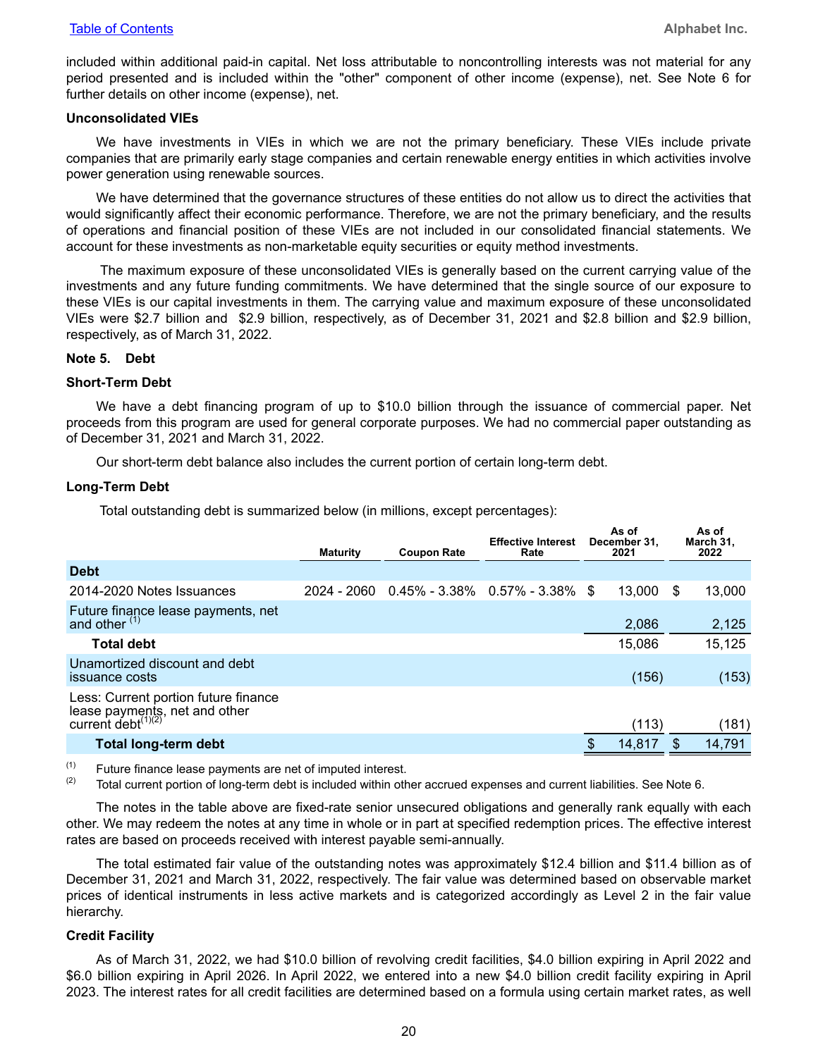included within additional paid-in capital. Net loss attributable to noncontrolling interests was not material for any period presented and is included within the "other" component of other income (expense), net. See Note 6 for further details on other income (expense), net.

**Unconsolidated VIEs**

We have investments in VIEs in which we are not the primary beneficiary. These VIEs include private companies that are primarily early stage companies and certain renewable energy entities in which activities involve power generation using renewable sources.

We have determined that the governance structures of these entities do not allow us to direct the activities that would significantly affect their economic performance. Therefore, we are not the primary beneficiary, and the results of operations and financial position of these VIEs are not included in our consolidated financial statements. We account for these investments as non-marketable equity securities or equity method investments.

The maximum exposure of these unconsolidated VIEs is generally based on the current carrying value of the investments and any future funding commitments. We have determined that the single source of our exposure to these VIEs is our capital investments in them. The carrying value and maximum exposure of these unconsolidated VIEs were $2.7 billion and $2.9 billion, respectively, as of December 31, 2021 and $2.8 billion and $2.9 billion, respectively, as of March 31, 2022.

## Note 5. Debt

**Short-Term Debt**

We have a debt financing program of up to $10.0 billion through the issuance of commercial paper. Net proceeds from this program are used for general corporate purposes. We had no commercial paper outstanding as of December 31, 2021 and March 31, 2022.

Our short-term debt balance also includes the current portion of certain long-term debt.

**Long-Term Debt**

Total outstanding debt is summarized below (in millions, except percentages):

| | Maturity | Coupon Rate | Effective Interest Rate | As of December 31, 2021 | As of March 31, 2022 |
|---|---|---|---|---|---|
| **Debt** | | | | | |
| 2014-2020 Notes Issuances | 2024 - 2060 | 0.45% - 3.38% | 0.57% - 3.38% | $ 13,000 | $ 13,000 |
| Future finance lease payments, net and other [1] | | | | 2,086 | 2,125 |
| **Total debt** | | | | 15,086 | 15,125 |
| Unamortized discount and debt issuance costs | | | | (156) | (153) |
| Less: Current portion future finance lease payments, net and other current debt[1][2] | | | | (113) | (181) |
| **Total long-term debt** | | | | $ 14,817 | $ 14,791 |

(1) Future finance lease payments are net of imputed interest.
(2) Total current portion of long-term debt is included within other accrued expenses and current liabilities. See Note 6.

The notes in the table above are fixed-rate senior unsecured obligations and generally rank equally with each other. We may redeem the notes at any time in whole or in part at specified redemption prices. The effective interest rates are based on proceeds received with interest payable semi-annually.

The total estimated fair value of the outstanding notes was approximately $12.4 billion and $11.4 billion as of December 31, 2021 and March 31, 2022, respectively. The fair value was determined based on observable market prices of identical instruments in less active markets and is categorized accordingly as Level 2 in the fair value hierarchy.

**Credit Facility**

As of March 31, 2022, we had $10.0 billion of revolving credit facilities, $4.0 billion expiring in April 2022 and $6.0 billion expiring in April 2026. In April 2022, we entered into a new $4.0 billion credit facility expiring in April 2023. The interest rates for all credit facilities are determined based on a formula using certain market rates, as well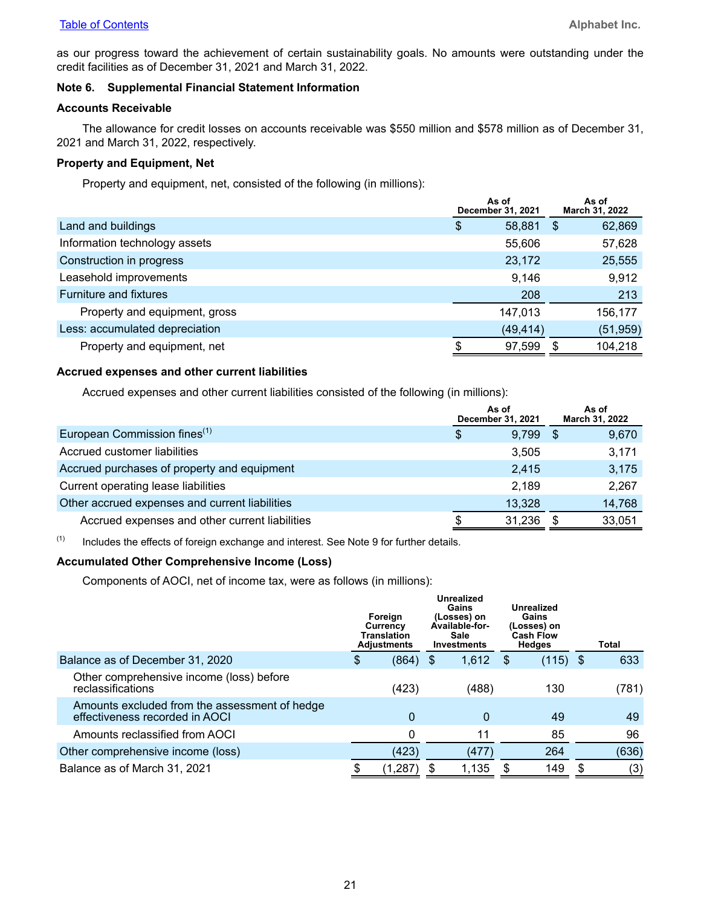as our progress toward the achievement of certain sustainability goals. No amounts were outstanding under the credit facilities as of December 31, 2021 and March 31, 2022.

**Note 6. Supplemental Financial Statement Information**

**Accounts Receivable**

The allowance for credit losses on accounts receivable was $550 million and $578 million as of December 31, 2021 and March 31, 2022, respectively.

**Property and Equipment, Net**

Property and equipment, net, consisted of the following (in millions):

| | As of December 31, 2021 | As of March 31, 2022 |
|---|---|---|
| Land and buildings | $ 58,881 | $ 62,869 |
| Information technology assets | 55,606 | 57,628 |
| Construction in progress | 23,172 | 25,555 |
| Leasehold improvements | 9,146 | 9,912 |
| Furniture and fixtures | 208 | 213 |
| Property and equipment, gross | 147,013 | 156,177 |
| Less: accumulated depreciation | (49,414) | (51,959) |
| Property and equipment, net | $ 97,599 | $ 104,218 |

**Accrued expenses and other current liabilities**

Accrued expenses and other current liabilities consisted of the following (in millions):

| | As of December 31, 2021 | As of March 31, 2022 |
|---|---|---|
| European Commission fines[(1)] | $ 9,799 | $ 9,670 |
| Accrued customer liabilities | 3,505 | 3,171 |
| Accrued purchases of property and equipment | 2,415 | 3,175 |
| Current operating lease liabilities | 2,189 | 2,267 |
| Other accrued expenses and current liabilities | 13,328 | 14,768 |
| Accrued expenses and other current liabilities | $ 31,236 | $ 33,051 |

(1) Includes the effects of foreign exchange and interest. See Note 9 for further details.

**Accumulated Other Comprehensive Income (Loss)**

Components of AOCI, net of income tax, were as follows (in millions):

| | Foreign Currency Translation Adjustments | Unrealized Gains (Losses) on Available-for-Sale Investments | Unrealized Gains (Losses) on Cash Flow Hedges | Total |
|---|---|---|---|---|
| Balance as of December 31, 2020 | $ (864) | $ 1,612 | $ (115) | $ 633 |
| Other comprehensive income (loss) before reclassifications | (423) | (488) | 130 | (781) |
| Amounts excluded from the assessment of hedge effectiveness recorded in AOCI | 0 | 0 | 49 | 49 |
| Amounts reclassified from AOCI | 0 | 11 | 85 | 96 |
| Other comprehensive income (loss) | (423) | (477) | 264 | (636) |
| Balance as of March 31, 2021 | $ (1,287) | $ 1,135 | $ 149 | $ (3) |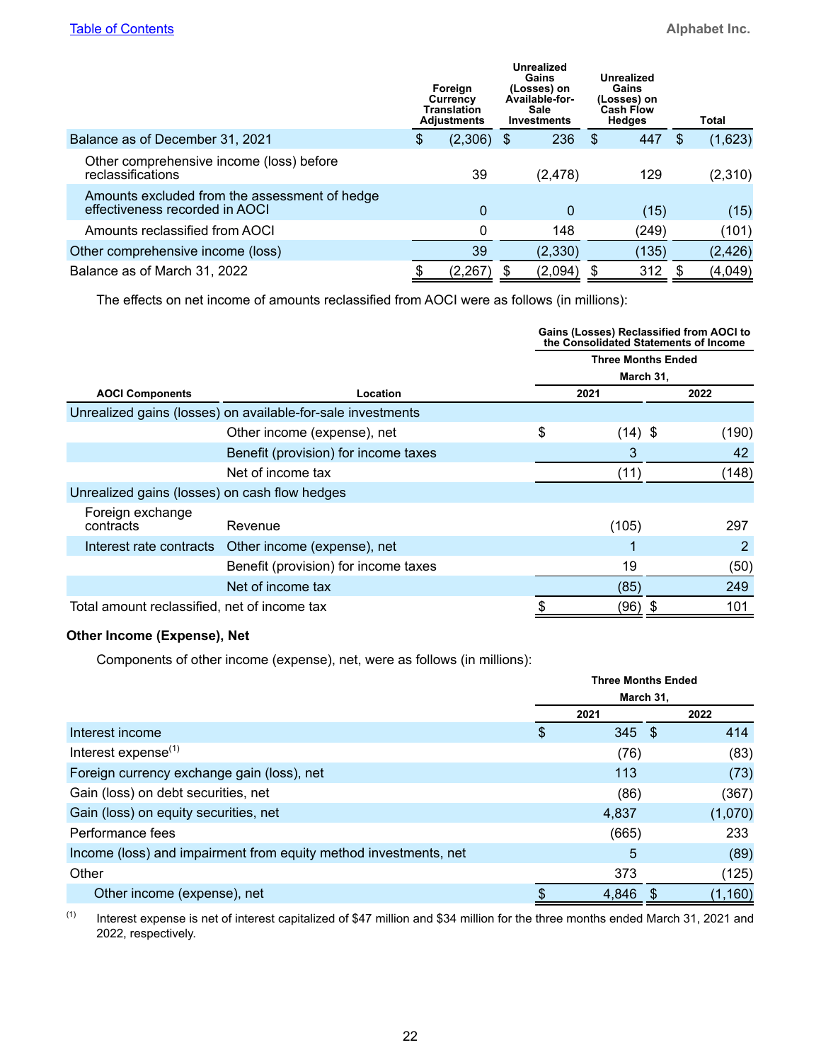| | Foreign Currency Translation Adjustments | Unrealized Gains (Losses) on Available-for-Sale Investments | Unrealized Gains (Losses) on Cash Flow Hedges | Total |
|---|---|---|---|---|
| Balance as of December 31, 2021 | $ (2,306) | $ 236 | $ 447 | $ (1,623) |
| Other comprehensive income (loss) before reclassifications | 39 | (2,478) | 129 | (2,310) |
| Amounts excluded from the assessment of hedge effectiveness recorded in AOCI | 0 | 0 | (15) | (15) |
| Amounts reclassified from AOCI | 0 | 148 | (249) | (101) |
| Other comprehensive income (loss) | 39 | (2,330) | (135) | (2,426) |
| Balance as of March 31, 2022 | $ (2,267) | $ (2,094) | $ 312 | $ (4,049) |

The effects on net income of amounts reclassified from AOCI were as follows (in millions):

| | | Gains (Losses) Reclassified from AOCI to the Consolidated Statements of Income | |
|---|---|---|---|
| | | Three Months Ended March 31, | |
| AOCI Components | Location | 2021 | 2022 |
| Unrealized gains (losses) on available-for-sale investments | | | |
| | Other income (expense), net | $ (14) | $ (190) |
| | Benefit (provision) for income taxes | 3 | 42 |
| | Net of income tax | (11) | (148) |
| Unrealized gains (losses) on cash flow hedges | | | |
| Foreign exchange contracts | Revenue | (105) | 297 |
| Interest rate contracts | Other income (expense), net | 1 | 2 |
| | Benefit (provision) for income taxes | 19 | (50) |
| | Net of income tax | (85) | 249 |
| Total amount reclassified, net of income tax | | $ (96) | $ 101 |

### Other Income (Expense), Net

Components of other income (expense), net, were as follows (in millions):

| | Three Months Ended March 31, | |
|---|---|---|
| | 2021 | 2022 |
| Interest income | $ 345 | $ 414 |
| Interest expense[(1)] | (76) | (83) |
| Foreign currency exchange gain (loss), net | 113 | (73) |
| Gain (loss) on debt securities, net | (86) | (367) |
| Gain (loss) on equity securities, net | 4,837 | (1,070) |
| Performance fees | (665) | 233 |
| Income (loss) and impairment from equity method investments, net | 5 | (89) |
| Other | 373 | (125) |
| Other income (expense), net | $ 4,846 | $ (1,160) |

(1) Interest expense is net of interest capitalized of $47 million and $34 million for the three months ended March 31, 2021 and 2022, respectively.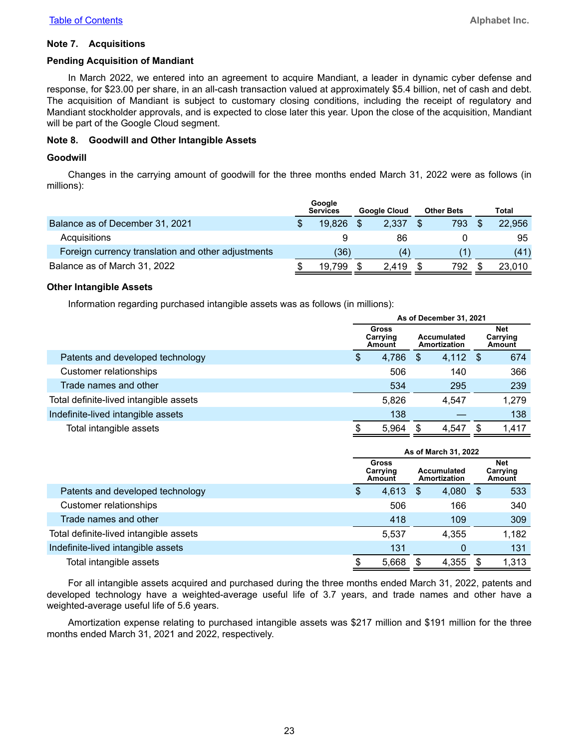### Note 7. Acquisitions

**Pending Acquisition of Mandiant**

In March 2022, we entered into an agreement to acquire Mandiant, a leader in dynamic cyber defense and response, for $23.00 per share, in an all-cash transaction valued at approximately $5.4 billion, net of cash and debt. The acquisition of Mandiant is subject to customary closing conditions, including the receipt of regulatory and Mandiant stockholder approvals, and is expected to close later this year. Upon the close of the acquisition, Mandiant will be part of the Google Cloud segment.

### Note 8. Goodwill and Other Intangible Assets

**Goodwill**

Changes in the carrying amount of goodwill for the three months ended March 31, 2022 were as follows (in millions):

| | Google Services | Google Cloud | Other Bets | Total |
|---|---|---|---|---|
| Balance as of December 31, 2021 | $ 19,826 | $ 2,337 | $ 793 | $ 22,956 |
| Acquisitions | 9 | 86 | 0 | 95 |
| Foreign currency translation and other adjustments | (36) | (4) | (1) | (41) |
| Balance as of March 31, 2022 | $ 19,799 | $ 2,419 | $ 792 | $ 23,010 |

**Other Intangible Assets**

Information regarding purchased intangible assets was as follows (in millions):

| | As of December 31, 2021 | | |
|---|---|---|---|
| | Gross Carrying Amount | Accumulated Amortization | Net Carrying Amount |
| Patents and developed technology | $ 4,786 | $ 4,112 | $ 674 |
| Customer relationships | 506 | 140 | 366 |
| Trade names and other | 534 | 295 | 239 |
| Total definite-lived intangible assets | 5,826 | 4,547 | 1,279 |
| Indefinite-lived intangible assets | 138 | — | 138 |
| Total intangible assets | $ 5,964 | $ 4,547 | $ 1,417 |

| | As of March 31, 2022 | | |
|---|---|---|---|
| | Gross Carrying Amount | Accumulated Amortization | Net Carrying Amount |
| Patents and developed technology | $ 4,613 | $ 4,080 | $ 533 |
| Customer relationships | 506 | 166 | 340 |
| Trade names and other | 418 | 109 | 309 |
| Total definite-lived intangible assets | 5,537 | 4,355 | 1,182 |
| Indefinite-lived intangible assets | 131 | 0 | 131 |
| Total intangible assets | $ 5,668 | $ 4,355 | $ 1,313 |

For all intangible assets acquired and purchased during the three months ended March 31, 2022, patents and developed technology have a weighted-average useful life of 3.7 years, and trade names and other have a weighted-average useful life of 5.6 years.

Amortization expense relating to purchased intangible assets was $217 million and $191 million for the three months ended March 31, 2021 and 2022, respectively.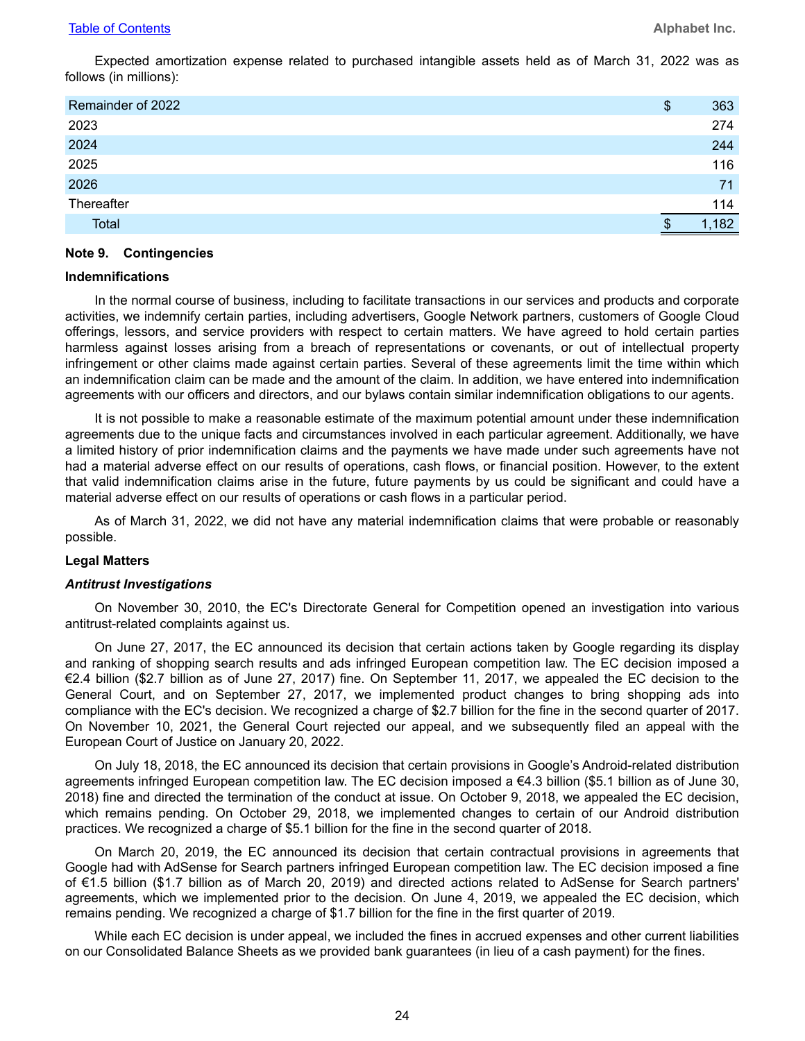Expected amortization expense related to purchased intangible assets held as of March 31, 2022 was as follows (in millions):

| | |
|---|---|
| Remainder of 2022 | $ 363 |
| 2023 | 274 |
| 2024 | 244 |
| 2025 | 116 |
| 2026 | 71 |
| Thereafter | 114 |
| Total | $ 1,182 |

## Note 9. Contingencies

### Indemnifications

In the normal course of business, including to facilitate transactions in our services and products and corporate activities, we indemnify certain parties, including advertisers, Google Network partners, customers of Google Cloud offerings, lessors, and service providers with respect to certain matters. We have agreed to hold certain parties harmless against losses arising from a breach of representations or covenants, or out of intellectual property infringement or other claims made against certain parties. Several of these agreements limit the time within which an indemnification claim can be made and the amount of the claim. In addition, we have entered into indemnification agreements with our officers and directors, and our bylaws contain similar indemnification obligations to our agents.

It is not possible to make a reasonable estimate of the maximum potential amount under these indemnification agreements due to the unique facts and circumstances involved in each particular agreement. Additionally, we have a limited history of prior indemnification claims and the payments we have made under such agreements have not had a material adverse effect on our results of operations, cash flows, or financial position. However, to the extent that valid indemnification claims arise in the future, future payments by us could be significant and could have a material adverse effect on our results of operations or cash flows in a particular period.

As of March 31, 2022, we did not have any material indemnification claims that were probable or reasonably possible.

### Legal Matters

#### *Antitrust Investigations*

On November 30, 2010, the EC's Directorate General for Competition opened an investigation into various antitrust-related complaints against us.

On June 27, 2017, the EC announced its decision that certain actions taken by Google regarding its display and ranking of shopping search results and ads infringed European competition law. The EC decision imposed a €2.4 billion ($2.7 billion as of June 27, 2017) fine. On September 11, 2017, we appealed the EC decision to the General Court, and on September 27, 2017, we implemented product changes to bring shopping ads into compliance with the EC's decision. We recognized a charge of $2.7 billion for the fine in the second quarter of 2017. On November 10, 2021, the General Court rejected our appeal, and we subsequently filed an appeal with the European Court of Justice on January 20, 2022.

On July 18, 2018, the EC announced its decision that certain provisions in Google's Android-related distribution agreements infringed European competition law. The EC decision imposed a €4.3 billion ($5.1 billion as of June 30, 2018) fine and directed the termination of the conduct at issue. On October 9, 2018, we appealed the EC decision, which remains pending. On October 29, 2018, we implemented changes to certain of our Android distribution practices. We recognized a charge of $5.1 billion for the fine in the second quarter of 2018.

On March 20, 2019, the EC announced its decision that certain contractual provisions in agreements that Google had with AdSense for Search partners infringed European competition law. The EC decision imposed a fine of €1.5 billion ($1.7 billion as of March 20, 2019) and directed actions related to AdSense for Search partners' agreements, which we implemented prior to the decision. On June 4, 2019, we appealed the EC decision, which remains pending. We recognized a charge of $1.7 billion for the fine in the first quarter of 2019.

While each EC decision is under appeal, we included the fines in accrued expenses and other current liabilities on our Consolidated Balance Sheets as we provided bank guarantees (in lieu of a cash payment) for the fines.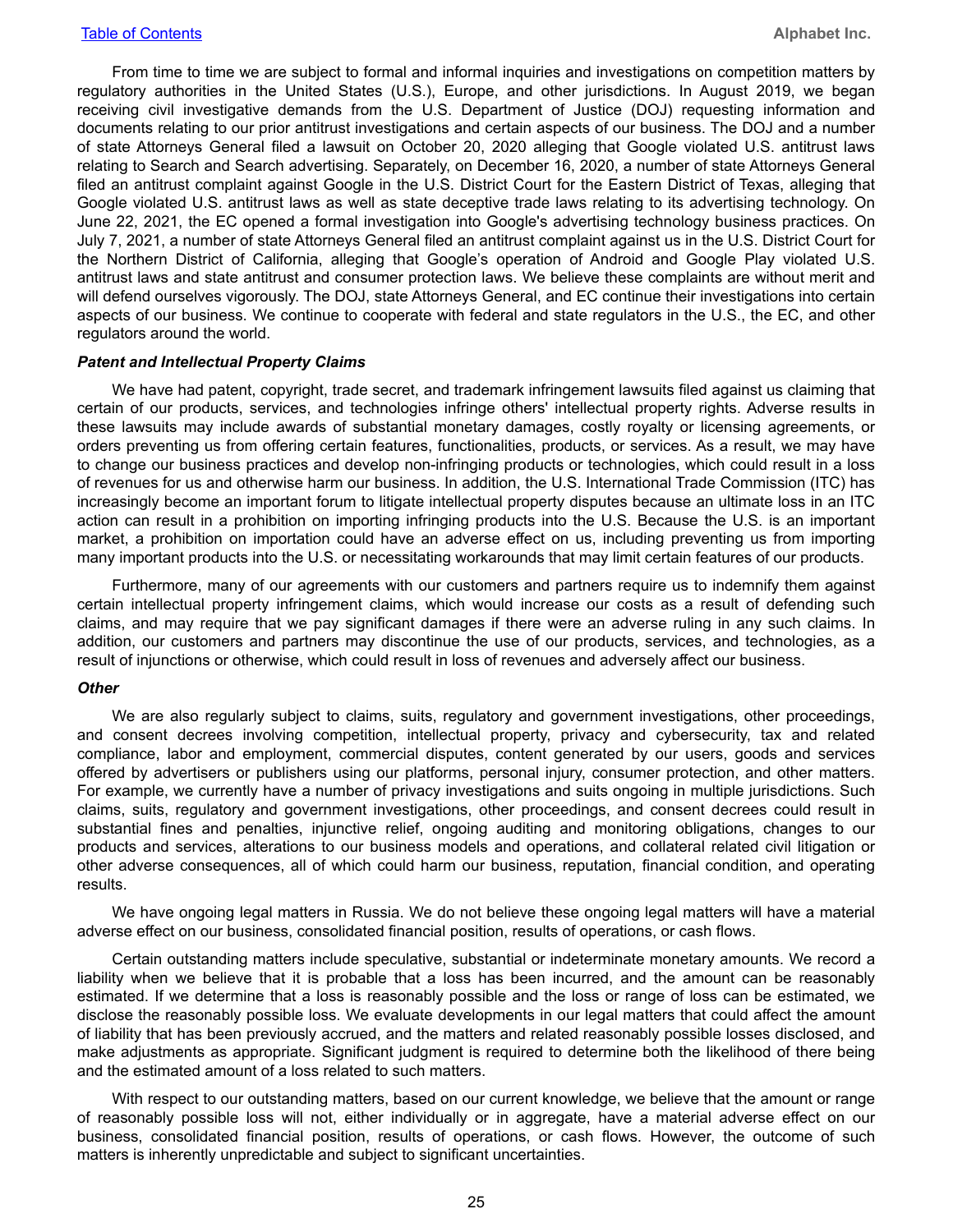From time to time we are subject to formal and informal inquiries and investigations on competition matters by regulatory authorities in the United States (U.S.), Europe, and other jurisdictions. In August 2019, we began receiving civil investigative demands from the U.S. Department of Justice (DOJ) requesting information and documents relating to our prior antitrust investigations and certain aspects of our business. The DOJ and a number of state Attorneys General filed a lawsuit on October 20, 2020 alleging that Google violated U.S. antitrust laws relating to Search and Search advertising. Separately, on December 16, 2020, a number of state Attorneys General filed an antitrust complaint against Google in the U.S. District Court for the Eastern District of Texas, alleging that Google violated U.S. antitrust laws as well as state deceptive trade laws relating to its advertising technology. On June 22, 2021, the EC opened a formal investigation into Google's advertising technology business practices. On July 7, 2021, a number of state Attorneys General filed an antitrust complaint against us in the U.S. District Court for the Northern District of California, alleging that Google's operation of Android and Google Play violated U.S. antitrust laws and state antitrust and consumer protection laws. We believe these complaints are without merit and will defend ourselves vigorously. The DOJ, state Attorneys General, and EC continue their investigations into certain aspects of our business. We continue to cooperate with federal and state regulators in the U.S., the EC, and other regulators around the world.

***Patent and Intellectual Property Claims***

We have had patent, copyright, trade secret, and trademark infringement lawsuits filed against us claiming that certain of our products, services, and technologies infringe others' intellectual property rights. Adverse results in these lawsuits may include awards of substantial monetary damages, costly royalty or licensing agreements, or orders preventing us from offering certain features, functionalities, products, or services. As a result, we may have to change our business practices and develop non-infringing products or technologies, which could result in a loss of revenues for us and otherwise harm our business. In addition, the U.S. International Trade Commission (ITC) has increasingly become an important forum to litigate intellectual property disputes because an ultimate loss in an ITC action can result in a prohibition on importing infringing products into the U.S. Because the U.S. is an important market, a prohibition on importation could have an adverse effect on us, including preventing us from importing many important products into the U.S. or necessitating workarounds that may limit certain features of our products.

Furthermore, many of our agreements with our customers and partners require us to indemnify them against certain intellectual property infringement claims, which would increase our costs as a result of defending such claims, and may require that we pay significant damages if there were an adverse ruling in any such claims. In addition, our customers and partners may discontinue the use of our products, services, and technologies, as a result of injunctions or otherwise, which could result in loss of revenues and adversely affect our business.

***Other***

We are also regularly subject to claims, suits, regulatory and government investigations, other proceedings, and consent decrees involving competition, intellectual property, privacy and cybersecurity, tax and related compliance, labor and employment, commercial disputes, content generated by our users, goods and services offered by advertisers or publishers using our platforms, personal injury, consumer protection, and other matters. For example, we currently have a number of privacy investigations and suits ongoing in multiple jurisdictions. Such claims, suits, regulatory and government investigations, other proceedings, and consent decrees could result in substantial fines and penalties, injunctive relief, ongoing auditing and monitoring obligations, changes to our products and services, alterations to our business models and operations, and collateral related civil litigation or other adverse consequences, all of which could harm our business, reputation, financial condition, and operating results.

We have ongoing legal matters in Russia. We do not believe these ongoing legal matters will have a material adverse effect on our business, consolidated financial position, results of operations, or cash flows.

Certain outstanding matters include speculative, substantial or indeterminate monetary amounts. We record a liability when we believe that it is probable that a loss has been incurred, and the amount can be reasonably estimated. If we determine that a loss is reasonably possible and the loss or range of loss can be estimated, we disclose the reasonably possible loss. We evaluate developments in our legal matters that could affect the amount of liability that has been previously accrued, and the matters and related reasonably possible losses disclosed, and make adjustments as appropriate. Significant judgment is required to determine both the likelihood of there being and the estimated amount of a loss related to such matters.

With respect to our outstanding matters, based on our current knowledge, we believe that the amount or range of reasonably possible loss will not, either individually or in aggregate, have a material adverse effect on our business, consolidated financial position, results of operations, or cash flows. However, the outcome of such matters is inherently unpredictable and subject to significant uncertainties.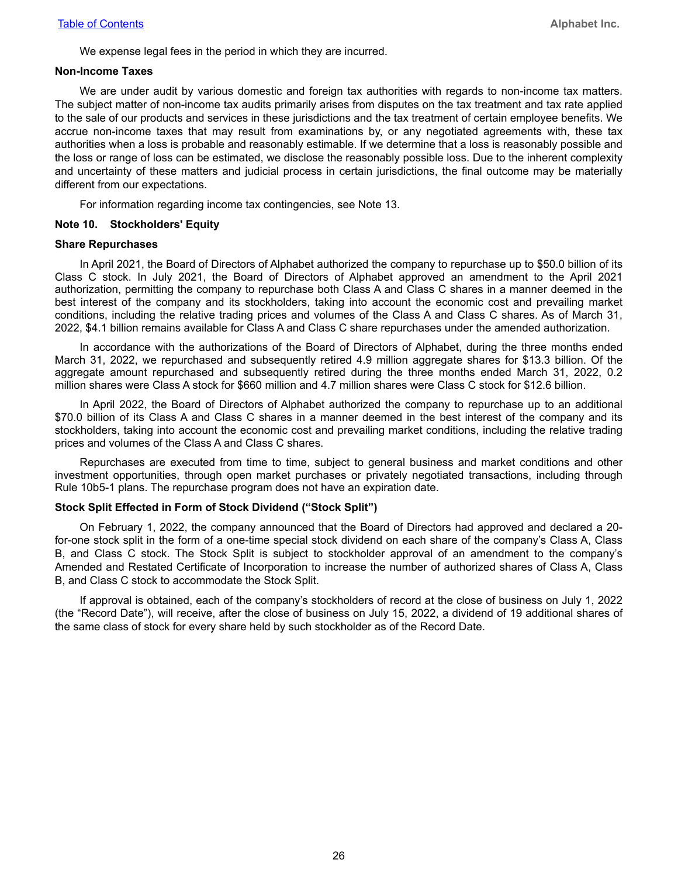We expense legal fees in the period in which they are incurred.

**Non-Income Taxes**

We are under audit by various domestic and foreign tax authorities with regards to non-income tax matters. The subject matter of non-income tax audits primarily arises from disputes on the tax treatment and tax rate applied to the sale of our products and services in these jurisdictions and the tax treatment of certain employee benefits. We accrue non-income taxes that may result from examinations by, or any negotiated agreements with, these tax authorities when a loss is probable and reasonably estimable. If we determine that a loss is reasonably possible and the loss or range of loss can be estimated, we disclose the reasonably possible loss. Due to the inherent complexity and uncertainty of these matters and judicial process in certain jurisdictions, the final outcome may be materially different from our expectations.

For information regarding income tax contingencies, see Note 13.

## Note 10. Stockholders' Equity

**Share Repurchases**

In April 2021, the Board of Directors of Alphabet authorized the company to repurchase up to $50.0 billion of its Class C stock. In July 2021, the Board of Directors of Alphabet approved an amendment to the April 2021 authorization, permitting the company to repurchase both Class A and Class C shares in a manner deemed in the best interest of the company and its stockholders, taking into account the economic cost and prevailing market conditions, including the relative trading prices and volumes of the Class A and Class C shares. As of March 31, 2022, $4.1 billion remains available for Class A and Class C share repurchases under the amended authorization.

In accordance with the authorizations of the Board of Directors of Alphabet, during the three months ended March 31, 2022, we repurchased and subsequently retired 4.9 million aggregate shares for $13.3 billion. Of the aggregate amount repurchased and subsequently retired during the three months ended March 31, 2022, 0.2 million shares were Class A stock for $660 million and 4.7 million shares were Class C stock for $12.6 billion.

In April 2022, the Board of Directors of Alphabet authorized the company to repurchase up to an additional $70.0 billion of its Class A and Class C shares in a manner deemed in the best interest of the company and its stockholders, taking into account the economic cost and prevailing market conditions, including the relative trading prices and volumes of the Class A and Class C shares.

Repurchases are executed from time to time, subject to general business and market conditions and other investment opportunities, through open market purchases or privately negotiated transactions, including through Rule 10b5-1 plans. The repurchase program does not have an expiration date.

**Stock Split Effected in Form of Stock Dividend ("Stock Split")**

On February 1, 2022, the company announced that the Board of Directors had approved and declared a 20-for-one stock split in the form of a one-time special stock dividend on each share of the company's Class A, Class B, and Class C stock. The Stock Split is subject to stockholder approval of an amendment to the company's Amended and Restated Certificate of Incorporation to increase the number of authorized shares of Class A, Class B, and Class C stock to accommodate the Stock Split.

If approval is obtained, each of the company's stockholders of record at the close of business on July 1, 2022 (the "Record Date"), will receive, after the close of business on July 15, 2022, a dividend of 19 additional shares of the same class of stock for every share held by such stockholder as of the Record Date.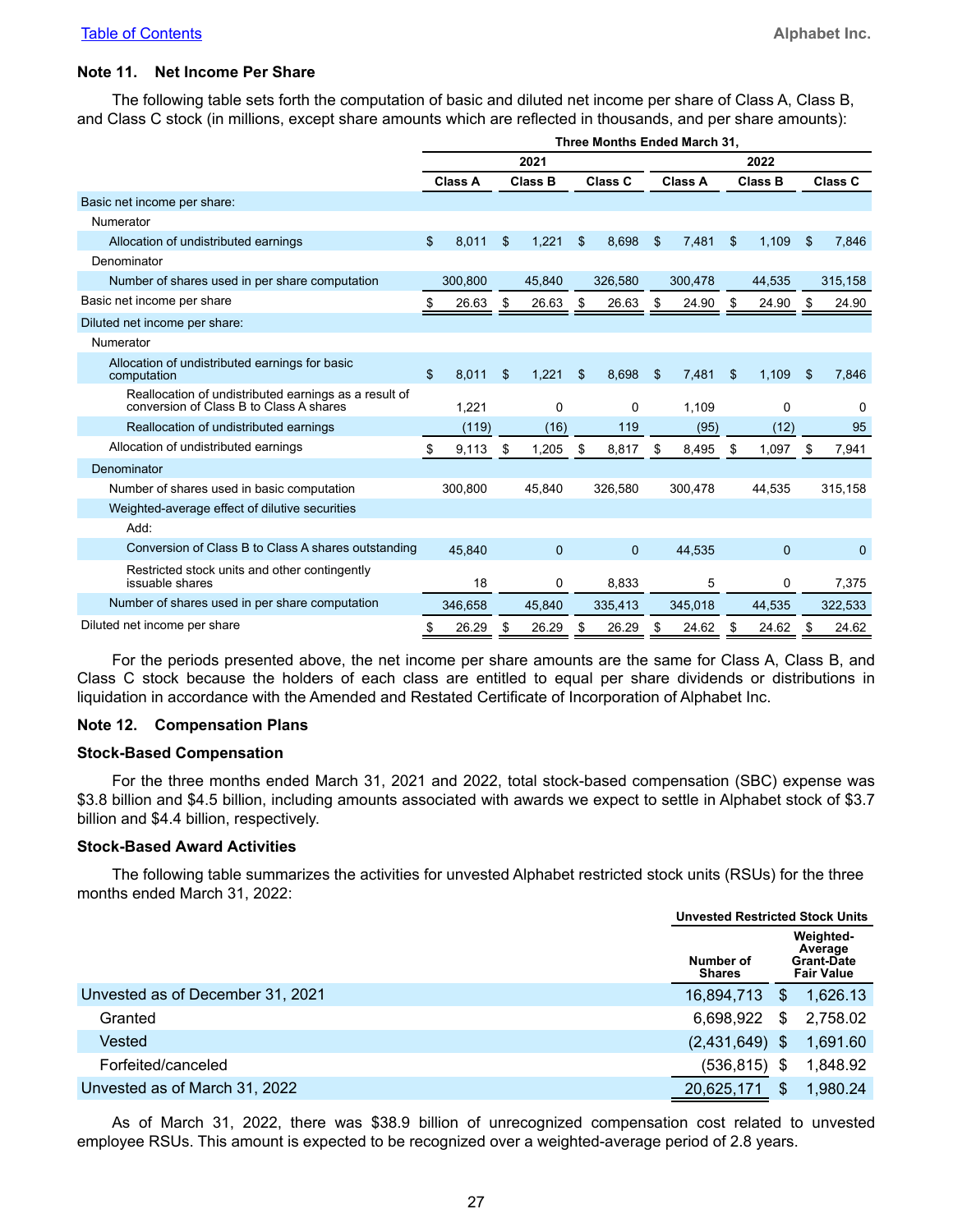## Note 11. Net Income Per Share

The following table sets forth the computation of basic and diluted net income per share of Class A, Class B, and Class C stock (in millions, except share amounts which are reflected in thousands, and per share amounts):

| | Three Months Ended March 31, | | | | | |
|---|---|---|---|---|---|---|
| | 2021 | | | 2022 | | |
| | Class A | Class B | Class C | Class A | Class B | Class C |
| Basic net income per share: | | | | | | |
| Numerator | | | | | | |
| Allocation of undistributed earnings | $ 8,011 | $ 1,221 | $ 8,698 | $ 7,481 | $ 1,109 | $ 7,846 |
| Denominator | | | | | | |
| Number of shares used in per share computation | 300,800 | 45,840 | 326,580 | 300,478 | 44,535 | 315,158 |
| Basic net income per share | $ 26.63 | $ 26.63 | $ 26.63 | $ 24.90 | $ 24.90 | $ 24.90 |
| Diluted net income per share: | | | | | | |
| Numerator | | | | | | |
| Allocation of undistributed earnings for basic computation | $ 8,011 | $ 1,221 | $ 8,698 | $ 7,481 | $ 1,109 | $ 7,846 |
| Reallocation of undistributed earnings as a result of conversion of Class B to Class A shares | 1,221 | 0 | 0 | 1,109 | 0 | 0 |
| Reallocation of undistributed earnings | (119) | (16) | 119 | (95) | (12) | 95 |
| Allocation of undistributed earnings | $ 9,113 | $ 1,205 | $ 8,817 | $ 8,495 | $ 1,097 | $ 7,941 |
| Denominator | | | | | | |
| Number of shares used in basic computation | 300,800 | 45,840 | 326,580 | 300,478 | 44,535 | 315,158 |
| Weighted-average effect of dilutive securities | | | | | | |
| Add: | | | | | | |
| Conversion of Class B to Class A shares outstanding | 45,840 | 0 | 0 | 44,535 | 0 | 0 |
| Restricted stock units and other contingently issuable shares | 18 | 0 | 8,833 | 5 | 0 | 7,375 |
| Number of shares used in per share computation | 346,658 | 45,840 | 335,413 | 345,018 | 44,535 | 322,533 |
| Diluted net income per share | $ 26.29 | $ 26.29 | $ 26.29 | $ 24.62 | $ 24.62 | $ 24.62 |

For the periods presented above, the net income per share amounts are the same for Class A, Class B, and Class C stock because the holders of each class are entitled to equal per share dividends or distributions in liquidation in accordance with the Amended and Restated Certificate of Incorporation of Alphabet Inc.

## Note 12. Compensation Plans

### Stock-Based Compensation

For the three months ended March 31, 2021 and 2022, total stock-based compensation (SBC) expense was $3.8 billion and $4.5 billion, including amounts associated with awards we expect to settle in Alphabet stock of $3.7 billion and $4.4 billion, respectively.

### Stock-Based Award Activities

The following table summarizes the activities for unvested Alphabet restricted stock units (RSUs) for the three months ended March 31, 2022:

| | Unvested Restricted Stock Units | |
|---|---|---|
| | Number of Shares | Weighted-Average Grant-Date Fair Value |
| Unvested as of December 31, 2021 | 16,894,713 | $ 1,626.13 |
| Granted | 6,698,922 | $ 2,758.02 |
| Vested | (2,431,649) | $ 1,691.60 |
| Forfeited/canceled | (536,815) | $ 1,848.92 |
| Unvested as of March 31, 2022 | 20,625,171 | $ 1,980.24 |

As of March 31, 2022, there was $38.9 billion of unrecognized compensation cost related to unvested employee RSUs. This amount is expected to be recognized over a weighted-average period of 2.8 years.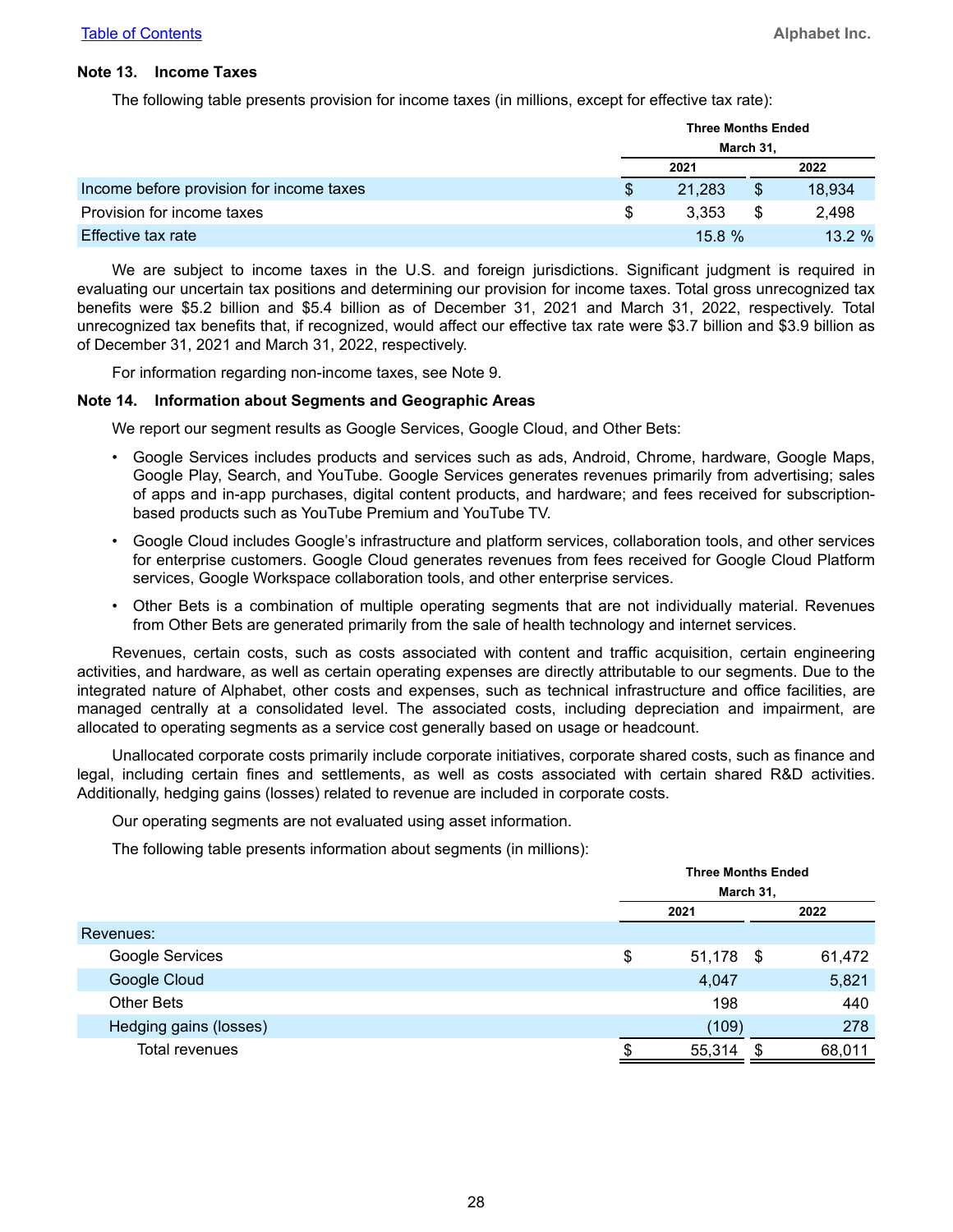### Note 13. Income Taxes

The following table presents provision for income taxes (in millions, except for effective tax rate):

| | Three Months Ended March 31, | |
|---|---|---|
| | 2021 | 2022 |
| Income before provision for income taxes | $ 21,283 | $ 18,934 |
| Provision for income taxes | $ 3,353 | $ 2,498 |
| Effective tax rate | 15.8 % | 13.2 % |

We are subject to income taxes in the U.S. and foreign jurisdictions. Significant judgment is required in evaluating our uncertain tax positions and determining our provision for income taxes. Total gross unrecognized tax benefits were $5.2 billion and $5.4 billion as of December 31, 2021 and March 31, 2022, respectively. Total unrecognized tax benefits that, if recognized, would affect our effective tax rate were $3.7 billion and $3.9 billion as of December 31, 2021 and March 31, 2022, respectively.

For information regarding non-income taxes, see Note 9.

### Note 14. Information about Segments and Geographic Areas

We report our segment results as Google Services, Google Cloud, and Other Bets:

- Google Services includes products and services such as ads, Android, Chrome, hardware, Google Maps, Google Play, Search, and YouTube. Google Services generates revenues primarily from advertising; sales of apps and in-app purchases, digital content products, and hardware; and fees received for subscription-based products such as YouTube Premium and YouTube TV.
- Google Cloud includes Google's infrastructure and platform services, collaboration tools, and other services for enterprise customers. Google Cloud generates revenues from fees received for Google Cloud Platform services, Google Workspace collaboration tools, and other enterprise services.
- Other Bets is a combination of multiple operating segments that are not individually material. Revenues from Other Bets are generated primarily from the sale of health technology and internet services.

Revenues, certain costs, such as costs associated with content and traffic acquisition, certain engineering activities, and hardware, as well as certain operating expenses are directly attributable to our segments. Due to the integrated nature of Alphabet, other costs and expenses, such as technical infrastructure and office facilities, are managed centrally at a consolidated level. The associated costs, including depreciation and impairment, are allocated to operating segments as a service cost generally based on usage or headcount.

Unallocated corporate costs primarily include corporate initiatives, corporate shared costs, such as finance and legal, including certain fines and settlements, as well as costs associated with certain shared R&D activities. Additionally, hedging gains (losses) related to revenue are included in corporate costs.

Our operating segments are not evaluated using asset information.

The following table presents information about segments (in millions):

| | Three Months Ended March 31, | |
|---|---|---|
| | 2021 | 2022 |
| Revenues: | | |
| Google Services | $ 51,178 | $ 61,472 |
| Google Cloud | 4,047 | 5,821 |
| Other Bets | 198 | 440 |
| Hedging gains (losses) | (109) | 278 |
| Total revenues | $ 55,314 | $ 68,011 |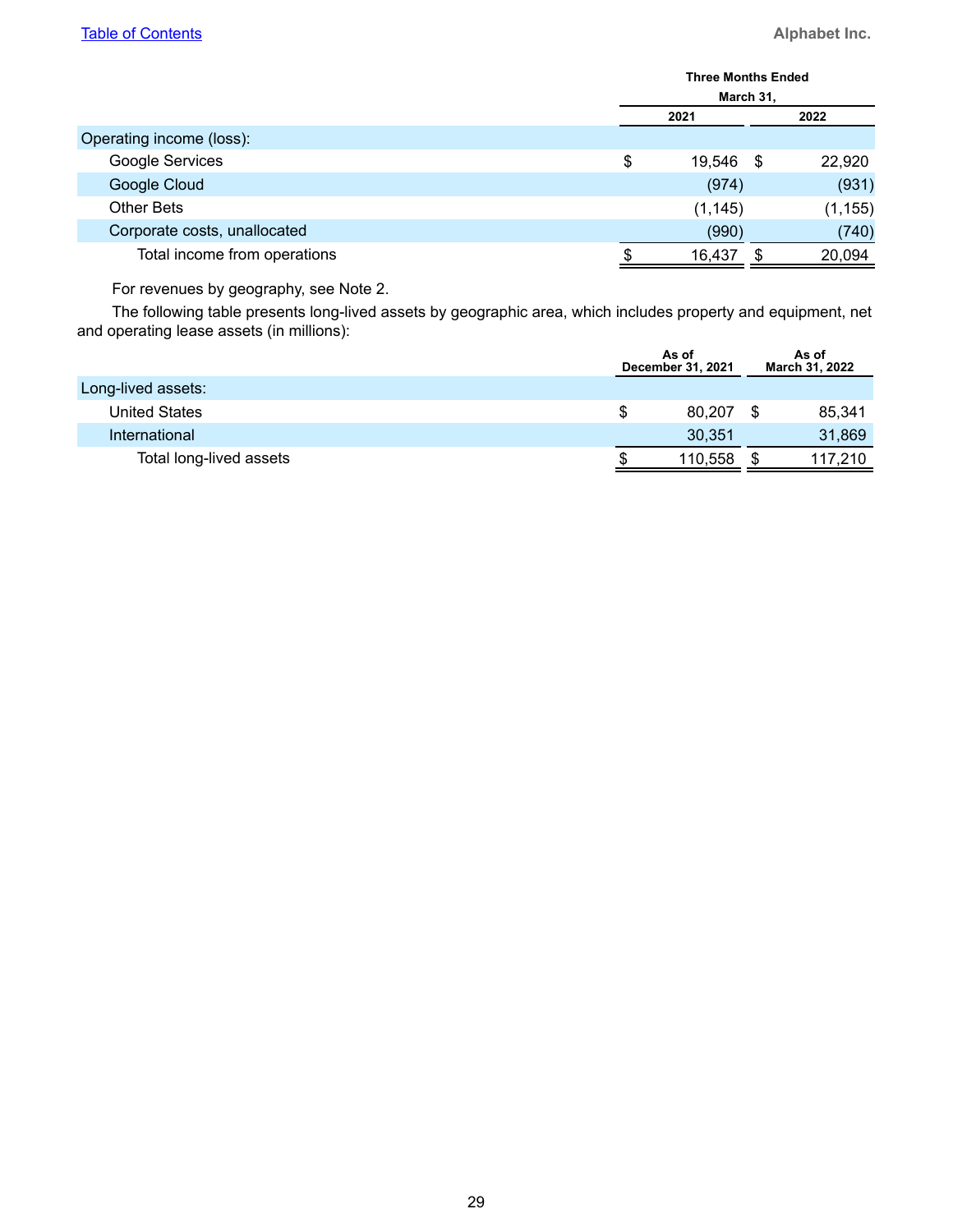| | Three Months Ended March 31, | |
|---|---|---|
| | 2021 | 2022 |
| Operating income (loss): | | |
| Google Services | $ 19,546 | $ 22,920 |
| Google Cloud | (974) | (931) |
| Other Bets | (1,145) | (1,155) |
| Corporate costs, unallocated | (990) | (740) |
| Total income from operations | $ 16,437 | $ 20,094 |

For revenues by geography, see Note 2.

The following table presents long-lived assets by geographic area, which includes property and equipment, net and operating lease assets (in millions):

| | As of December 31, 2021 | As of March 31, 2022 |
|---|---|---|
| Long-lived assets: | | |
| United States | $ 80,207 | $ 85,341 |
| International | 30,351 | 31,869 |
| Total long-lived assets | $ 110,558 | $ 117,210 |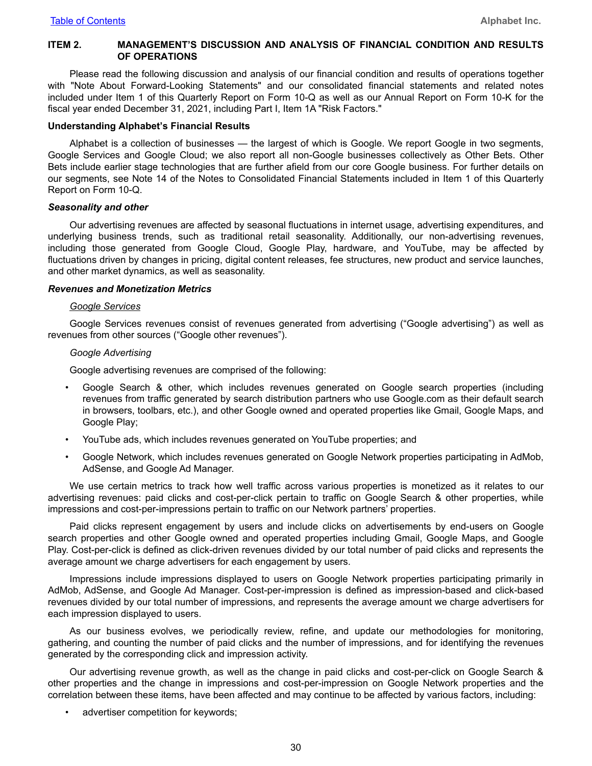## ITEM 2. MANAGEMENT'S DISCUSSION AND ANALYSIS OF FINANCIAL CONDITION AND RESULTS OF OPERATIONS

Please read the following discussion and analysis of our financial condition and results of operations together with "Note About Forward-Looking Statements" and our consolidated financial statements and related notes included under Item 1 of this Quarterly Report on Form 10-Q as well as our Annual Report on Form 10-K for the fiscal year ended December 31, 2021, including Part I, Item 1A "Risk Factors."

### Understanding Alphabet's Financial Results

Alphabet is a collection of businesses — the largest of which is Google. We report Google in two segments, Google Services and Google Cloud; we also report all non-Google businesses collectively as Other Bets. Other Bets include earlier stage technologies that are further afield from our core Google business. For further details on our segments, see Note 14 of the Notes to Consolidated Financial Statements included in Item 1 of this Quarterly Report on Form 10-Q.

#### *Seasonality and other*

Our advertising revenues are affected by seasonal fluctuations in internet usage, advertising expenditures, and underlying business trends, such as traditional retail seasonality. Additionally, our non-advertising revenues, including those generated from Google Cloud, Google Play, hardware, and YouTube, may be affected by fluctuations driven by changes in pricing, digital content releases, fee structures, new product and service launches, and other market dynamics, as well as seasonality.

#### *Revenues and Monetization Metrics*

*Google Services*

Google Services revenues consist of revenues generated from advertising ("Google advertising") as well as revenues from other sources ("Google other revenues").

*Google Advertising*

Google advertising revenues are comprised of the following:

- Google Search & other, which includes revenues generated on Google search properties (including revenues from traffic generated by search distribution partners who use Google.com as their default search in browsers, toolbars, etc.), and other Google owned and operated properties like Gmail, Google Maps, and Google Play;
- YouTube ads, which includes revenues generated on YouTube properties; and
- Google Network, which includes revenues generated on Google Network properties participating in AdMob, AdSense, and Google Ad Manager.

We use certain metrics to track how well traffic across various properties is monetized as it relates to our advertising revenues: paid clicks and cost-per-click pertain to traffic on Google Search & other properties, while impressions and cost-per-impressions pertain to traffic on our Network partners' properties.

Paid clicks represent engagement by users and include clicks on advertisements by end-users on Google search properties and other Google owned and operated properties including Gmail, Google Maps, and Google Play. Cost-per-click is defined as click-driven revenues divided by our total number of paid clicks and represents the average amount we charge advertisers for each engagement by users.

Impressions include impressions displayed to users on Google Network properties participating primarily in AdMob, AdSense, and Google Ad Manager. Cost-per-impression is defined as impression-based and click-based revenues divided by our total number of impressions, and represents the average amount we charge advertisers for each impression displayed to users.

As our business evolves, we periodically review, refine, and update our methodologies for monitoring, gathering, and counting the number of paid clicks and the number of impressions, and for identifying the revenues generated by the corresponding click and impression activity.

Our advertising revenue growth, as well as the change in paid clicks and cost-per-click on Google Search & other properties and the change in impressions and cost-per-impression on Google Network properties and the correlation between these items, have been affected and may continue to be affected by various factors, including:

- advertiser competition for keywords;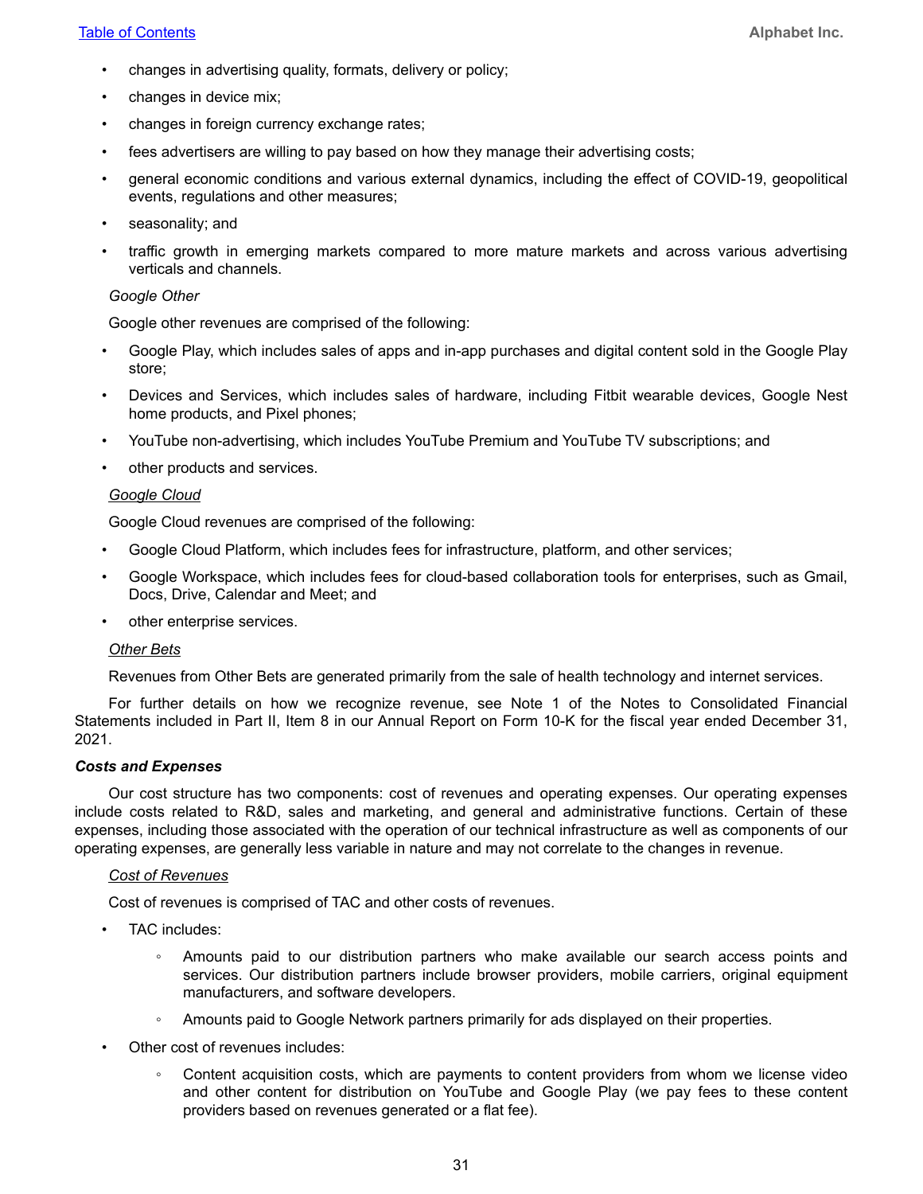- changes in advertising quality, formats, delivery or policy;
- changes in device mix;
- changes in foreign currency exchange rates;
- fees advertisers are willing to pay based on how they manage their advertising costs;
- general economic conditions and various external dynamics, including the effect of COVID-19, geopolitical events, regulations and other measures;
- seasonality; and
- traffic growth in emerging markets compared to more mature markets and across various advertising verticals and channels.

*Google Other*

Google other revenues are comprised of the following:

- Google Play, which includes sales of apps and in-app purchases and digital content sold in the Google Play store;
- Devices and Services, which includes sales of hardware, including Fitbit wearable devices, Google Nest home products, and Pixel phones;
- YouTube non-advertising, which includes YouTube Premium and YouTube TV subscriptions; and
- other products and services.

*Google Cloud*

Google Cloud revenues are comprised of the following:

- Google Cloud Platform, which includes fees for infrastructure, platform, and other services;
- Google Workspace, which includes fees for cloud-based collaboration tools for enterprises, such as Gmail, Docs, Drive, Calendar and Meet; and
- other enterprise services.

*Other Bets*

Revenues from Other Bets are generated primarily from the sale of health technology and internet services.

For further details on how we recognize revenue, see Note 1 of the Notes to Consolidated Financial Statements included in Part II, Item 8 in our Annual Report on Form 10-K for the fiscal year ended December 31, 2021.

***Costs and Expenses***

Our cost structure has two components: cost of revenues and operating expenses. Our operating expenses include costs related to R&D, sales and marketing, and general and administrative functions. Certain of these expenses, including those associated with the operation of our technical infrastructure as well as components of our operating expenses, are generally less variable in nature and may not correlate to the changes in revenue.

*Cost of Revenues*

Cost of revenues is comprised of TAC and other costs of revenues.

- TAC includes:
  - Amounts paid to our distribution partners who make available our search access points and services. Our distribution partners include browser providers, mobile carriers, original equipment manufacturers, and software developers.
  - Amounts paid to Google Network partners primarily for ads displayed on their properties.
- Other cost of revenues includes:
  - Content acquisition costs, which are payments to content providers from whom we license video and other content for distribution on YouTube and Google Play (we pay fees to these content providers based on revenues generated or a flat fee).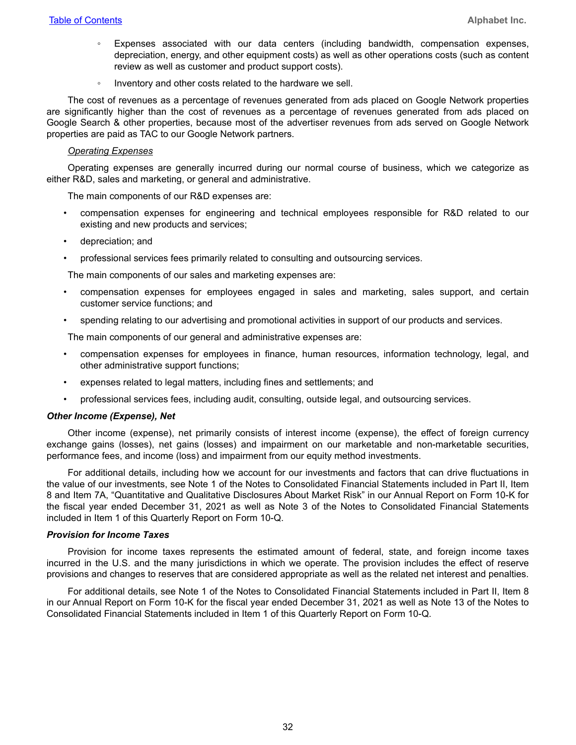- Expenses associated with our data centers (including bandwidth, compensation expenses, depreciation, energy, and other equipment costs) as well as other operations costs (such as content review as well as customer and product support costs).
- Inventory and other costs related to the hardware we sell.

The cost of revenues as a percentage of revenues generated from ads placed on Google Network properties are significantly higher than the cost of revenues as a percentage of revenues generated from ads placed on Google Search & other properties, because most of the advertiser revenues from ads served on Google Network properties are paid as TAC to our Google Network partners.

*Operating Expenses*

Operating expenses are generally incurred during our normal course of business, which we categorize as either R&D, sales and marketing, or general and administrative.

The main components of our R&D expenses are:

- compensation expenses for engineering and technical employees responsible for R&D related to our existing and new products and services;
- depreciation; and
- professional services fees primarily related to consulting and outsourcing services.

The main components of our sales and marketing expenses are:

- compensation expenses for employees engaged in sales and marketing, sales support, and certain customer service functions; and
- spending relating to our advertising and promotional activities in support of our products and services.

The main components of our general and administrative expenses are:

- compensation expenses for employees in finance, human resources, information technology, legal, and other administrative support functions;
- expenses related to legal matters, including fines and settlements; and
- professional services fees, including audit, consulting, outside legal, and outsourcing services.

### *Other Income (Expense), Net*

Other income (expense), net primarily consists of interest income (expense), the effect of foreign currency exchange gains (losses), net gains (losses) and impairment on our marketable and non-marketable securities, performance fees, and income (loss) and impairment from our equity method investments.

For additional details, including how we account for our investments and factors that can drive fluctuations in the value of our investments, see Note 1 of the Notes to Consolidated Financial Statements included in Part II, Item 8 and Item 7A, "Quantitative and Qualitative Disclosures About Market Risk" in our Annual Report on Form 10-K for the fiscal year ended December 31, 2021 as well as Note 3 of the Notes to Consolidated Financial Statements included in Item 1 of this Quarterly Report on Form 10-Q.

### *Provision for Income Taxes*

Provision for income taxes represents the estimated amount of federal, state, and foreign income taxes incurred in the U.S. and the many jurisdictions in which we operate. The provision includes the effect of reserve provisions and changes to reserves that are considered appropriate as well as the related net interest and penalties.

For additional details, see Note 1 of the Notes to Consolidated Financial Statements included in Part II, Item 8 in our Annual Report on Form 10-K for the fiscal year ended December 31, 2021 as well as Note 13 of the Notes to Consolidated Financial Statements included in Item 1 of this Quarterly Report on Form 10-Q.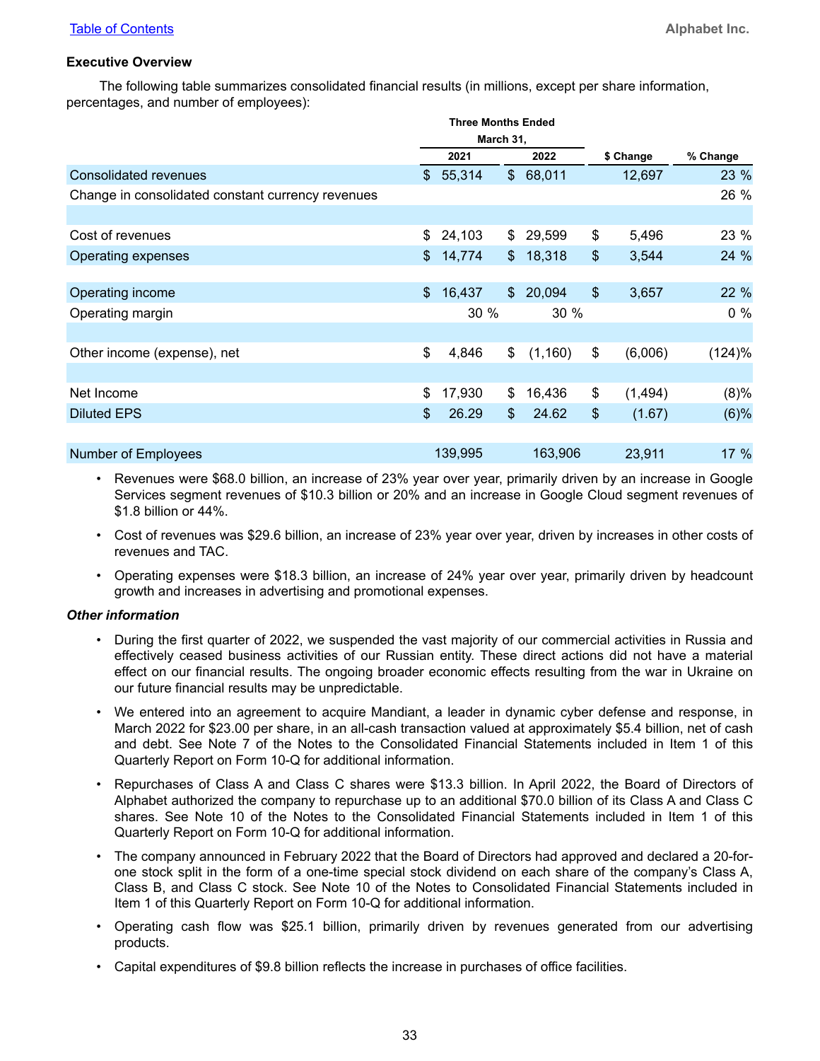## Executive Overview

The following table summarizes consolidated financial results (in millions, except per share information, percentages, and number of employees):

| | Three Months Ended March 31, | | | |
|---|---|---|---|---|
| | 2021 | 2022 | $ Change | % Change |
| Consolidated revenues | $ 55,314 | $ 68,011 | 12,697 | 23 % |
| Change in consolidated constant currency revenues | | | | 26 % |
| | | | | |
| Cost of revenues | $ 24,103 | $ 29,599 | $ 5,496 | 23 % |
| Operating expenses | $ 14,774 | $ 18,318 | $ 3,544 | 24 % |
| | | | | |
| Operating income | $ 16,437 | $ 20,094 | $ 3,657 | 22 % |
| Operating margin | 30 % | 30 % | | 0 % |
| | | | | |
| Other income (expense), net | $ 4,846 | $ (1,160) | $ (6,006) | (124)% |
| | | | | |
| Net Income | $ 17,930 | $ 16,436 | $ (1,494) | (8)% |
| Diluted EPS | $ 26.29 | $ 24.62 | $ (1.67) | (6)% |
| | | | | |
| Number of Employees | 139,995 | 163,906 | 23,911 | 17 % |

- Revenues were $68.0 billion, an increase of 23% year over year, primarily driven by an increase in Google Services segment revenues of $10.3 billion or 20% and an increase in Google Cloud segment revenues of $1.8 billion or 44%.
- Cost of revenues was $29.6 billion, an increase of 23% year over year, driven by increases in other costs of revenues and TAC.
- Operating expenses were $18.3 billion, an increase of 24% year over year, primarily driven by headcount growth and increases in advertising and promotional expenses.

### *Other information*

- During the first quarter of 2022, we suspended the vast majority of our commercial activities in Russia and effectively ceased business activities of our Russian entity. These direct actions did not have a material effect on our financial results. The ongoing broader economic effects resulting from the war in Ukraine on our future financial results may be unpredictable.
- We entered into an agreement to acquire Mandiant, a leader in dynamic cyber defense and response, in March 2022 for $23.00 per share, in an all-cash transaction valued at approximately $5.4 billion, net of cash and debt. See Note 7 of the Notes to the Consolidated Financial Statements included in Item 1 of this Quarterly Report on Form 10-Q for additional information.
- Repurchases of Class A and Class C shares were $13.3 billion. In April 2022, the Board of Directors of Alphabet authorized the company to repurchase up to an additional $70.0 billion of its Class A and Class C shares. See Note 10 of the Notes to the Consolidated Financial Statements included in Item 1 of this Quarterly Report on Form 10-Q for additional information.
- The company announced in February 2022 that the Board of Directors had approved and declared a 20-for-one stock split in the form of a one-time special stock dividend on each share of the company's Class A, Class B, and Class C stock. See Note 10 of the Notes to Consolidated Financial Statements included in Item 1 of this Quarterly Report on Form 10-Q for additional information.
- Operating cash flow was $25.1 billion, primarily driven by revenues generated from our advertising products.
- Capital expenditures of $9.8 billion reflects the increase in purchases of office facilities.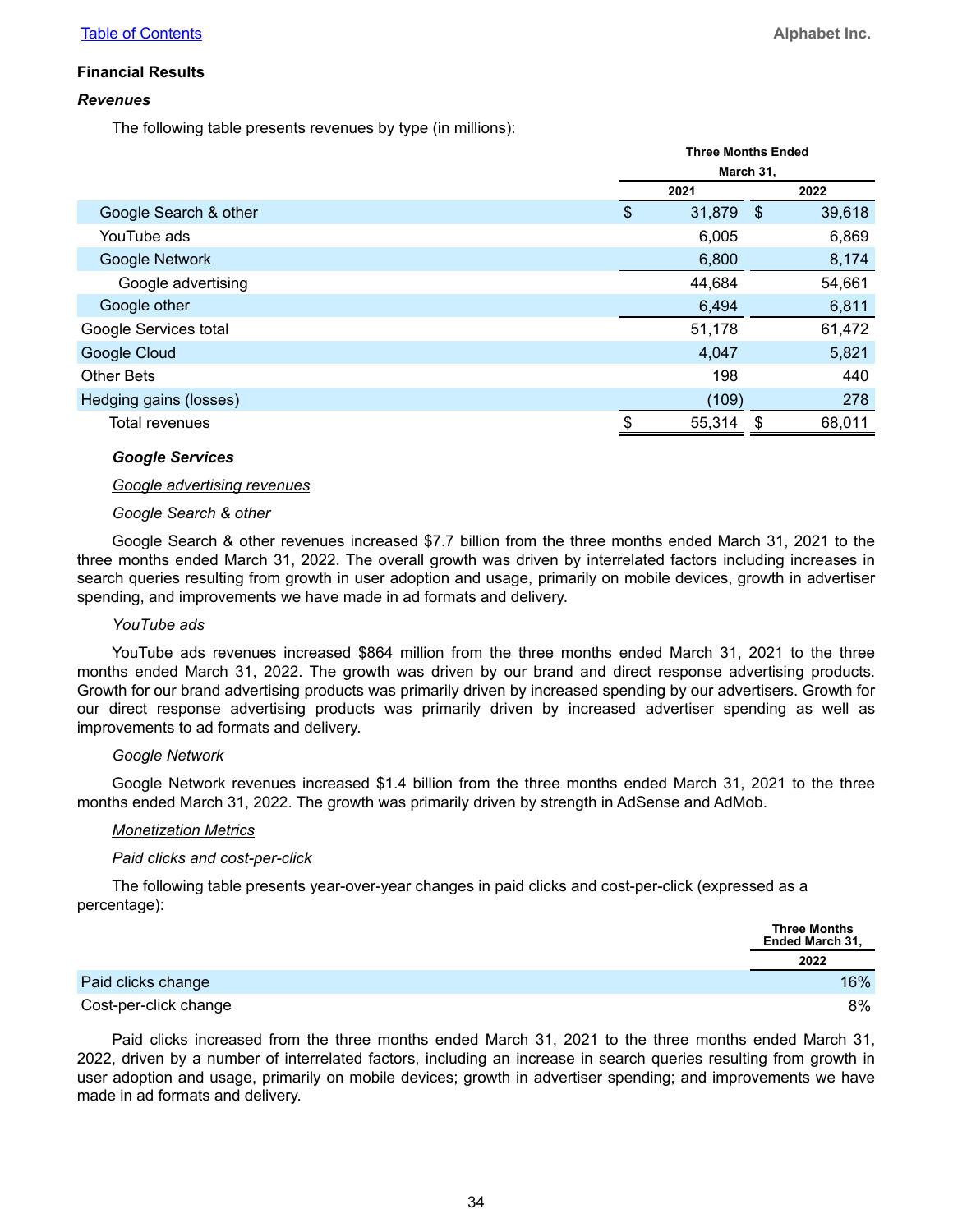## Financial Results

### *Revenues*

The following table presents revenues by type (in millions):

| | Three Months Ended March 31, | |
|---|---|---|
| | 2021 | 2022 |
| Google Search & other | $ 31,879 | $ 39,618 |
| YouTube ads | 6,005 | 6,869 |
| Google Network | 6,800 | 8,174 |
| Google advertising | 44,684 | 54,661 |
| Google other | 6,494 | 6,811 |
| Google Services total | 51,178 | 61,472 |
| Google Cloud | 4,047 | 5,821 |
| Other Bets | 198 | 440 |
| Hedging gains (losses) | (109) | 278 |
| Total revenues | $ 55,314 | $ 68,011 |

***Google Services***

*Google advertising revenues*

*Google Search & other*

Google Search & other revenues increased $7.7 billion from the three months ended March 31, 2021 to the three months ended March 31, 2022. The overall growth was driven by interrelated factors including increases in search queries resulting from growth in user adoption and usage, primarily on mobile devices, growth in advertiser spending, and improvements we have made in ad formats and delivery.

*YouTube ads*

YouTube ads revenues increased $864 million from the three months ended March 31, 2021 to the three months ended March 31, 2022. The growth was driven by our brand and direct response advertising products. Growth for our brand advertising products was primarily driven by increased spending by our advertisers. Growth for our direct response advertising products was primarily driven by increased advertiser spending as well as improvements to ad formats and delivery.

*Google Network*

Google Network revenues increased $1.4 billion from the three months ended March 31, 2021 to the three months ended March 31, 2022. The growth was primarily driven by strength in AdSense and AdMob.

*Monetization Metrics*

*Paid clicks and cost-per-click*

The following table presents year-over-year changes in paid clicks and cost-per-click (expressed as a percentage):

| | Three Months Ended March 31, |
|---|---|
| | 2022 |
| Paid clicks change | 16% |
| Cost-per-click change | 8% |

Paid clicks increased from the three months ended March 31, 2021 to the three months ended March 31, 2022, driven by a number of interrelated factors, including an increase in search queries resulting from growth in user adoption and usage, primarily on mobile devices; growth in advertiser spending; and improvements we have made in ad formats and delivery.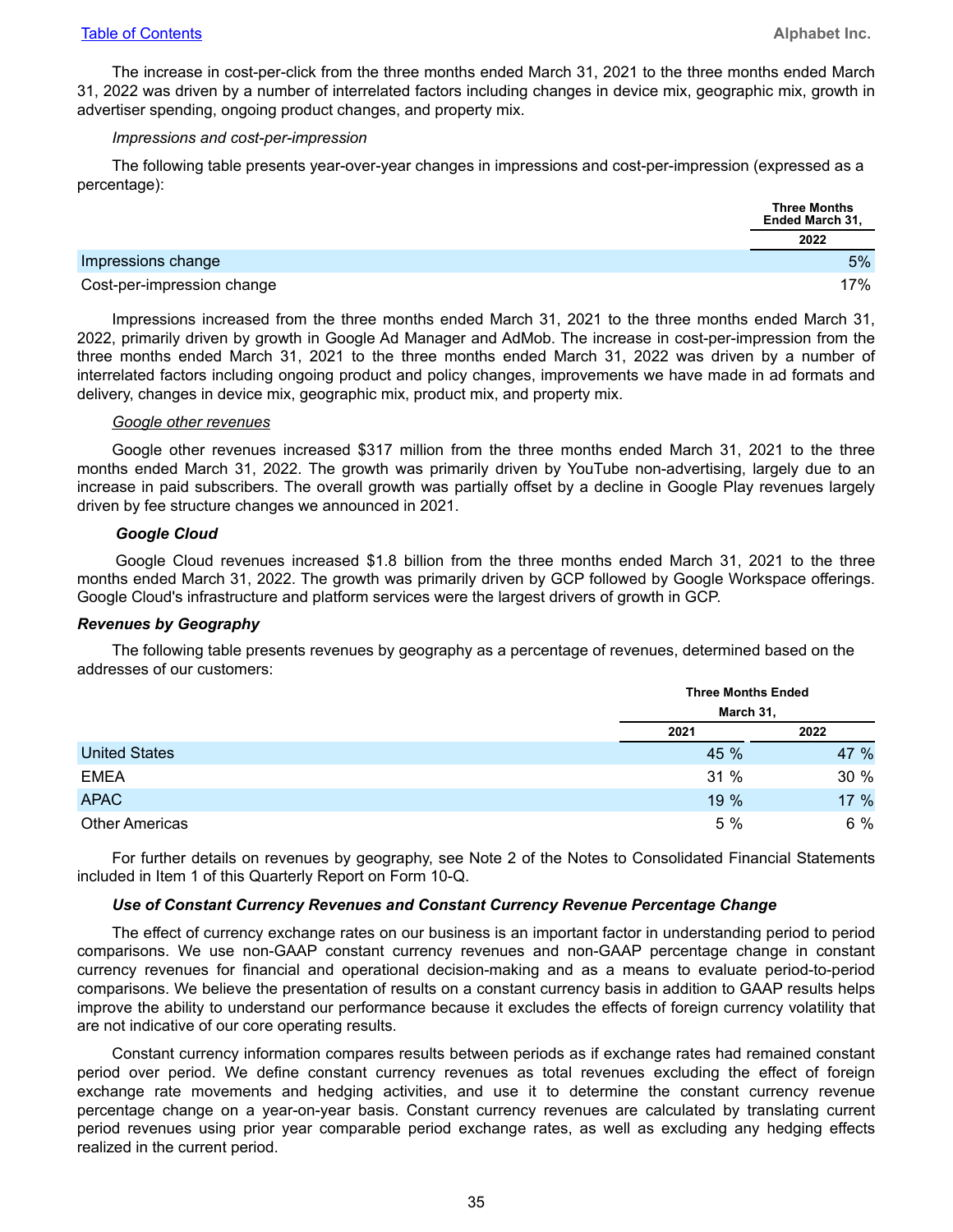The increase in cost-per-click from the three months ended March 31, 2021 to the three months ended March 31, 2022 was driven by a number of interrelated factors including changes in device mix, geographic mix, growth in advertiser spending, ongoing product changes, and property mix.

*Impressions and cost-per-impression*

The following table presents year-over-year changes in impressions and cost-per-impression (expressed as a percentage):

| | Three Months Ended March 31, |
|---|---|
| | 2022 |
| Impressions change | 5% |
| Cost-per-impression change | 17% |

Impressions increased from the three months ended March 31, 2021 to the three months ended March 31, 2022, primarily driven by growth in Google Ad Manager and AdMob. The increase in cost-per-impression from the three months ended March 31, 2021 to the three months ended March 31, 2022 was driven by a number of interrelated factors including ongoing product and policy changes, improvements we have made in ad formats and delivery, changes in device mix, geographic mix, product mix, and property mix.

*Google other revenues*

Google other revenues increased $317 million from the three months ended March 31, 2021 to the three months ended March 31, 2022. The growth was primarily driven by YouTube non-advertising, largely due to an increase in paid subscribers. The overall growth was partially offset by a decline in Google Play revenues largely driven by fee structure changes we announced in 2021.

***Google Cloud***

Google Cloud revenues increased $1.8 billion from the three months ended March 31, 2021 to the three months ended March 31, 2022. The growth was primarily driven by GCP followed by Google Workspace offerings. Google Cloud's infrastructure and platform services were the largest drivers of growth in GCP.

***Revenues by Geography***

The following table presents revenues by geography as a percentage of revenues, determined based on the addresses of our customers:

| | Three Months Ended March 31, | |
|---|---|---|
| | 2021 | 2022 |
| United States | 45 % | 47 % |
| EMEA | 31 % | 30 % |
| APAC | 19 % | 17 % |
| Other Americas | 5 % | 6 % |

For further details on revenues by geography, see Note 2 of the Notes to Consolidated Financial Statements included in Item 1 of this Quarterly Report on Form 10-Q.

***Use of Constant Currency Revenues and Constant Currency Revenue Percentage Change***

The effect of currency exchange rates on our business is an important factor in understanding period to period comparisons. We use non-GAAP constant currency revenues and non-GAAP percentage change in constant currency revenues for financial and operational decision-making and as a means to evaluate period-to-period comparisons. We believe the presentation of results on a constant currency basis in addition to GAAP results helps improve the ability to understand our performance because it excludes the effects of foreign currency volatility that are not indicative of our core operating results.

Constant currency information compares results between periods as if exchange rates had remained constant period over period. We define constant currency revenues as total revenues excluding the effect of foreign exchange rate movements and hedging activities, and use it to determine the constant currency revenue percentage change on a year-on-year basis. Constant currency revenues are calculated by translating current period revenues using prior year comparable period exchange rates, as well as excluding any hedging effects realized in the current period.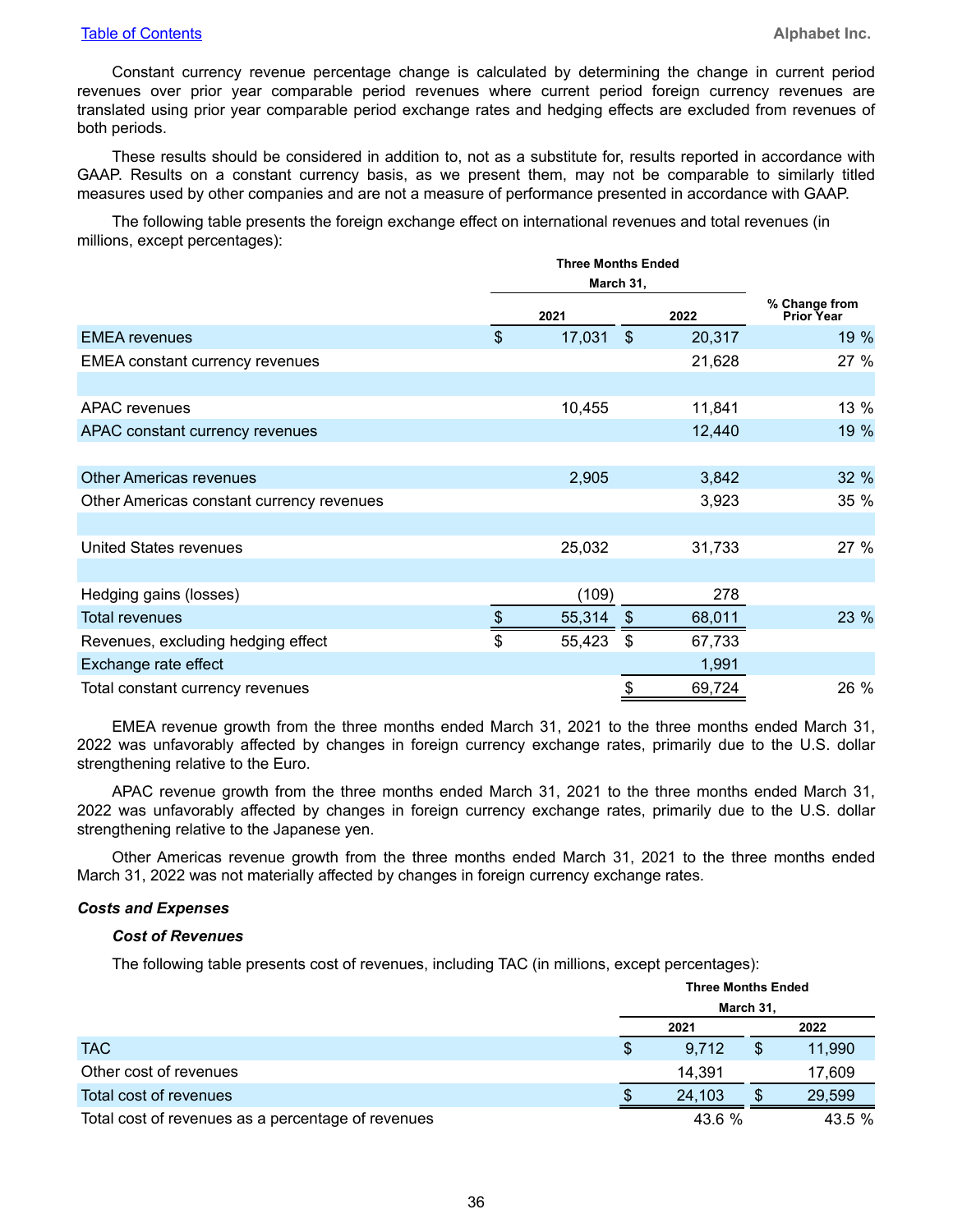Constant currency revenue percentage change is calculated by determining the change in current period revenues over prior year comparable period revenues where current period foreign currency revenues are translated using prior year comparable period exchange rates and hedging effects are excluded from revenues of both periods.

These results should be considered in addition to, not as a substitute for, results reported in accordance with GAAP. Results on a constant currency basis, as we present them, may not be comparable to similarly titled measures used by other companies and are not a measure of performance presented in accordance with GAAP.

The following table presents the foreign exchange effect on international revenues and total revenues (in millions, except percentages):

| | Three Months Ended March 31, | | |
|---|---|---|---|
| | 2021 | 2022 | % Change from Prior Year |
| EMEA revenues | $ 17,031 | $ 20,317 | 19 % |
| EMEA constant currency revenues | | 21,628 | 27 % |
| | | | |
| APAC revenues | 10,455 | 11,841 | 13 % |
| APAC constant currency revenues | | 12,440 | 19 % |
| | | | |
| Other Americas revenues | 2,905 | 3,842 | 32 % |
| Other Americas constant currency revenues | | 3,923 | 35 % |
| | | | |
| United States revenues | 25,032 | 31,733 | 27 % |
| | | | |
| Hedging gains (losses) | (109) | 278 | |
| Total revenues | $ 55,314 | $ 68,011 | 23 % |
| Revenues, excluding hedging effect | $ 55,423 | $ 67,733 | |
| Exchange rate effect | | 1,991 | |
| Total constant currency revenues | | $ 69,724 | 26 % |

EMEA revenue growth from the three months ended March 31, 2021 to the three months ended March 31, 2022 was unfavorably affected by changes in foreign currency exchange rates, primarily due to the U.S. dollar strengthening relative to the Euro.

APAC revenue growth from the three months ended March 31, 2021 to the three months ended March 31, 2022 was unfavorably affected by changes in foreign currency exchange rates, primarily due to the U.S. dollar strengthening relative to the Japanese yen.

Other Americas revenue growth from the three months ended March 31, 2021 to the three months ended March 31, 2022 was not materially affected by changes in foreign currency exchange rates.

***Costs and Expenses***

***Cost of Revenues***

The following table presents cost of revenues, including TAC (in millions, except percentages):

| | Three Months Ended March 31, | |
|---|---|---|
| | 2021 | 2022 |
| TAC | $ 9,712 | $ 11,990 |
| Other cost of revenues | 14,391 | 17,609 |
| Total cost of revenues | $ 24,103 | $ 29,599 |
| Total cost of revenues as a percentage of revenues | 43.6 % | 43.5 % |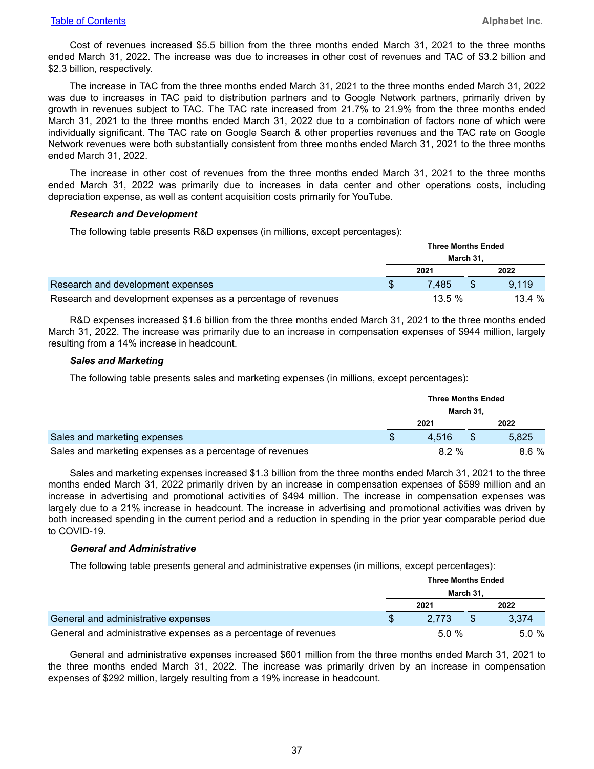Cost of revenues increased $5.5 billion from the three months ended March 31, 2021 to the three months ended March 31, 2022. The increase was due to increases in other cost of revenues and TAC of $3.2 billion and $2.3 billion, respectively.

The increase in TAC from the three months ended March 31, 2021 to the three months ended March 31, 2022 was due to increases in TAC paid to distribution partners and to Google Network partners, primarily driven by growth in revenues subject to TAC. The TAC rate increased from 21.7% to 21.9% from the three months ended March 31, 2021 to the three months ended March 31, 2022 due to a combination of factors none of which were individually significant. The TAC rate on Google Search & other properties revenues and the TAC rate on Google Network revenues were both substantially consistent from three months ended March 31, 2021 to the three months ended March 31, 2022.

The increase in other cost of revenues from the three months ended March 31, 2021 to the three months ended March 31, 2022 was primarily due to increases in data center and other operations costs, including depreciation expense, as well as content acquisition costs primarily for YouTube.

***Research and Development***

The following table presents R&D expenses (in millions, except percentages):

| | Three Months Ended March 31, | |
|---|---|---|
| | 2021 | 2022 |
| Research and development expenses | $ 7,485 | $ 9,119 |
| Research and development expenses as a percentage of revenues | 13.5 % | 13.4 % |

R&D expenses increased $1.6 billion from the three months ended March 31, 2021 to the three months ended March 31, 2022. The increase was primarily due to an increase in compensation expenses of $944 million, largely resulting from a 14% increase in headcount.

***Sales and Marketing***

The following table presents sales and marketing expenses (in millions, except percentages):

| | Three Months Ended March 31, | |
|---|---|---|
| | 2021 | 2022 |
| Sales and marketing expenses | $ 4,516 | $ 5,825 |
| Sales and marketing expenses as a percentage of revenues | 8.2 % | 8.6 % |

Sales and marketing expenses increased $1.3 billion from the three months ended March 31, 2021 to the three months ended March 31, 2022 primarily driven by an increase in compensation expenses of $599 million and an increase in advertising and promotional activities of $494 million. The increase in compensation expenses was largely due to a 21% increase in headcount. The increase in advertising and promotional activities was driven by both increased spending in the current period and a reduction in spending in the prior year comparable period due to COVID-19.

***General and Administrative***

The following table presents general and administrative expenses (in millions, except percentages):

| | Three Months Ended March 31, | |
|---|---|---|
| | 2021 | 2022 |
| General and administrative expenses | $ 2,773 | $ 3,374 |
| General and administrative expenses as a percentage of revenues | 5.0 % | 5.0 % |

General and administrative expenses increased $601 million from the three months ended March 31, 2021 to the three months ended March 31, 2022. The increase was primarily driven by an increase in compensation expenses of $292 million, largely resulting from a 19% increase in headcount.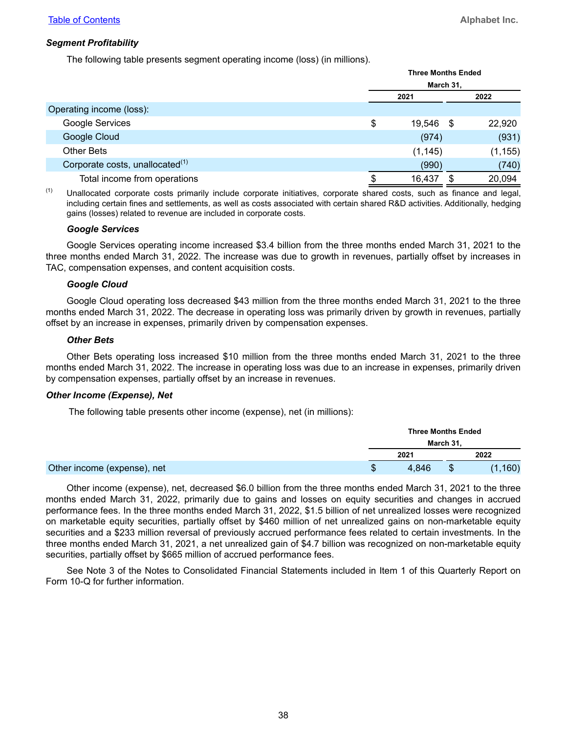### *Segment Profitability*

The following table presents segment operating income (loss) (in millions).

| | Three Months Ended March 31, | |
|---|---|---|
| | 2021 | 2022 |
| Operating income (loss): | | |
| Google Services | $ 19,546 | $ 22,920 |
| Google Cloud | (974) | (931) |
| Other Bets | (1,145) | (1,155) |
| Corporate costs, unallocated[(1)] | (990) | (740) |
| Total income from operations | $ 16,437 | $ 20,094 |

(1) Unallocated corporate costs primarily include corporate initiatives, corporate shared costs, such as finance and legal, including certain fines and settlements, as well as costs associated with certain shared R&D activities. Additionally, hedging gains (losses) related to revenue are included in corporate costs.

#### *Google Services*

Google Services operating income increased $3.4 billion from the three months ended March 31, 2021 to the three months ended March 31, 2022. The increase was due to growth in revenues, partially offset by increases in TAC, compensation expenses, and content acquisition costs.

#### *Google Cloud*

Google Cloud operating loss decreased $43 million from the three months ended March 31, 2021 to the three months ended March 31, 2022. The decrease in operating loss was primarily driven by growth in revenues, partially offset by an increase in expenses, primarily driven by compensation expenses.

#### *Other Bets*

Other Bets operating loss increased $10 million from the three months ended March 31, 2021 to the three months ended March 31, 2022. The increase in operating loss was due to an increase in expenses, primarily driven by compensation expenses, partially offset by an increase in revenues.

### *Other Income (Expense), Net*

The following table presents other income (expense), net (in millions):

| | Three Months Ended March 31, | |
|---|---|---|
| | 2021 | 2022 |
| Other income (expense), net | $ 4,846 | $ (1,160) |

Other income (expense), net, decreased $6.0 billion from the three months ended March 31, 2021 to the three months ended March 31, 2022, primarily due to gains and losses on equity securities and changes in accrued performance fees. In the three months ended March 31, 2022, $1.5 billion of net unrealized losses were recognized on marketable equity securities, partially offset by $460 million of net unrealized gains on non-marketable equity securities and a $233 million reversal of previously accrued performance fees related to certain investments. In the three months ended March 31, 2021, a net unrealized gain of $4.7 billion was recognized on non-marketable equity securities, partially offset by $665 million of accrued performance fees.

See Note 3 of the Notes to Consolidated Financial Statements included in Item 1 of this Quarterly Report on Form 10-Q for further information.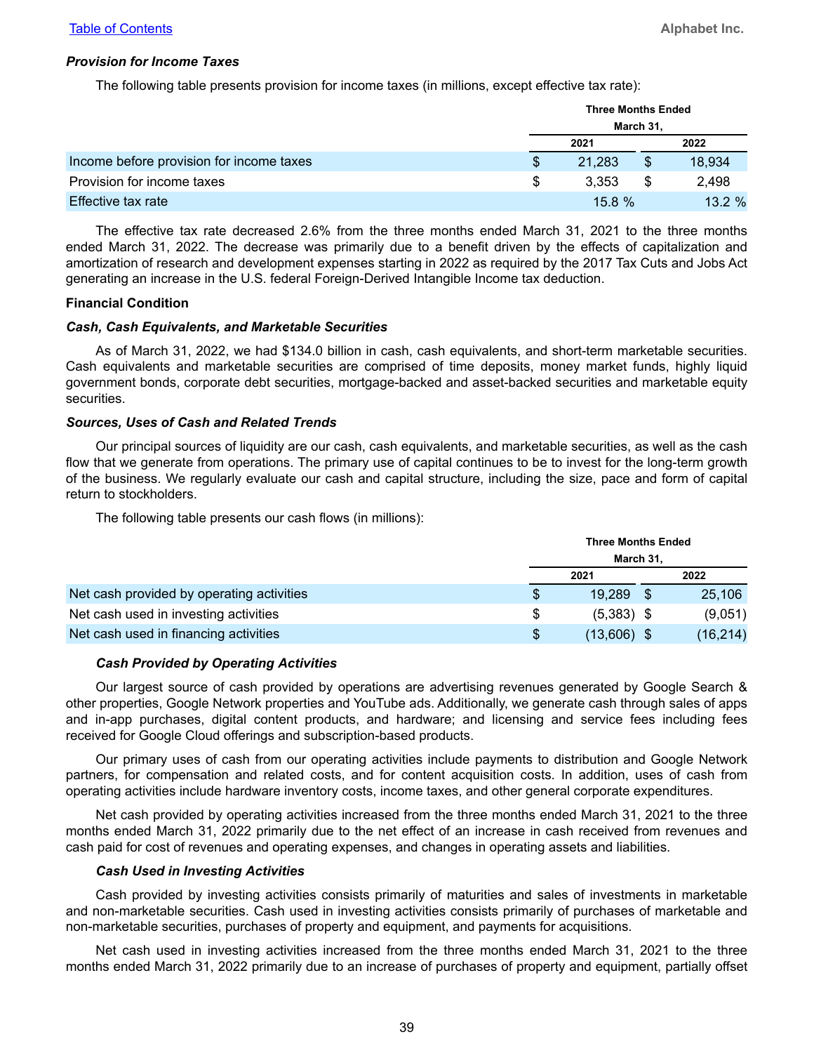### *Provision for Income Taxes*

The following table presents provision for income taxes (in millions, except effective tax rate):

| | Three Months Ended March 31, | |
|---|---|---|
| | 2021 | 2022 |
| Income before provision for income taxes | $ 21,283 | $ 18,934 |
| Provision for income taxes | $ 3,353 | $ 2,498 |
| Effective tax rate | 15.8 % | 13.2 % |

The effective tax rate decreased 2.6% from the three months ended March 31, 2021 to the three months ended March 31, 2022. The decrease was primarily due to a benefit driven by the effects of capitalization and amortization of research and development expenses starting in 2022 as required by the 2017 Tax Cuts and Jobs Act generating an increase in the U.S. federal Foreign-Derived Intangible Income tax deduction.

## Financial Condition

### *Cash, Cash Equivalents, and Marketable Securities*

As of March 31, 2022, we had $134.0 billion in cash, cash equivalents, and short-term marketable securities. Cash equivalents and marketable securities are comprised of time deposits, money market funds, highly liquid government bonds, corporate debt securities, mortgage-backed and asset-backed securities and marketable equity securities.

### *Sources, Uses of Cash and Related Trends*

Our principal sources of liquidity are our cash, cash equivalents, and marketable securities, as well as the cash flow that we generate from operations. The primary use of capital continues to be to invest for the long-term growth of the business. We regularly evaluate our cash and capital structure, including the size, pace and form of capital return to stockholders.

The following table presents our cash flows (in millions):

| | Three Months Ended March 31, | |
|---|---|---|
| | 2021 | 2022 |
| Net cash provided by operating activities | $ 19,289 | $ 25,106 |
| Net cash used in investing activities | $ (5,383) | $ (9,051) |
| Net cash used in financing activities | $ (13,606) | $ (16,214) |

#### *Cash Provided by Operating Activities*

Our largest source of cash provided by operations are advertising revenues generated by Google Search & other properties, Google Network properties and YouTube ads. Additionally, we generate cash through sales of apps and in-app purchases, digital content products, and hardware; and licensing and service fees including fees received for Google Cloud offerings and subscription-based products.

Our primary uses of cash from our operating activities include payments to distribution and Google Network partners, for compensation and related costs, and for content acquisition costs. In addition, uses of cash from operating activities include hardware inventory costs, income taxes, and other general corporate expenditures.

Net cash provided by operating activities increased from the three months ended March 31, 2021 to the three months ended March 31, 2022 primarily due to the net effect of an increase in cash received from revenues and cash paid for cost of revenues and operating expenses, and changes in operating assets and liabilities.

#### *Cash Used in Investing Activities*

Cash provided by investing activities consists primarily of maturities and sales of investments in marketable and non-marketable securities. Cash used in investing activities consists primarily of purchases of marketable and non-marketable securities, purchases of property and equipment, and payments for acquisitions.

Net cash used in investing activities increased from the three months ended March 31, 2021 to the three months ended March 31, 2022 primarily due to an increase of purchases of property and equipment, partially offset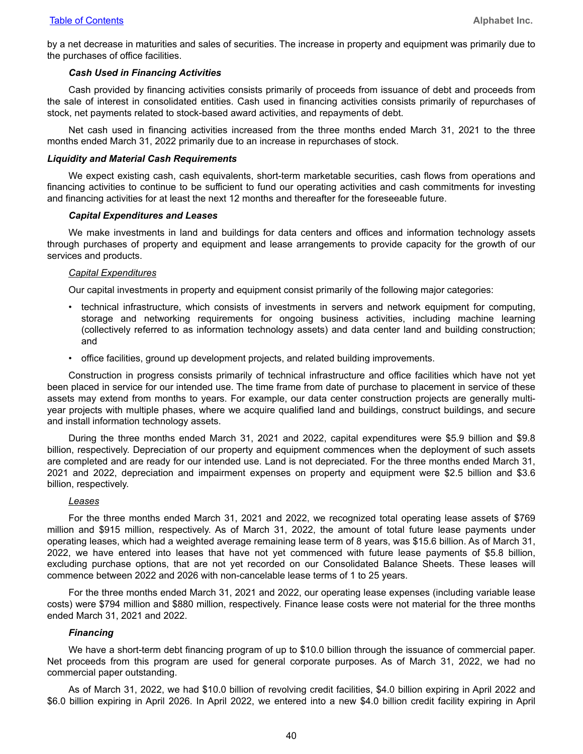by a net decrease in maturities and sales of securities. The increase in property and equipment was primarily due to the purchases of office facilities.

***Cash Used in Financing Activities***

Cash provided by financing activities consists primarily of proceeds from issuance of debt and proceeds from the sale of interest in consolidated entities. Cash used in financing activities consists primarily of repurchases of stock, net payments related to stock-based award activities, and repayments of debt.

Net cash used in financing activities increased from the three months ended March 31, 2021 to the three months ended March 31, 2022 primarily due to an increase in repurchases of stock.

## ***Liquidity and Material Cash Requirements***

We expect existing cash, cash equivalents, short-term marketable securities, cash flows from operations and financing activities to continue to be sufficient to fund our operating activities and cash commitments for investing and financing activities for at least the next 12 months and thereafter for the foreseeable future.

***Capital Expenditures and Leases***

We make investments in land and buildings for data centers and offices and information technology assets through purchases of property and equipment and lease arrangements to provide capacity for the growth of our services and products.

Capital Expenditures

Our capital investments in property and equipment consist primarily of the following major categories:

- technical infrastructure, which consists of investments in servers and network equipment for computing, storage and networking requirements for ongoing business activities, including machine learning (collectively referred to as information technology assets) and data center land and building construction; and
- office facilities, ground up development projects, and related building improvements.

Construction in progress consists primarily of technical infrastructure and office facilities which have not yet been placed in service for our intended use. The time frame from date of purchase to placement in service of these assets may extend from months to years. For example, our data center construction projects are generally multi-year projects with multiple phases, where we acquire qualified land and buildings, construct buildings, and secure and install information technology assets.

During the three months ended March 31, 2021 and 2022, capital expenditures were $5.9 billion and $9.8 billion, respectively. Depreciation of our property and equipment commences when the deployment of such assets are completed and are ready for our intended use. Land is not depreciated. For the three months ended March 31, 2021 and 2022, depreciation and impairment expenses on property and equipment were $2.5 billion and $3.6 billion, respectively.

Leases

For the three months ended March 31, 2021 and 2022, we recognized total operating lease assets of $769 million and $915 million, respectively. As of March 31, 2022, the amount of total future lease payments under operating leases, which had a weighted average remaining lease term of 8 years, was $15.6 billion. As of March 31, 2022, we have entered into leases that have not yet commenced with future lease payments of $5.8 billion, excluding purchase options, that are not yet recorded on our Consolidated Balance Sheets. These leases will commence between 2022 and 2026 with non-cancelable lease terms of 1 to 25 years.

For the three months ended March 31, 2021 and 2022, our operating lease expenses (including variable lease costs) were $794 million and $880 million, respectively. Finance lease costs were not material for the three months ended March 31, 2021 and 2022.

***Financing***

We have a short-term debt financing program of up to $10.0 billion through the issuance of commercial paper. Net proceeds from this program are used for general corporate purposes. As of March 31, 2022, we had no commercial paper outstanding.

As of March 31, 2022, we had $10.0 billion of revolving credit facilities, $4.0 billion expiring in April 2022 and $6.0 billion expiring in April 2026. In April 2022, we entered into a new $4.0 billion credit facility expiring in April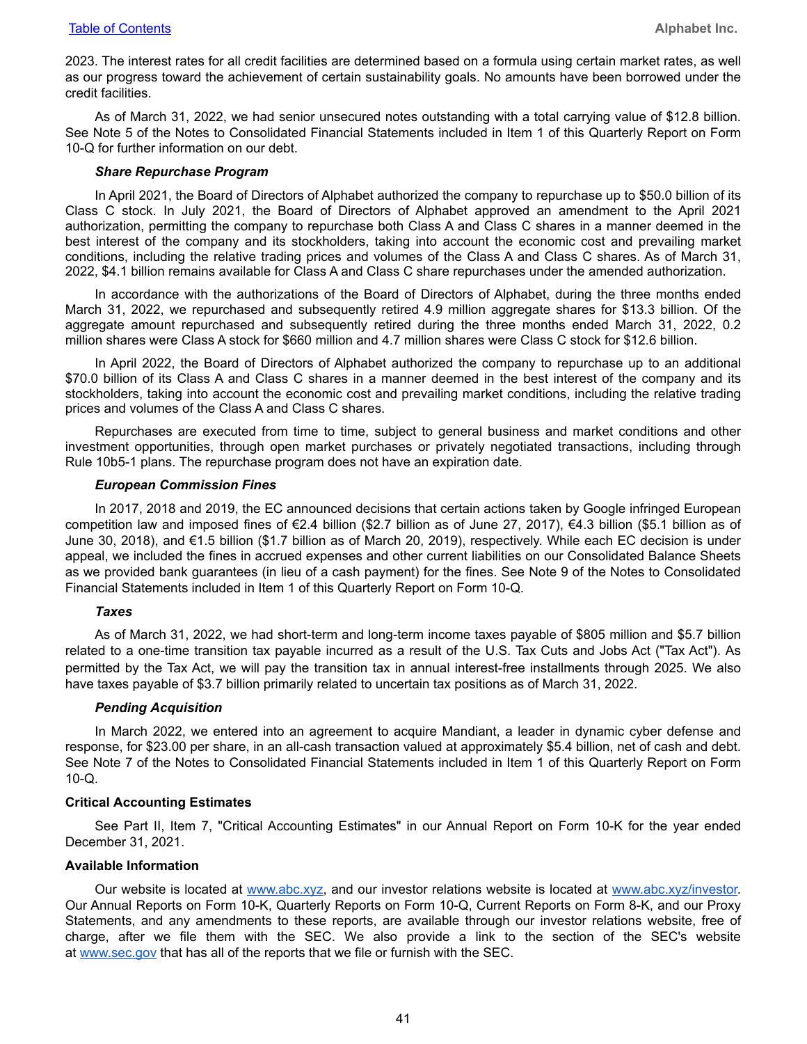2023. The interest rates for all credit facilities are determined based on a formula using certain market rates, as well as our progress toward the achievement of certain sustainability goals. No amounts have been borrowed under the credit facilities.

As of March 31, 2022, we had senior unsecured notes outstanding with a total carrying value of $12.8 billion. See Note 5 of the Notes to Consolidated Financial Statements included in Item 1 of this Quarterly Report on Form 10-Q for further information on our debt.

***Share Repurchase Program***

In April 2021, the Board of Directors of Alphabet authorized the company to repurchase up to $50.0 billion of its Class C stock. In July 2021, the Board of Directors of Alphabet approved an amendment to the April 2021 authorization, permitting the company to repurchase both Class A and Class C shares in a manner deemed in the best interest of the company and its stockholders, taking into account the economic cost and prevailing market conditions, including the relative trading prices and volumes of the Class A and Class C shares. As of March 31, 2022, $4.1 billion remains available for Class A and Class C share repurchases under the amended authorization.

In accordance with the authorizations of the Board of Directors of Alphabet, during the three months ended March 31, 2022, we repurchased and subsequently retired 4.9 million aggregate shares for $13.3 billion. Of the aggregate amount repurchased and subsequently retired during the three months ended March 31, 2022, 0.2 million shares were Class A stock for $660 million and 4.7 million shares were Class C stock for $12.6 billion.

In April 2022, the Board of Directors of Alphabet authorized the company to repurchase up to an additional $70.0 billion of its Class A and Class C shares in a manner deemed in the best interest of the company and its stockholders, taking into account the economic cost and prevailing market conditions, including the relative trading prices and volumes of the Class A and Class C shares.

Repurchases are executed from time to time, subject to general business and market conditions and other investment opportunities, through open market purchases or privately negotiated transactions, including through Rule 10b5-1 plans. The repurchase program does not have an expiration date.

***European Commission Fines***

In 2017, 2018 and 2019, the EC announced decisions that certain actions taken by Google infringed European competition law and imposed fines of €2.4 billion ($2.7 billion as of June 27, 2017), €4.3 billion ($5.1 billion as of June 30, 2018), and €1.5 billion ($1.7 billion as of March 20, 2019), respectively. While each EC decision is under appeal, we included the fines in accrued expenses and other current liabilities on our Consolidated Balance Sheets as we provided bank guarantees (in lieu of a cash payment) for the fines. See Note 9 of the Notes to Consolidated Financial Statements included in Item 1 of this Quarterly Report on Form 10-Q.

***Taxes***

As of March 31, 2022, we had short-term and long-term income taxes payable of $805 million and $5.7 billion related to a one-time transition tax payable incurred as a result of the U.S. Tax Cuts and Jobs Act ("Tax Act"). As permitted by the Tax Act, we will pay the transition tax in annual interest-free installments through 2025. We also have taxes payable of $3.7 billion primarily related to uncertain tax positions as of March 31, 2022.

***Pending Acquisition***

In March 2022, we entered into an agreement to acquire Mandiant, a leader in dynamic cyber defense and response, for $23.00 per share, in an all-cash transaction valued at approximately $5.4 billion, net of cash and debt. See Note 7 of the Notes to Consolidated Financial Statements included in Item 1 of this Quarterly Report on Form 10-Q.

**Critical Accounting Estimates**

See Part II, Item 7, "Critical Accounting Estimates" in our Annual Report on Form 10-K for the year ended December 31, 2021.

**Available Information**

Our website is located at www.abc.xyz, and our investor relations website is located at www.abc.xyz/investor. Our Annual Reports on Form 10-K, Quarterly Reports on Form 10-Q, Current Reports on Form 8-K, and our Proxy Statements, and any amendments to these reports, are available through our investor relations website, free of charge, after we file them with the SEC. We also provide a link to the section of the SEC's website at www.sec.gov that has all of the reports that we file or furnish with the SEC.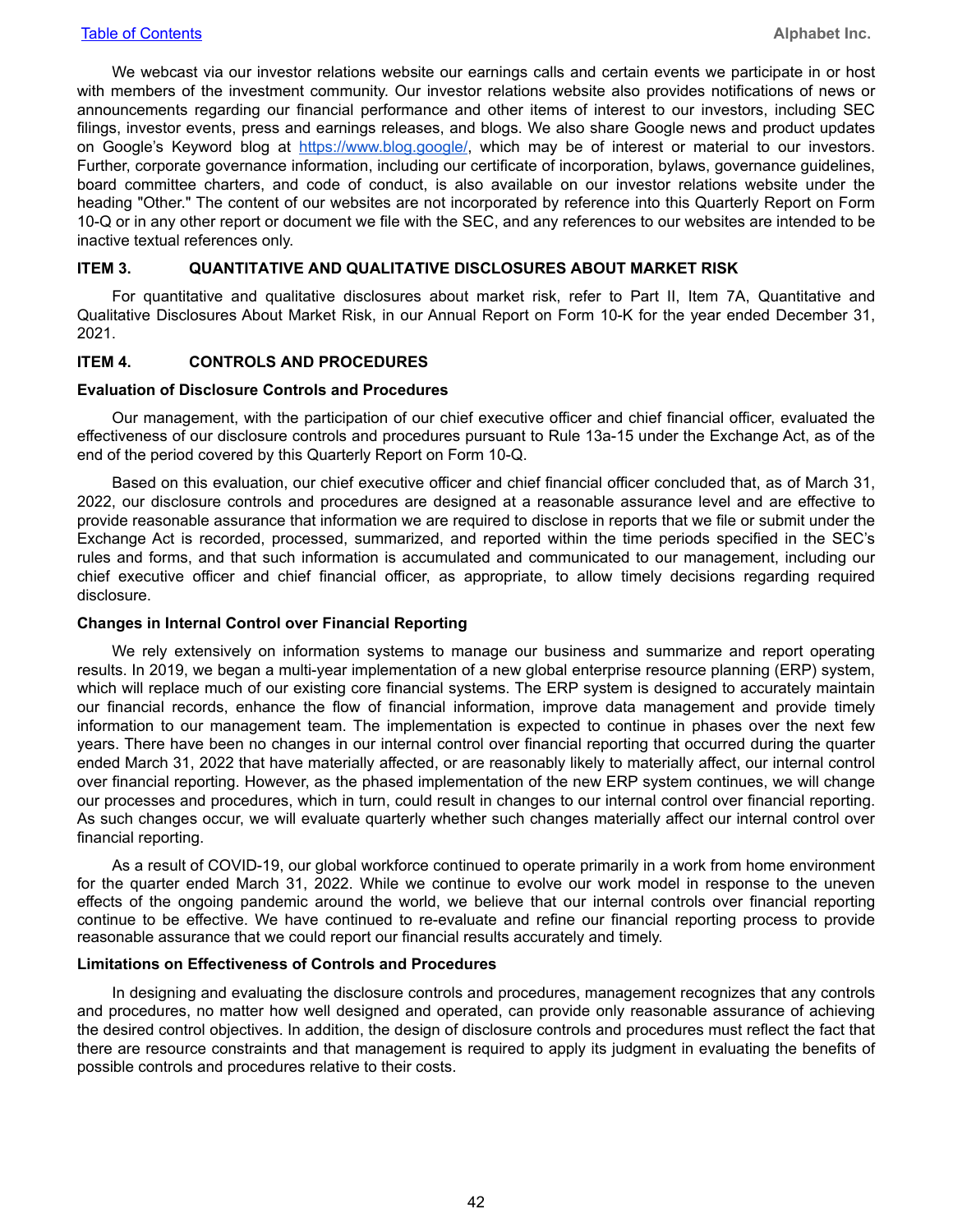We webcast via our investor relations website our earnings calls and certain events we participate in or host with members of the investment community. Our investor relations website also provides notifications of news or announcements regarding our financial performance and other items of interest to our investors, including SEC filings, investor events, press and earnings releases, and blogs. We also share Google news and product updates on Google's Keyword blog at https://www.blog.google/, which may be of interest or material to our investors. Further, corporate governance information, including our certificate of incorporation, bylaws, governance guidelines, board committee charters, and code of conduct, is also available on our investor relations website under the heading "Other." The content of our websites are not incorporated by reference into this Quarterly Report on Form 10-Q or in any other report or document we file with the SEC, and any references to our websites are intended to be inactive textual references only.

## ITEM 3. QUANTITATIVE AND QUALITATIVE DISCLOSURES ABOUT MARKET RISK

For quantitative and qualitative disclosures about market risk, refer to Part II, Item 7A, Quantitative and Qualitative Disclosures About Market Risk, in our Annual Report on Form 10-K for the year ended December 31, 2021.

## ITEM 4. CONTROLS AND PROCEDURES

### Evaluation of Disclosure Controls and Procedures

Our management, with the participation of our chief executive officer and chief financial officer, evaluated the effectiveness of our disclosure controls and procedures pursuant to Rule 13a-15 under the Exchange Act, as of the end of the period covered by this Quarterly Report on Form 10-Q.

Based on this evaluation, our chief executive officer and chief financial officer concluded that, as of March 31, 2022, our disclosure controls and procedures are designed at a reasonable assurance level and are effective to provide reasonable assurance that information we are required to disclose in reports that we file or submit under the Exchange Act is recorded, processed, summarized, and reported within the time periods specified in the SEC's rules and forms, and that such information is accumulated and communicated to our management, including our chief executive officer and chief financial officer, as appropriate, to allow timely decisions regarding required disclosure.

### Changes in Internal Control over Financial Reporting

We rely extensively on information systems to manage our business and summarize and report operating results. In 2019, we began a multi-year implementation of a new global enterprise resource planning (ERP) system, which will replace much of our existing core financial systems. The ERP system is designed to accurately maintain our financial records, enhance the flow of financial information, improve data management and provide timely information to our management team. The implementation is expected to continue in phases over the next few years. There have been no changes in our internal control over financial reporting that occurred during the quarter ended March 31, 2022 that have materially affected, or are reasonably likely to materially affect, our internal control over financial reporting. However, as the phased implementation of the new ERP system continues, we will change our processes and procedures, which in turn, could result in changes to our internal control over financial reporting. As such changes occur, we will evaluate quarterly whether such changes materially affect our internal control over financial reporting.

As a result of COVID-19, our global workforce continued to operate primarily in a work from home environment for the quarter ended March 31, 2022. While we continue to evolve our work model in response to the uneven effects of the ongoing pandemic around the world, we believe that our internal controls over financial reporting continue to be effective. We have continued to re-evaluate and refine our financial reporting process to provide reasonable assurance that we could report our financial results accurately and timely.

### Limitations on Effectiveness of Controls and Procedures

In designing and evaluating the disclosure controls and procedures, management recognizes that any controls and procedures, no matter how well designed and operated, can provide only reasonable assurance of achieving the desired control objectives. In addition, the design of disclosure controls and procedures must reflect the fact that there are resource constraints and that management is required to apply its judgment in evaluating the benefits of possible controls and procedures relative to their costs.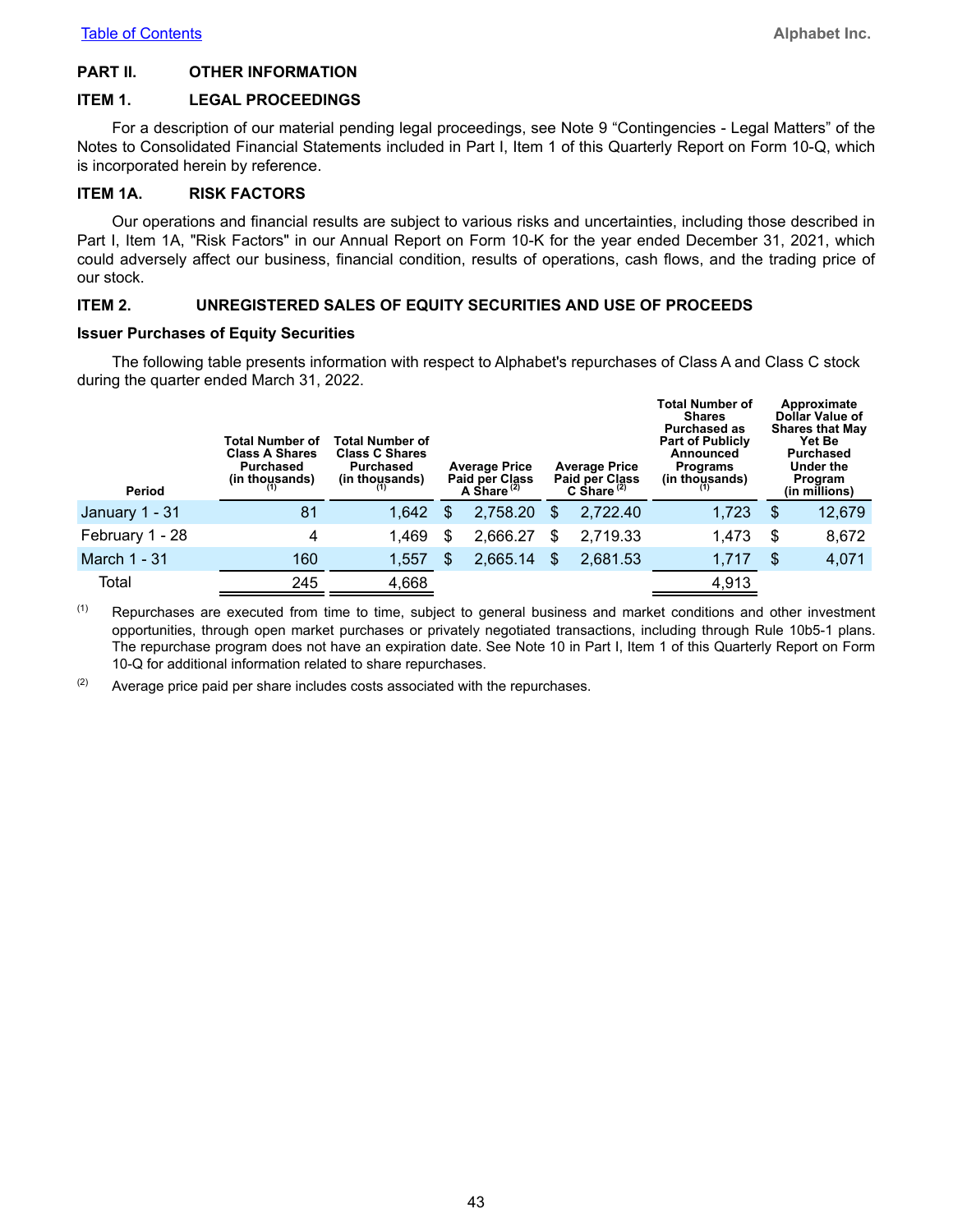## PART II. OTHER INFORMATION

### ITEM 1. LEGAL PROCEEDINGS

For a description of our material pending legal proceedings, see Note 9 “Contingencies - Legal Matters” of the Notes to Consolidated Financial Statements included in Part I, Item 1 of this Quarterly Report on Form 10-Q, which is incorporated herein by reference.

### ITEM 1A. RISK FACTORS

Our operations and financial results are subject to various risks and uncertainties, including those described in Part I, Item 1A, "Risk Factors" in our Annual Report on Form 10-K for the year ended December 31, 2021, which could adversely affect our business, financial condition, results of operations, cash flows, and the trading price of our stock.

### ITEM 2. UNREGISTERED SALES OF EQUITY SECURITIES AND USE OF PROCEEDS

**Issuer Purchases of Equity Securities**

The following table presents information with respect to Alphabet's repurchases of Class A and Class C stock during the quarter ended March 31, 2022.

| Period | Total Number of Class A Shares Purchased (in thousands) (1) | Total Number of Class C Shares Purchased (in thousands) (1) | Average Price Paid per Class A Share (2) | Average Price Paid per Class C Share (2) | Total Number of Shares Purchased as Part of Publicly Announced Programs (in thousands) (1) | Approximate Dollar Value of Shares that May Yet Be Purchased Under the Program (in millions) |
|---|---|---|---|---|---|---|
| January 1 - 31 | 81 | 1,642 | $ 2,758.20 | $ 2,722.40 | 1,723 | $ 12,679 |
| February 1 - 28 | 4 | 1,469 | $ 2,666.27 | $ 2,719.33 | 1,473 | $ 8,672 |
| March 1 - 31 | 160 | 1,557 | $ 2,665.14 | $ 2,681.53 | 1,717 | $ 4,071 |
| Total | 245 | 4,668 | | | 4,913 | |

(1) Repurchases are executed from time to time, subject to general business and market conditions and other investment opportunities, through open market purchases or privately negotiated transactions, including through Rule 10b5-1 plans. The repurchase program does not have an expiration date. See Note 10 in Part I, Item 1 of this Quarterly Report on Form 10-Q for additional information related to share repurchases.

(2) Average price paid per share includes costs associated with the repurchases.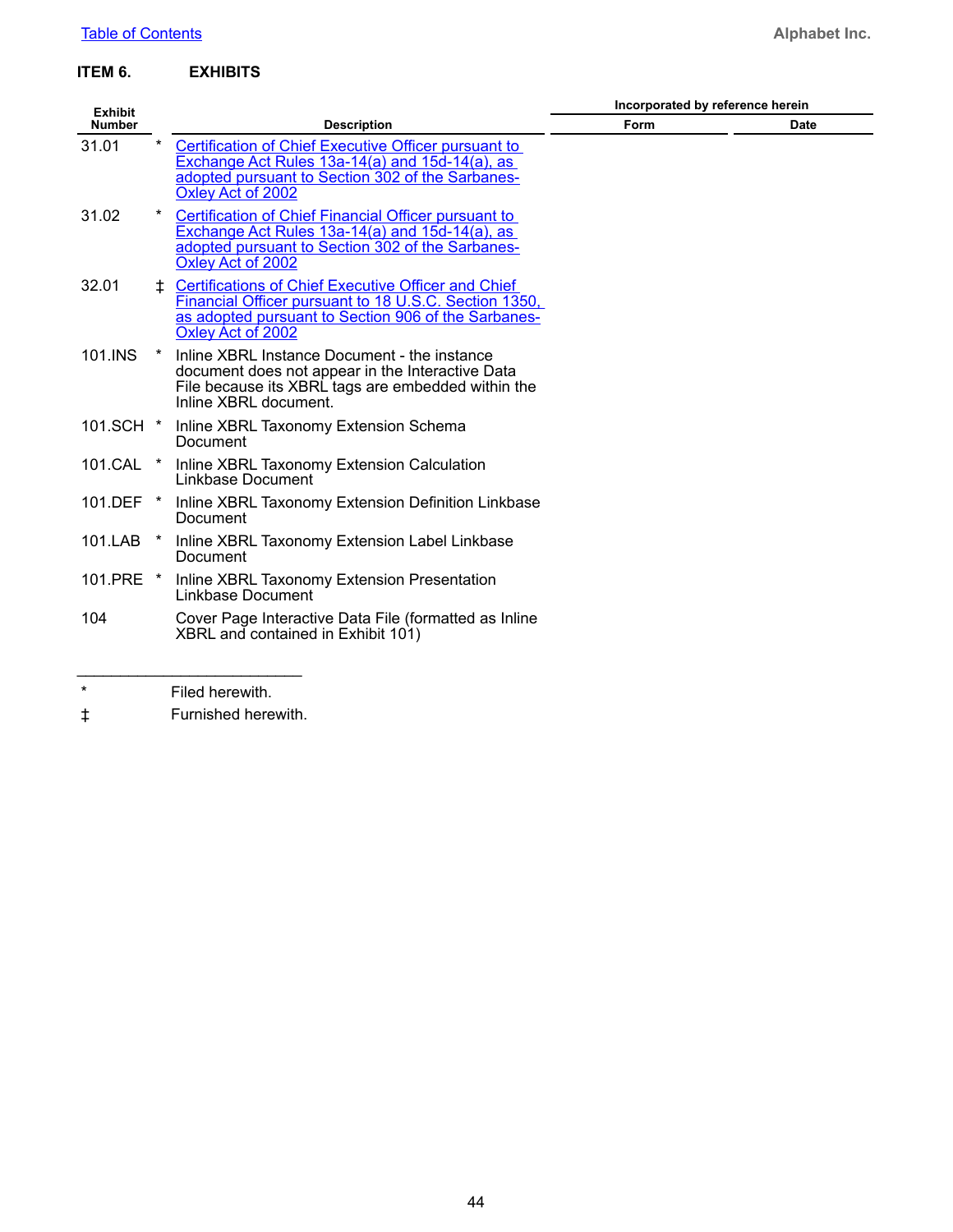## ITEM 6. EXHIBITS

| Exhibit Number | | Description | Incorporated by reference herein | |
|---|---|---|---|---|
| | | | Form | Date |
| 31.01 | * | Certification of Chief Executive Officer pursuant to Exchange Act Rules 13a-14(a) and 15d-14(a), as adopted pursuant to Section 302 of the Sarbanes-Oxley Act of 2002 | | |
| 31.02 | * | Certification of Chief Financial Officer pursuant to Exchange Act Rules 13a-14(a) and 15d-14(a), as adopted pursuant to Section 302 of the Sarbanes-Oxley Act of 2002 | | |
| 32.01 | ‡ | Certifications of Chief Executive Officer and Chief Financial Officer pursuant to 18 U.S.C. Section 1350, as adopted pursuant to Section 906 of the Sarbanes-Oxley Act of 2002 | | |
| 101.INS | * | Inline XBRL Instance Document - the instance document does not appear in the Interactive Data File because its XBRL tags are embedded within the Inline XBRL document. | | |
| 101.SCH | * | Inline XBRL Taxonomy Extension Schema Document | | |
| 101.CAL | * | Inline XBRL Taxonomy Extension Calculation Linkbase Document | | |
| 101.DEF | * | Inline XBRL Taxonomy Extension Definition Linkbase Document | | |
| 101.LAB | * | Inline XBRL Taxonomy Extension Label Linkbase Document | | |
| 101.PRE | * | Inline XBRL Taxonomy Extension Presentation Linkbase Document | | |
| 104 | | Cover Page Interactive Data File (formatted as Inline XBRL and contained in Exhibit 101) | | |

---

\* Filed herewith.

‡ Furnished herewith.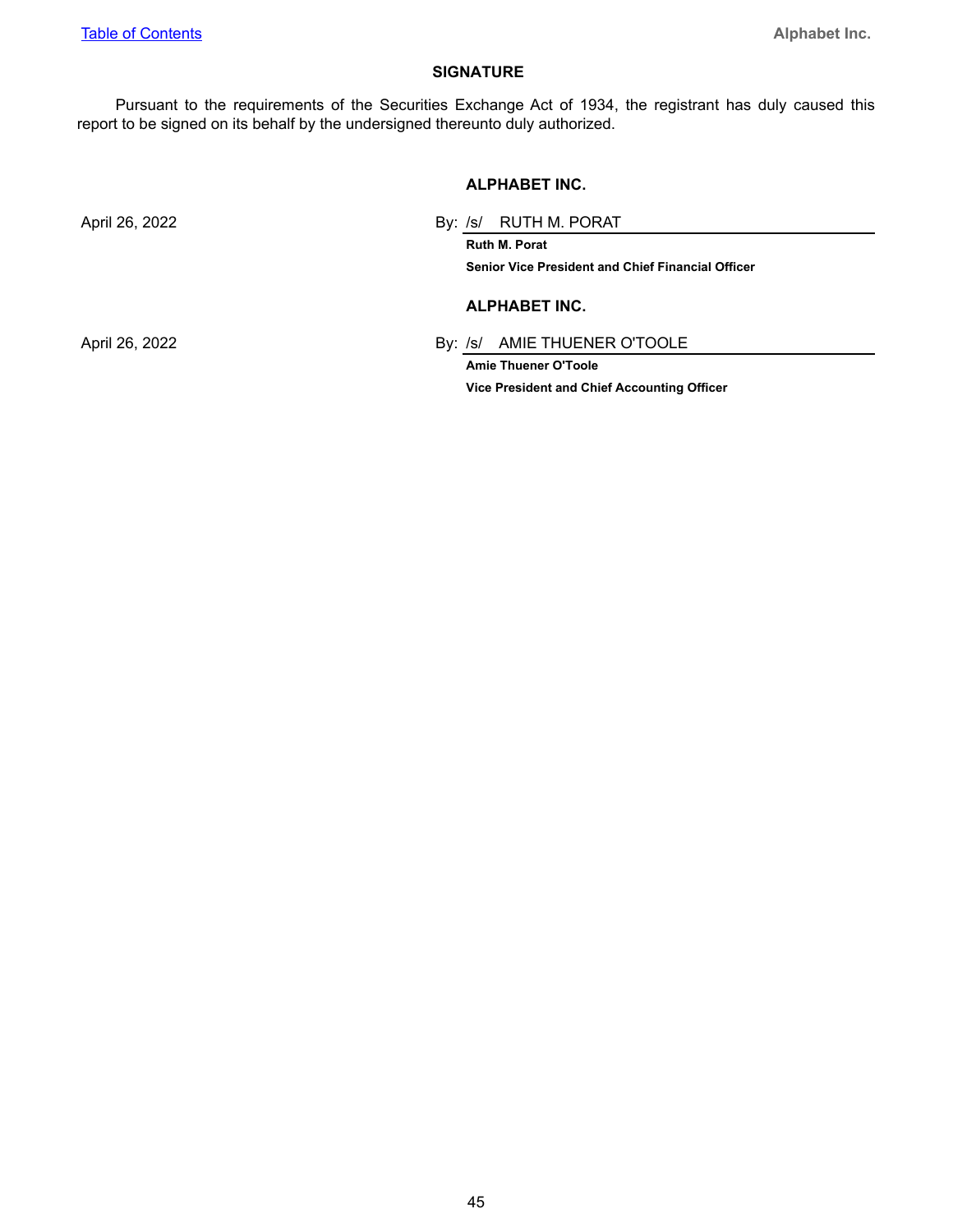## SIGNATURE

Pursuant to the requirements of the Securities Exchange Act of 1934, the registrant has duly caused this report to be signed on its behalf by the undersigned thereunto duly authorized.

**ALPHABET INC.**

April 26, 2022

By: /s/ RUTH M. PORAT

**Ruth M. Porat**

**Senior Vice President and Chief Financial Officer**

**ALPHABET INC.**

April 26, 2022

By: /s/ AMIE THUENER O'TOOLE

**Amie Thuener O'Toole**

**Vice President and Chief Accounting Officer**